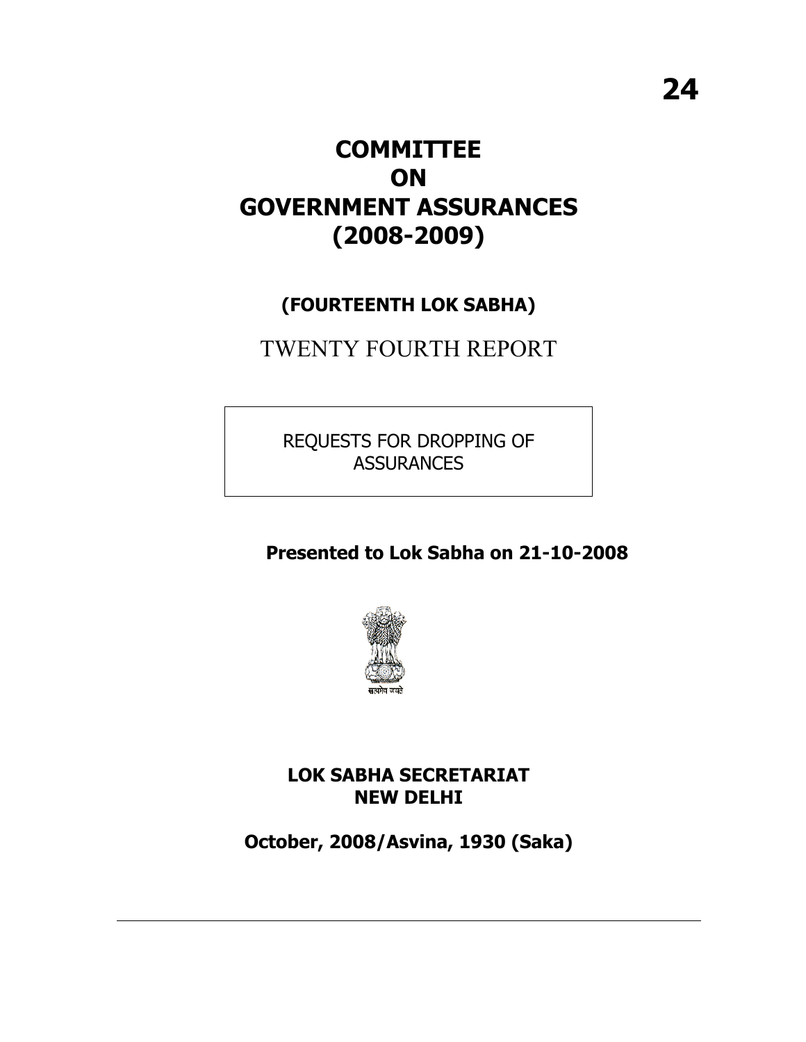**24**

# COMMITTEE ON GOVERNMENT ASSURANCES (2008-2009)

## (FOURTEENTH LOK SABHA)

TWENTY FOURTH REPORT

REQUESTS FOR DROPPING OF ASSURANCES

**Presented to Lok Sabha on 21-10-2008**

सत्यमेव जयते

**LOK SABHA SECRETARIAT**
**NEW DELHI**

**October, 2008/Asvina, 1930 (Saka)**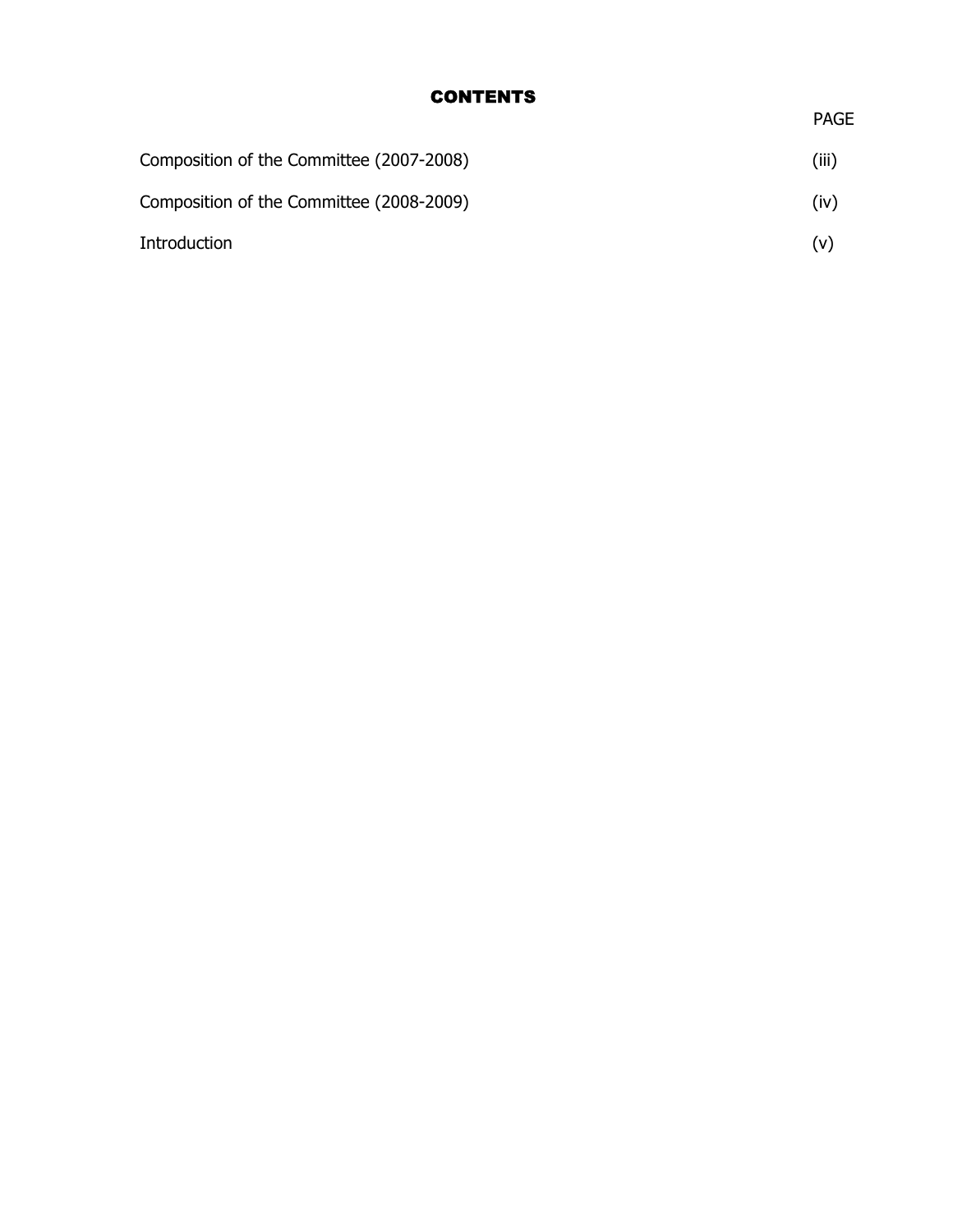# CONTENTS

| | PAGE |
|---|---|
| Composition of the Committee (2007-2008) | (iii) |
| Composition of the Committee (2008-2009) | (iv) |
| Introduction | (v) |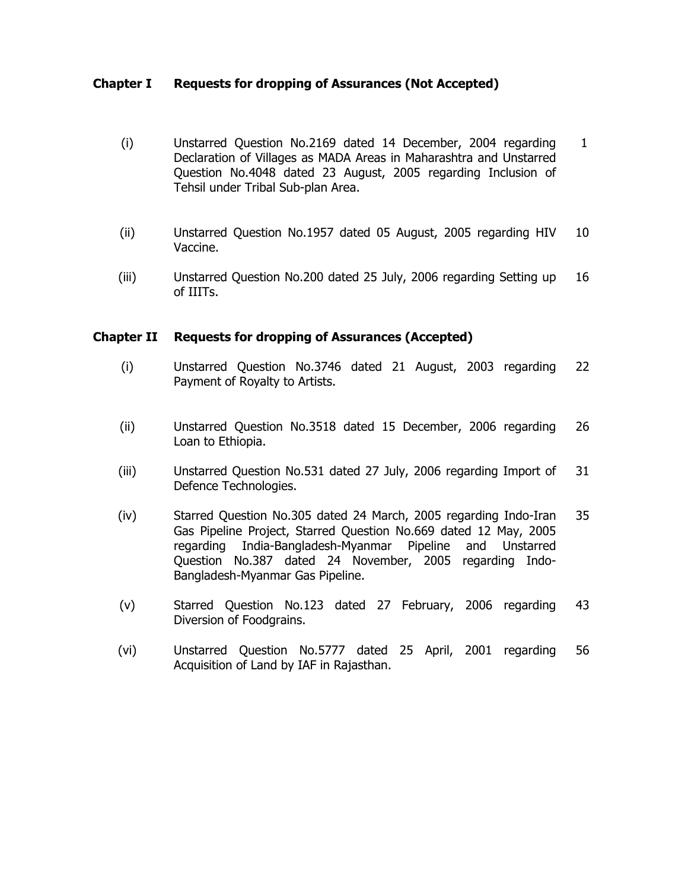## Chapter I Requests for dropping of Assurances (Not Accepted)

| | | |
|---|---|---|
| (i) | Unstarred Question No.2169 dated 14 December, 2004 regarding Declaration of Villages as MADA Areas in Maharashtra and Unstarred Question No.4048 dated 23 August, 2005 regarding Inclusion of Tehsil under Tribal Sub-plan Area. | 1 |
| (ii) | Unstarred Question No.1957 dated 05 August, 2005 regarding HIV Vaccine. | 10 |
| (iii) | Unstarred Question No.200 dated 25 July, 2006 regarding Setting up of IIITs. | 16 |

## Chapter II Requests for dropping of Assurances (Accepted)

| | | |
|---|---|---|
| (i) | Unstarred Question No.3746 dated 21 August, 2003 regarding Payment of Royalty to Artists. | 22 |
| (ii) | Unstarred Question No.3518 dated 15 December, 2006 regarding Loan to Ethiopia. | 26 |
| (iii) | Unstarred Question No.531 dated 27 July, 2006 regarding Import of Defence Technologies. | 31 |
| (iv) | Starred Question No.305 dated 24 March, 2005 regarding Indo-Iran Gas Pipeline Project, Starred Question No.669 dated 12 May, 2005 regarding India-Bangladesh-Myanmar Pipeline and Unstarred Question No.387 dated 24 November, 2005 regarding Indo-Bangladesh-Myanmar Gas Pipeline. | 35 |
| (v) | Starred Question No.123 dated 27 February, 2006 regarding Diversion of Foodgrains. | 43 |
| (vi) | Unstarred Question No.5777 dated 25 April, 2001 regarding Acquisition of Land by IAF in Rajasthan. | 56 |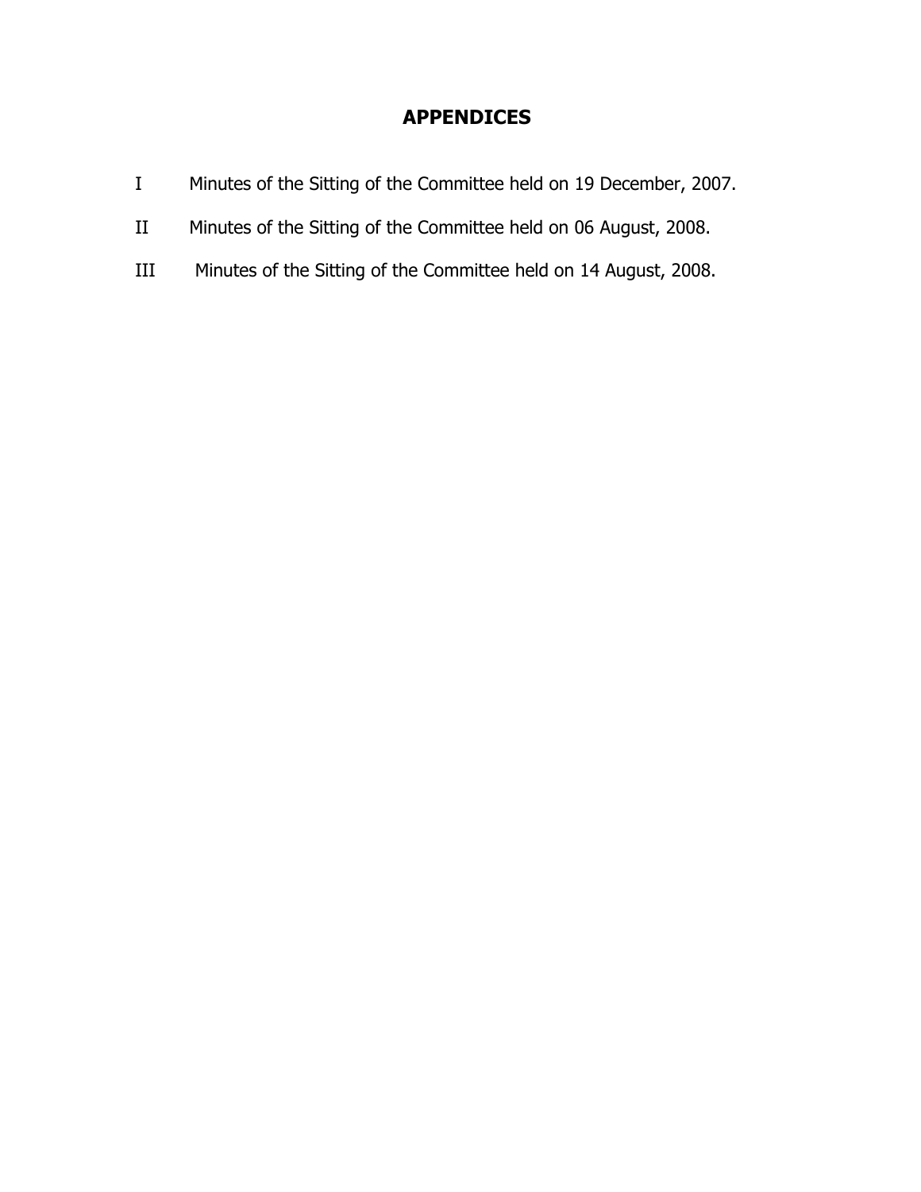## APPENDICES

| | |
|---|---|
| I | Minutes of the Sitting of the Committee held on 19 December, 2007. |
| II | Minutes of the Sitting of the Committee held on 06 August, 2008. |
| III | Minutes of the Sitting of the Committee held on 14 August, 2008. |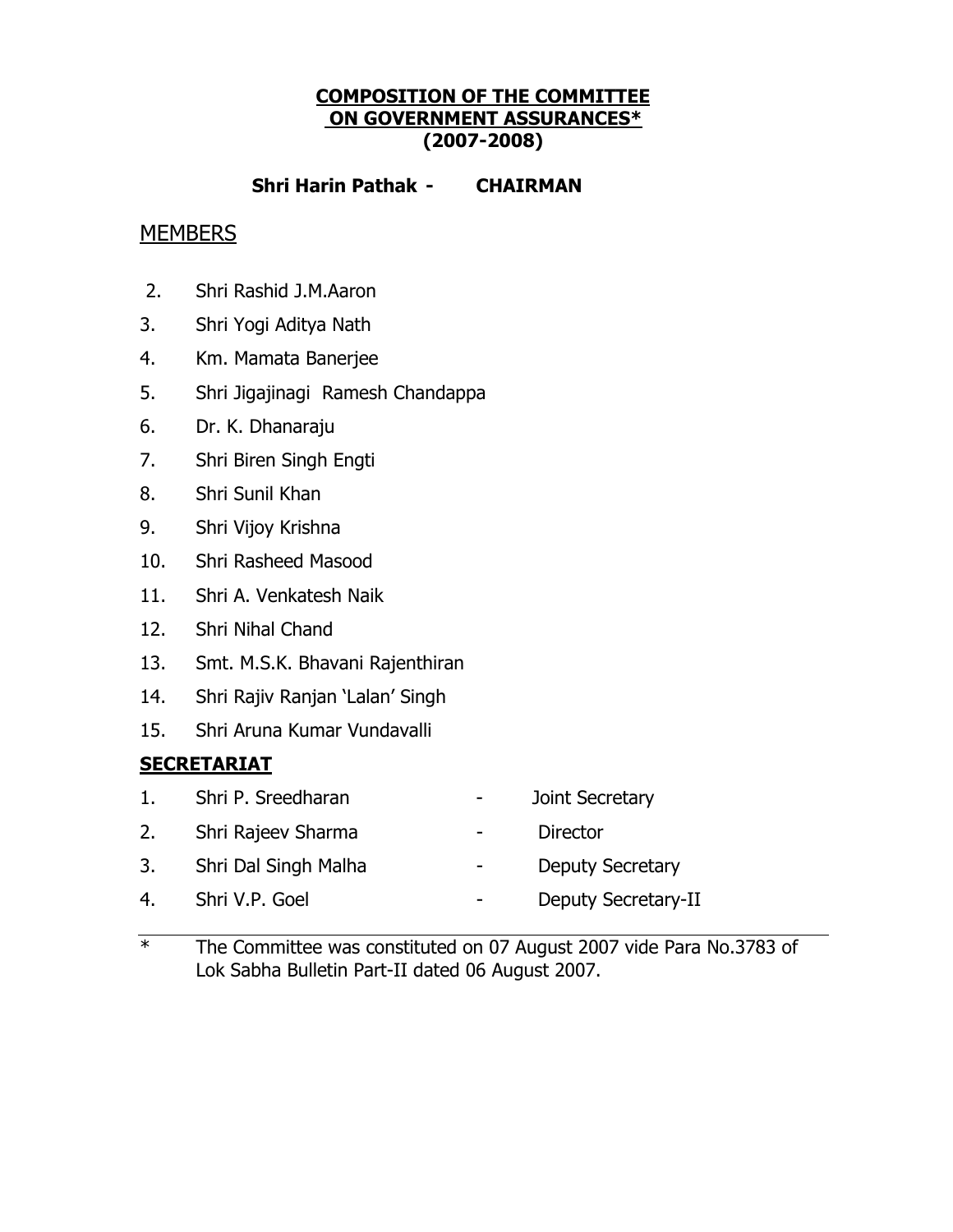# COMPOSITION OF THE COMMITTEE ON GOVERNMENT ASSURANCES* (2007-2008)

**Shri Harin Pathak - CHAIRMAN**

## MEMBERS

2. Shri Rashid J.M.Aaron
3. Shri Yogi Aditya Nath
4. Km. Mamata Banerjee
5. Shri Jigajinagi Ramesh Chandappa
6. Dr. K. Dhanaraju
7. Shri Biren Singh Engti
8. Shri Sunil Khan
9. Shri Vijoy Krishna
10. Shri Rasheed Masood
11. Shri A. Venkatesh Naik
12. Shri Nihal Chand
13. Smt. M.S.K. Bhavani Rajenthiran
14. Shri Rajiv Ranjan 'Lalan' Singh
15. Shri Aruna Kumar Vundavalli

## SECRETARIAT

1. Shri P. Sreedharan - Joint Secretary
2. Shri Rajeev Sharma - Director
3. Shri Dal Singh Malha - Deputy Secretary
4. Shri V.P. Goel - Deputy Secretary-II

---

\* The Committee was constituted on 07 August 2007 vide Para No.3783 of Lok Sabha Bulletin Part-II dated 06 August 2007.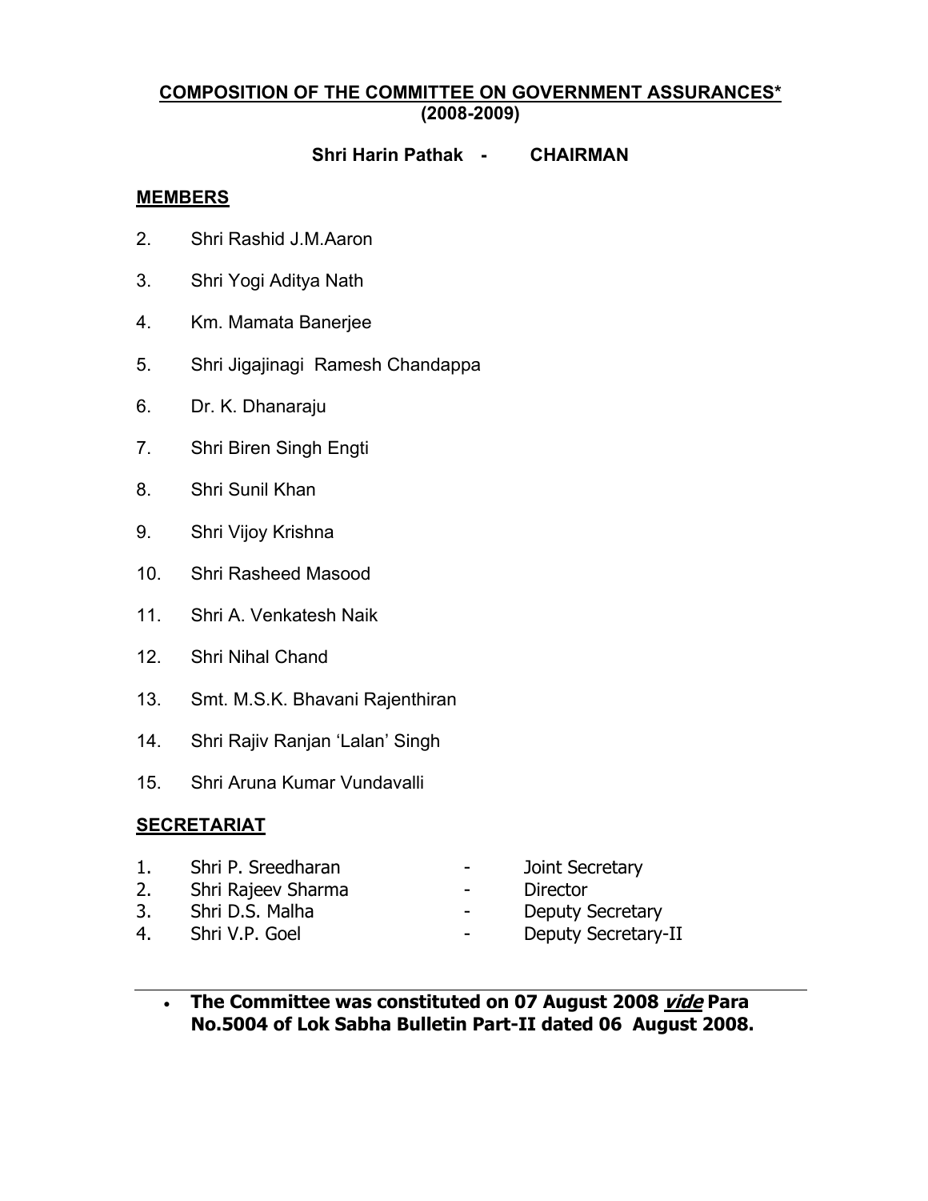## COMPOSITION OF THE COMMITTEE ON GOVERNMENT ASSURANCES*

**(2008-2009)**

**Shri Harin Pathak - CHAIRMAN**

### MEMBERS

2. Shri Rashid J.M.Aaron
3. Shri Yogi Aditya Nath
4. Km. Mamata Banerjee
5. Shri Jigajinagi Ramesh Chandappa
6. Dr. K. Dhanaraju
7. Shri Biren Singh Engti
8. Shri Sunil Khan
9. Shri Vijoy Krishna
10. Shri Rasheed Masood
11. Shri A. Venkatesh Naik
12. Shri Nihal Chand
13. Smt. M.S.K. Bhavani Rajenthiran
14. Shri Rajiv Ranjan 'Lalan' Singh
15. Shri Aruna Kumar Vundavalli

### SECRETARIAT

1. Shri P. Sreedharan - Joint Secretary
2. Shri Rajeev Sharma - Director
3. Shri D.S. Malha - Deputy Secretary
4. Shri V.P. Goel - Deputy Secretary-II

---

- **The Committee was constituted on 07 August 2008 *vide* Para No.5004 of Lok Sabha Bulletin Part-II dated 06 August 2008.**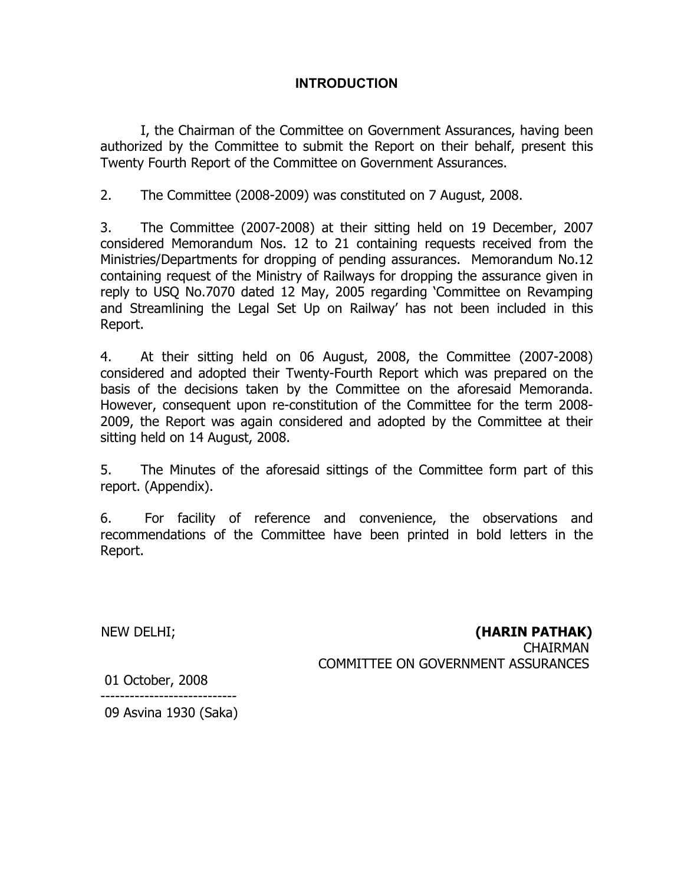# INTRODUCTION

I, the Chairman of the Committee on Government Assurances, having been authorized by the Committee to submit the Report on their behalf, present this Twenty Fourth Report of the Committee on Government Assurances.

2. The Committee (2008-2009) was constituted on 7 August, 2008.

3. The Committee (2007-2008) at their sitting held on 19 December, 2007 considered Memorandum Nos. 12 to 21 containing requests received from the Ministries/Departments for dropping of pending assurances. Memorandum No.12 containing request of the Ministry of Railways for dropping the assurance given in reply to USQ No.7070 dated 12 May, 2005 regarding 'Committee on Revamping and Streamlining the Legal Set Up on Railway' has not been included in this Report.

4. At their sitting held on 06 August, 2008, the Committee (2007-2008) considered and adopted their Twenty-Fourth Report which was prepared on the basis of the decisions taken by the Committee on the aforesaid Memoranda. However, consequent upon re-constitution of the Committee for the term 2008-2009, the Report was again considered and adopted by the Committee at their sitting held on 14 August, 2008.

5. The Minutes of the aforesaid sittings of the Committee form part of this report. (Appendix).

6. For facility of reference and convenience, the observations and recommendations of the Committee have been printed in bold letters in the Report.

NEW DELHI;

01 October, 2008

09 Asvina 1930 (Saka)

**(HARIN PATHAK)**
CHAIRMAN
COMMITTEE ON GOVERNMENT ASSURANCES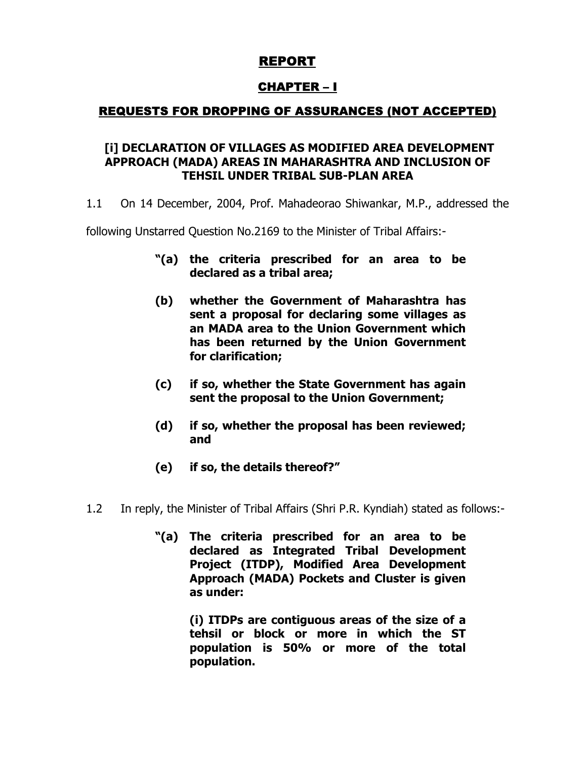# REPORT

## CHAPTER – I

## REQUESTS FOR DROPPING OF ASSURANCES (NOT ACCEPTED)

### [i] DECLARATION OF VILLAGES AS MODIFIED AREA DEVELOPMENT APPROACH (MADA) AREAS IN MAHARASHTRA AND INCLUSION OF TEHSIL UNDER TRIBAL SUB-PLAN AREA

1.1 On 14 December, 2004, Prof. Mahadeorao Shiwankar, M.P., addressed the following Unstarred Question No.2169 to the Minister of Tribal Affairs:-

> **"(a) the criteria prescribed for an area to be declared as a tribal area;**
>
> **(b) whether the Government of Maharashtra has sent a proposal for declaring some villages as an MADA area to the Union Government which has been returned by the Union Government for clarification;**
>
> **(c) if so, whether the State Government has again sent the proposal to the Union Government;**
>
> **(d) if so, whether the proposal has been reviewed; and**
>
> **(e) if so, the details thereof?"**

1.2 In reply, the Minister of Tribal Affairs (Shri P.R. Kyndiah) stated as follows:-

> **"(a) The criteria prescribed for an area to be declared as Integrated Tribal Development Project (ITDP), Modified Area Development Approach (MADA) Pockets and Cluster is given as under:**
>
> **(i) ITDPs are contiguous areas of the size of a tehsil or block or more in which the ST population is 50% or more of the total population.**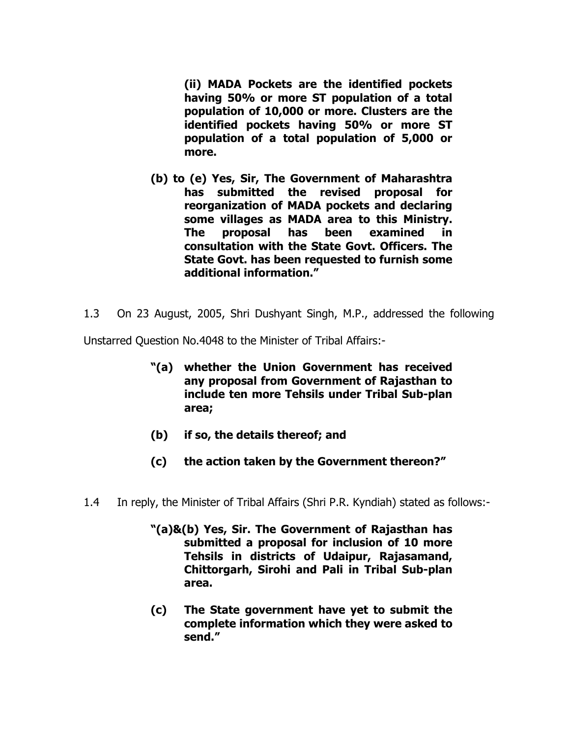**(ii) MADA Pockets are the identified pockets having 50% or more ST population of a total population of 10,000 or more. Clusters are the identified pockets having 50% or more ST population of a total population of 5,000 or more.**

**(b) to (e) Yes, Sir, The Government of Maharashtra has submitted the revised proposal for reorganization of MADA pockets and declaring some villages as MADA area to this Ministry. The proposal has been examined in consultation with the State Govt. Officers. The State Govt. has been requested to furnish some additional information."**

1.3 On 23 August, 2005, Shri Dushyant Singh, M.P., addressed the following Unstarred Question No.4048 to the Minister of Tribal Affairs:-

**"(a) whether the Union Government has received any proposal from Government of Rajasthan to include ten more Tehsils under Tribal Sub-plan area;**

**(b) if so, the details thereof; and**

**(c) the action taken by the Government thereon?"**

1.4 In reply, the Minister of Tribal Affairs (Shri P.R. Kyndiah) stated as follows:-

**"(a)&(b) Yes, Sir. The Government of Rajasthan has submitted a proposal for inclusion of 10 more Tehsils in districts of Udaipur, Rajasamand, Chittorgarh, Sirohi and Pali in Tribal Sub-plan area.**

**(c) The State government have yet to submit the complete information which they were asked to send."**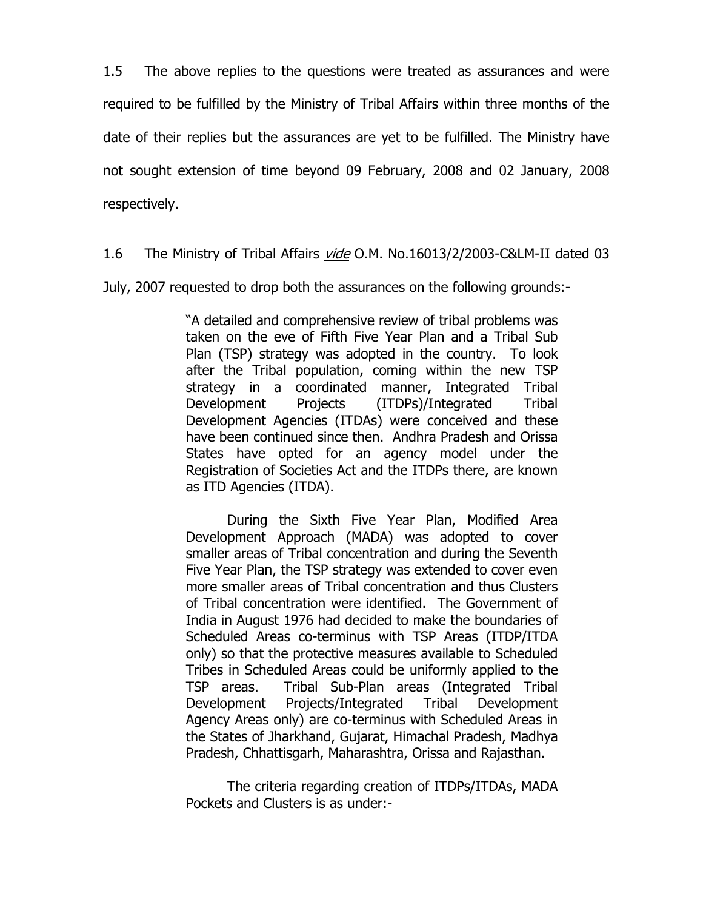1.5 The above replies to the questions were treated as assurances and were required to be fulfilled by the Ministry of Tribal Affairs within three months of the date of their replies but the assurances are yet to be fulfilled. The Ministry have not sought extension of time beyond 09 February, 2008 and 02 January, 2008 respectively.

1.6 The Ministry of Tribal Affairs *vide* O.M. No.16013/2/2003-C&LM-II dated 03 July, 2007 requested to drop both the assurances on the following grounds:-

> "A detailed and comprehensive review of tribal problems was taken on the eve of Fifth Five Year Plan and a Tribal Sub Plan (TSP) strategy was adopted in the country. To look after the Tribal population, coming within the new TSP strategy in a coordinated manner, Integrated Tribal Development Projects (ITDPs)/Integrated Tribal Development Agencies (ITDAs) were conceived and these have been continued since then. Andhra Pradesh and Orissa States have opted for an agency model under the Registration of Societies Act and the ITDPs there, are known as ITD Agencies (ITDA).
>
> During the Sixth Five Year Plan, Modified Area Development Approach (MADA) was adopted to cover smaller areas of Tribal concentration and during the Seventh Five Year Plan, the TSP strategy was extended to cover even more smaller areas of Tribal concentration and thus Clusters of Tribal concentration were identified. The Government of India in August 1976 had decided to make the boundaries of Scheduled Areas co-terminus with TSP Areas (ITDP/ITDA only) so that the protective measures available to Scheduled Tribes in Scheduled Areas could be uniformly applied to the TSP areas. Tribal Sub-Plan areas (Integrated Tribal Development Projects/Integrated Tribal Development Agency Areas only) are co-terminus with Scheduled Areas in the States of Jharkhand, Gujarat, Himachal Pradesh, Madhya Pradesh, Chhattisgarh, Maharashtra, Orissa and Rajasthan.
>
> The criteria regarding creation of ITDPs/ITDAs, MADA Pockets and Clusters is as under:-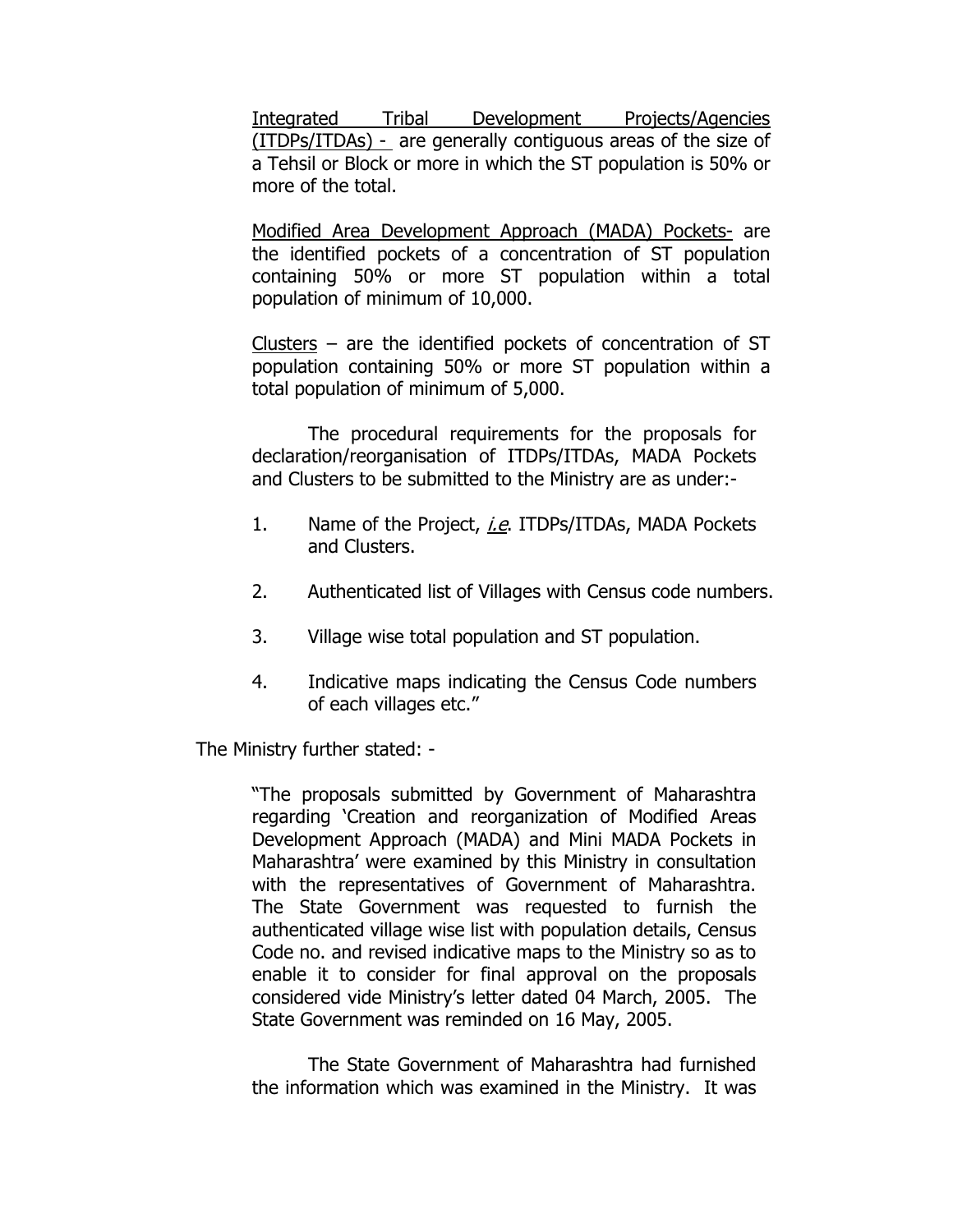Integrated Tribal Development Projects/Agencies (ITDPs/ITDAs) - are generally contiguous areas of the size of a Tehsil or Block or more in which the ST population is 50% or more of the total.

Modified Area Development Approach (MADA) Pockets- are the identified pockets of a concentration of ST population containing 50% or more ST population within a total population of minimum of 10,000.

Clusters – are the identified pockets of concentration of ST population containing 50% or more ST population within a total population of minimum of 5,000.

The procedural requirements for the proposals for declaration/reorganisation of ITDPs/ITDAs, MADA Pockets and Clusters to be submitted to the Ministry are as under:-

1. Name of the Project, *i.e*. ITDPs/ITDAs, MADA Pockets and Clusters.

2. Authenticated list of Villages with Census code numbers.

3. Village wise total population and ST population.

4. Indicative maps indicating the Census Code numbers of each villages etc."

The Ministry further stated: -

"The proposals submitted by Government of Maharashtra regarding 'Creation and reorganization of Modified Areas Development Approach (MADA) and Mini MADA Pockets in Maharashtra' were examined by this Ministry in consultation with the representatives of Government of Maharashtra. The State Government was requested to furnish the authenticated village wise list with population details, Census Code no. and revised indicative maps to the Ministry so as to enable it to consider for final approval on the proposals considered vide Ministry's letter dated 04 March, 2005. The State Government was reminded on 16 May, 2005.

The State Government of Maharashtra had furnished the information which was examined in the Ministry. It was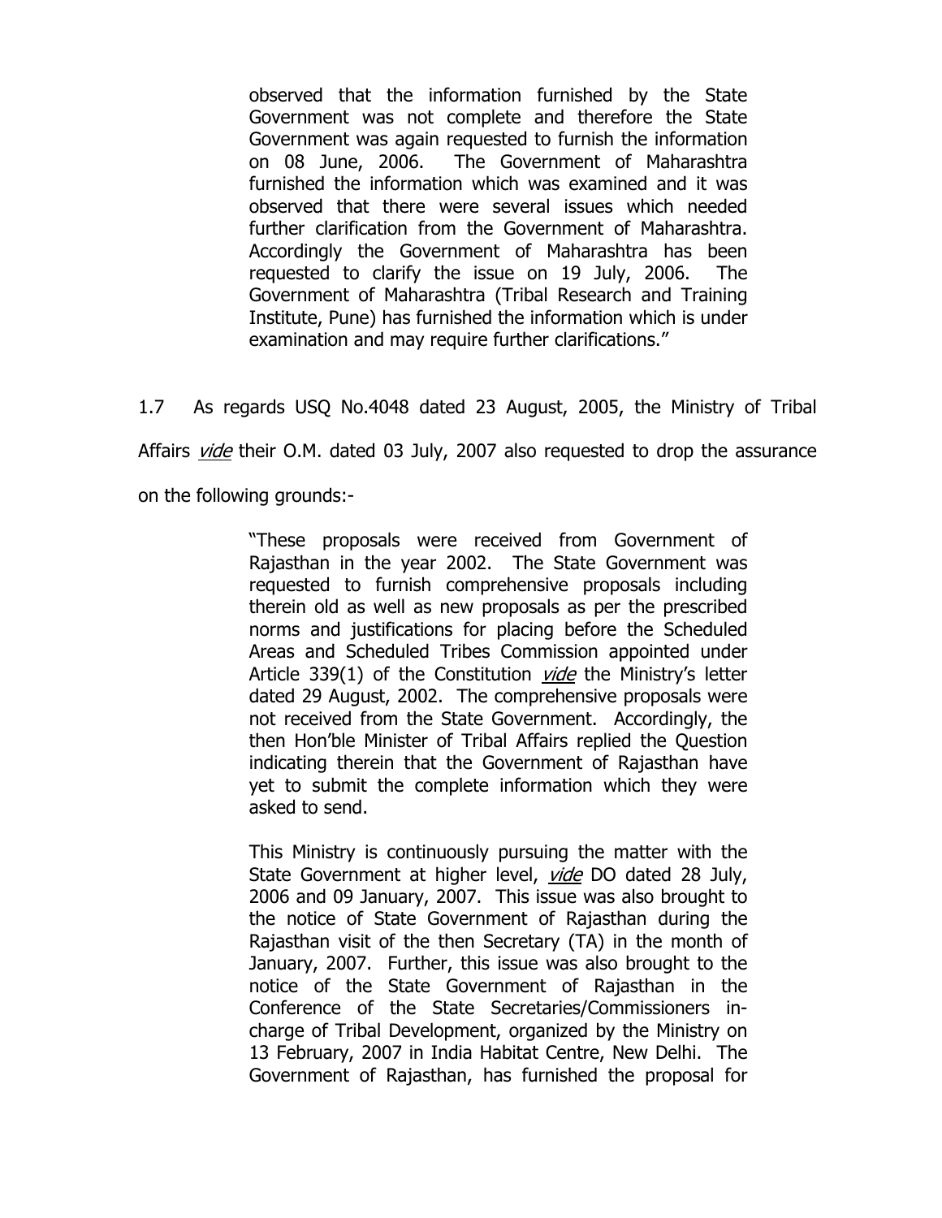> observed that the information furnished by the State Government was not complete and therefore the State Government was again requested to furnish the information on 08 June, 2006. The Government of Maharashtra furnished the information which was examined and it was observed that there were several issues which needed further clarification from the Government of Maharashtra. Accordingly the Government of Maharashtra has been requested to clarify the issue on 19 July, 2006. The Government of Maharashtra (Tribal Research and Training Institute, Pune) has furnished the information which is under examination and may require further clarifications."

1.7 As regards USQ No.4048 dated 23 August, 2005, the Ministry of Tribal Affairs *vide* their O.M. dated 03 July, 2007 also requested to drop the assurance on the following grounds:-

> "These proposals were received from Government of Rajasthan in the year 2002. The State Government was requested to furnish comprehensive proposals including therein old as well as new proposals as per the prescribed norms and justifications for placing before the Scheduled Areas and Scheduled Tribes Commission appointed under Article 339(1) of the Constitution *vide* the Ministry's letter dated 29 August, 2002. The comprehensive proposals were not received from the State Government. Accordingly, the then Hon'ble Minister of Tribal Affairs replied the Question indicating therein that the Government of Rajasthan have yet to submit the complete information which they were asked to send.
>
> This Ministry is continuously pursuing the matter with the State Government at higher level, *vide* DO dated 28 July, 2006 and 09 January, 2007. This issue was also brought to the notice of State Government of Rajasthan during the Rajasthan visit of the then Secretary (TA) in the month of January, 2007. Further, this issue was also brought to the notice of the State Government of Rajasthan in the Conference of the State Secretaries/Commissioners in-charge of Tribal Development, organized by the Ministry on 13 February, 2007 in India Habitat Centre, New Delhi. The Government of Rajasthan, has furnished the proposal for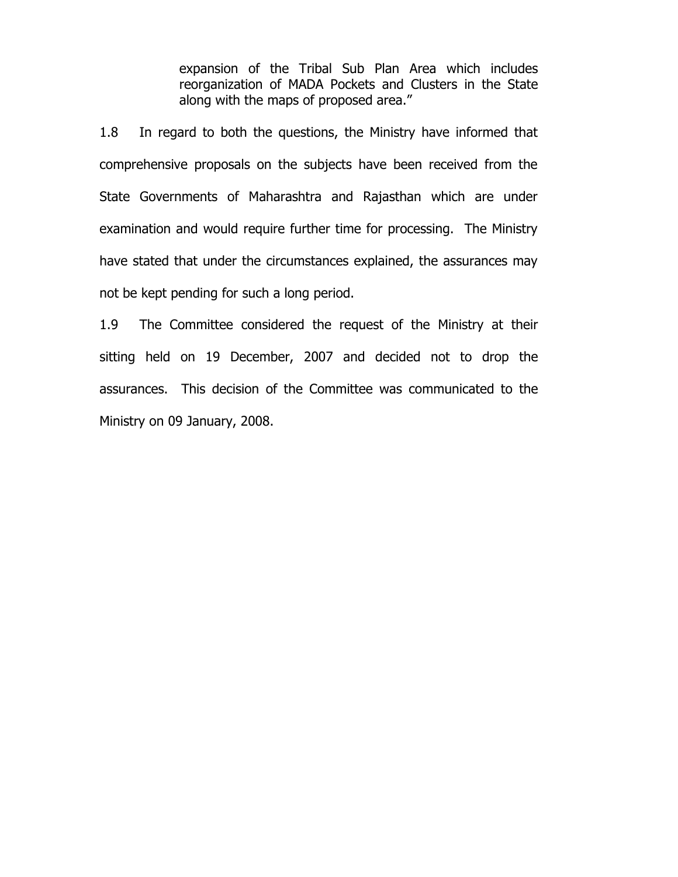> expansion of the Tribal Sub Plan Area which includes reorganization of MADA Pockets and Clusters in the State along with the maps of proposed area."

1.8 In regard to both the questions, the Ministry have informed that comprehensive proposals on the subjects have been received from the State Governments of Maharashtra and Rajasthan which are under examination and would require further time for processing. The Ministry have stated that under the circumstances explained, the assurances may not be kept pending for such a long period.

1.9 The Committee considered the request of the Ministry at their sitting held on 19 December, 2007 and decided not to drop the assurances. This decision of the Committee was communicated to the Ministry on 09 January, 2008.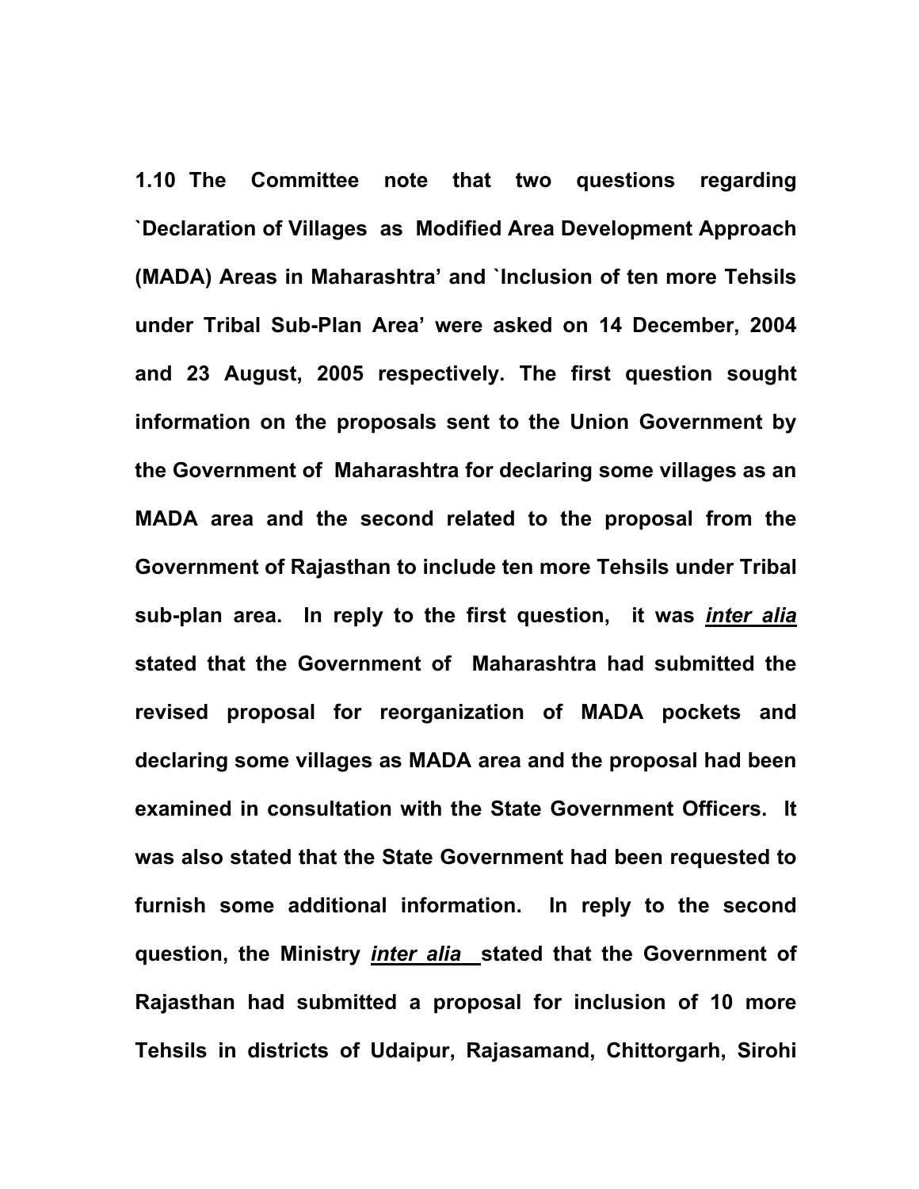**1.10 The Committee note that two questions regarding `Declaration of Villages as Modified Area Development Approach (MADA) Areas in Maharashtra' and `Inclusion of ten more Tehsils under Tribal Sub-Plan Area' were asked on 14 December, 2004 and 23 August, 2005 respectively. The first question sought information on the proposals sent to the Union Government by the Government of Maharashtra for declaring some villages as an MADA area and the second related to the proposal from the Government of Rajasthan to include ten more Tehsils under Tribal sub-plan area. In reply to the first question, it was *inter alia* stated that the Government of Maharashtra had submitted the revised proposal for reorganization of MADA pockets and declaring some villages as MADA area and the proposal had been examined in consultation with the State Government Officers. It was also stated that the State Government had been requested to furnish some additional information. In reply to the second question, the Ministry *inter alia* stated that the Government of Rajasthan had submitted a proposal for inclusion of 10 more Tehsils in districts of Udaipur, Rajasamand, Chittorgarh, Sirohi**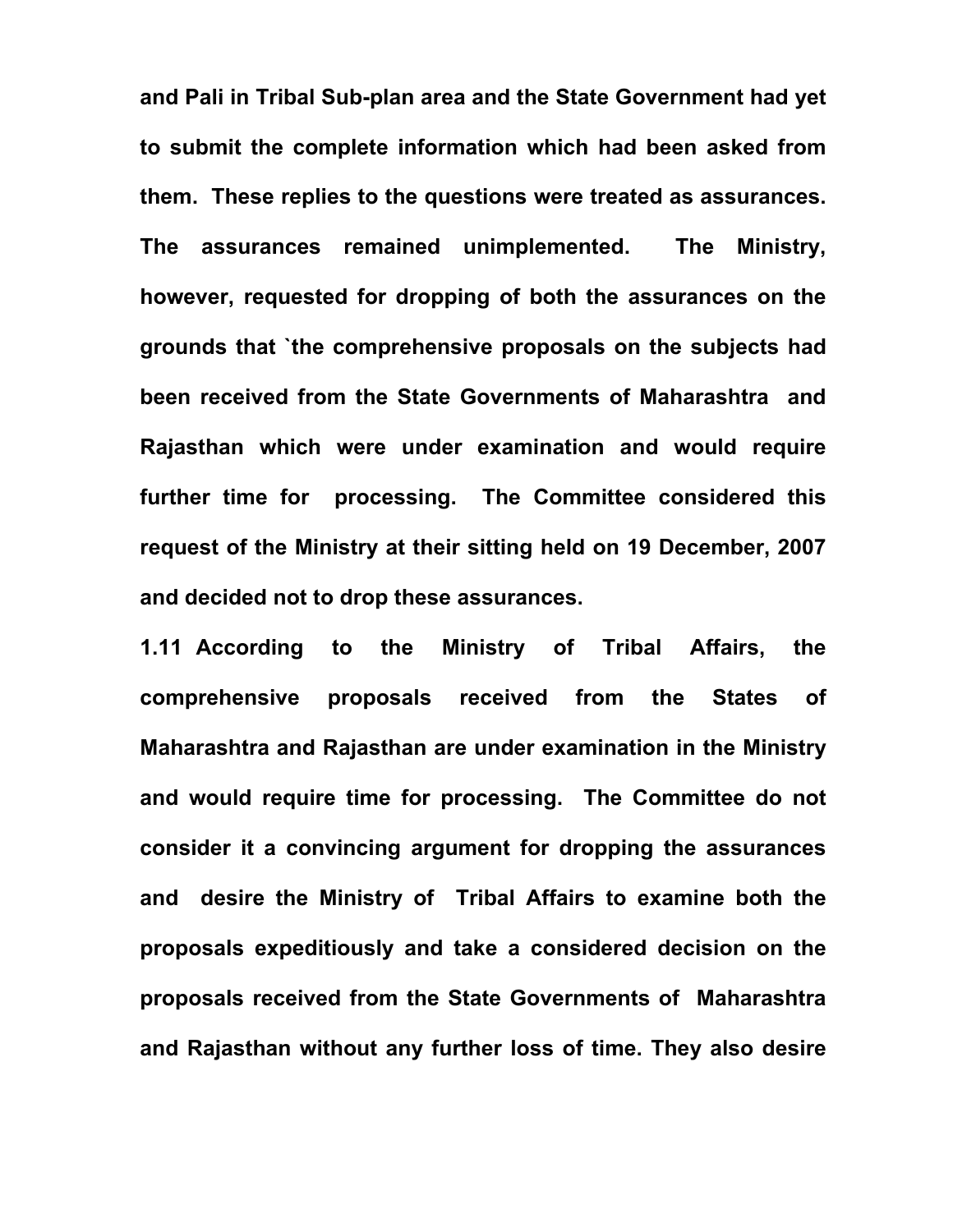**and Pali in Tribal Sub-plan area and the State Government had yet to submit the complete information which had been asked from them. These replies to the questions were treated as assurances. The assurances remained unimplemented. The Ministry, however, requested for dropping of both the assurances on the grounds that `the comprehensive proposals on the subjects had been received from the State Governments of Maharashtra and Rajasthan which were under examination and would require further time for processing. The Committee considered this request of the Ministry at their sitting held on 19 December, 2007 and decided not to drop these assurances.**

**1.11 According to the Ministry of Tribal Affairs, the comprehensive proposals received from the States of Maharashtra and Rajasthan are under examination in the Ministry and would require time for processing. The Committee do not consider it a convincing argument for dropping the assurances and desire the Ministry of Tribal Affairs to examine both the proposals expeditiously and take a considered decision on the proposals received from the State Governments of Maharashtra and Rajasthan without any further loss of time. They also desire**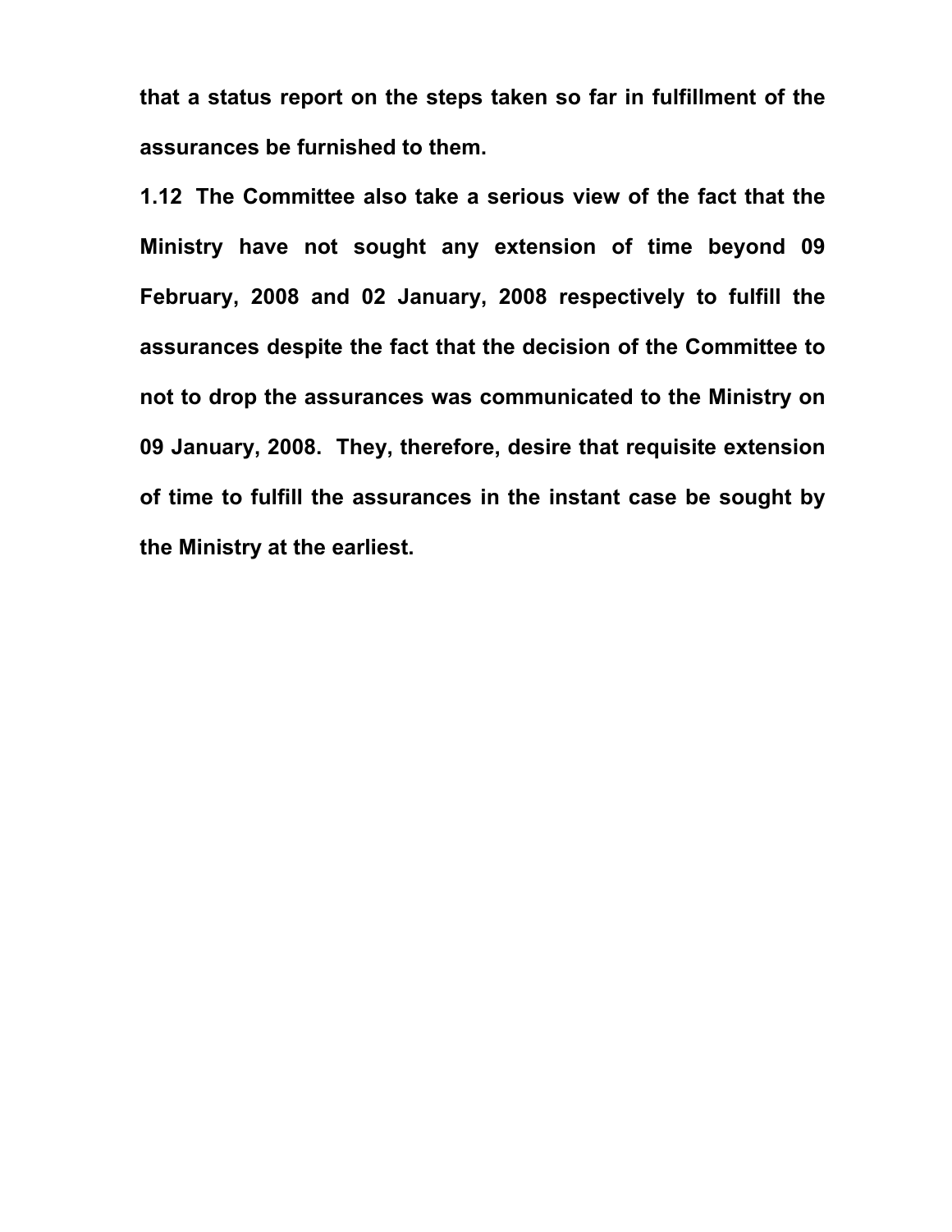**that a status report on the steps taken so far in fulfillment of the assurances be furnished to them.**

**1.12 The Committee also take a serious view of the fact that the Ministry have not sought any extension of time beyond 09 February, 2008 and 02 January, 2008 respectively to fulfill the assurances despite the fact that the decision of the Committee to not to drop the assurances was communicated to the Ministry on 09 January, 2008. They, therefore, desire that requisite extension of time to fulfill the assurances in the instant case be sought by the Ministry at the earliest.**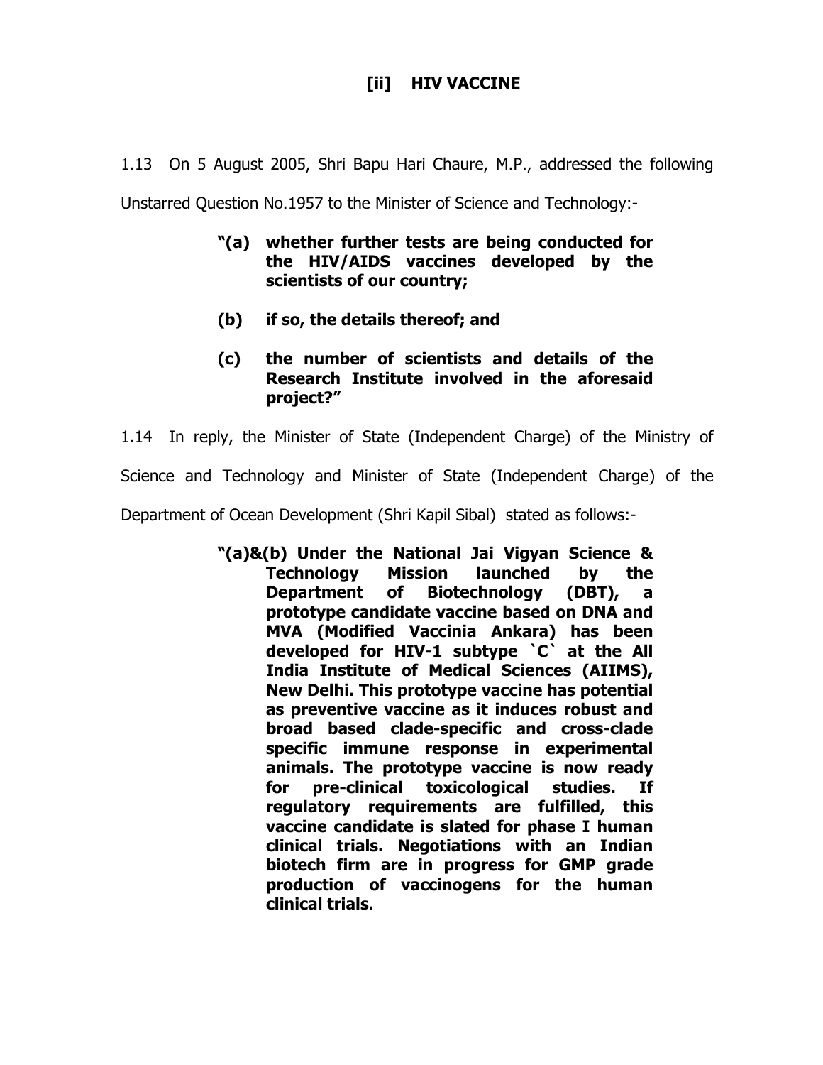## [ii] HIV VACCINE

1.13 On 5 August 2005, Shri Bapu Hari Chaure, M.P., addressed the following Unstarred Question No.1957 to the Minister of Science and Technology:-

> **"(a) whether further tests are being conducted for the HIV/AIDS vaccines developed by the scientists of our country;**
>
> **(b) if so, the details thereof; and**
>
> **(c) the number of scientists and details of the Research Institute involved in the aforesaid project?"**

1.14 In reply, the Minister of State (Independent Charge) of the Ministry of Science and Technology and Minister of State (Independent Charge) of the Department of Ocean Development (Shri Kapil Sibal) stated as follows:-

> **"(a)&(b) Under the National Jai Vigyan Science & Technology Mission launched by the Department of Biotechnology (DBT), a prototype candidate vaccine based on DNA and MVA (Modified Vaccinia Ankara) has been developed for HIV-1 subtype `C` at the All India Institute of Medical Sciences (AIIMS), New Delhi. This prototype vaccine has potential as preventive vaccine as it induces robust and broad based clade-specific and cross-clade specific immune response in experimental animals. The prototype vaccine is now ready for pre-clinical toxicological studies. If regulatory requirements are fulfilled, this vaccine candidate is slated for phase I human clinical trials. Negotiations with an Indian biotech firm are in progress for GMP grade production of vaccinogens for the human clinical trials.**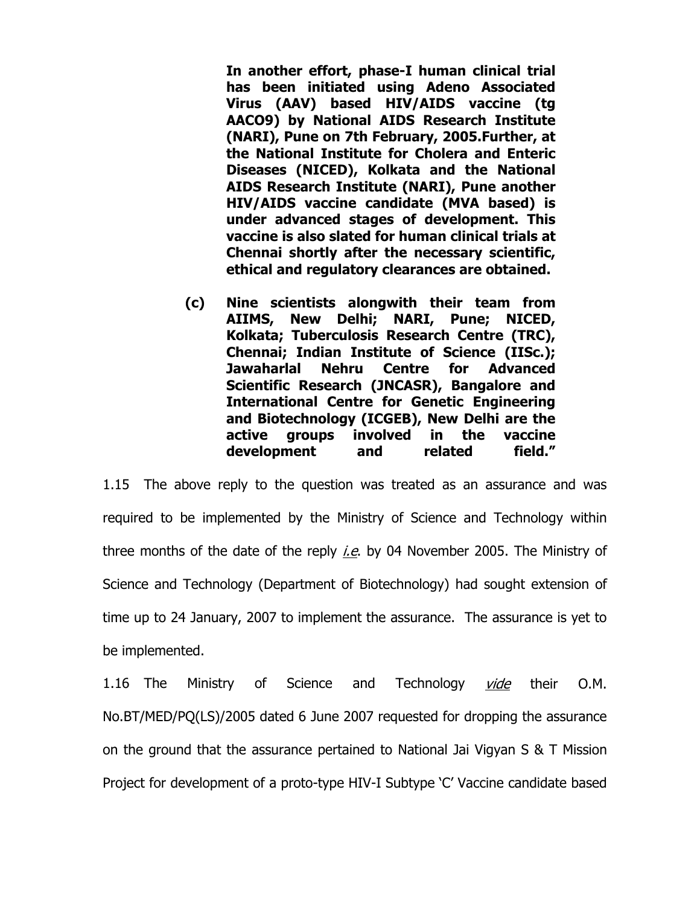**In another effort, phase-I human clinical trial has been initiated using Adeno Associated Virus (AAV) based HIV/AIDS vaccine (tg AACO9) by National AIDS Research Institute (NARI), Pune on 7th February, 2005.Further, at the National Institute for Cholera and Enteric Diseases (NICED), Kolkata and the National AIDS Research Institute (NARI), Pune another HIV/AIDS vaccine candidate (MVA based) is under advanced stages of development. This vaccine is also slated for human clinical trials at Chennai shortly after the necessary scientific, ethical and regulatory clearances are obtained.**

**(c) Nine scientists alongwith their team from AIIMS, New Delhi; NARI, Pune; NICED, Kolkata; Tuberculosis Research Centre (TRC), Chennai; Indian Institute of Science (IISc.); Jawaharlal Nehru Centre for Advanced Scientific Research (JNCASR), Bangalore and International Centre for Genetic Engineering and Biotechnology (ICGEB), New Delhi are the active groups involved in the vaccine development and related field."**

1.15 The above reply to the question was treated as an assurance and was required to be implemented by the Ministry of Science and Technology within three months of the date of the reply *i.e*. by 04 November 2005. The Ministry of Science and Technology (Department of Biotechnology) had sought extension of time up to 24 January, 2007 to implement the assurance. The assurance is yet to be implemented.

1.16 The Ministry of Science and Technology *vide* their O.M. No.BT/MED/PQ(LS)/2005 dated 6 June 2007 requested for dropping the assurance on the ground that the assurance pertained to National Jai Vigyan S & T Mission Project for development of a proto-type HIV-I Subtype 'C' Vaccine candidate based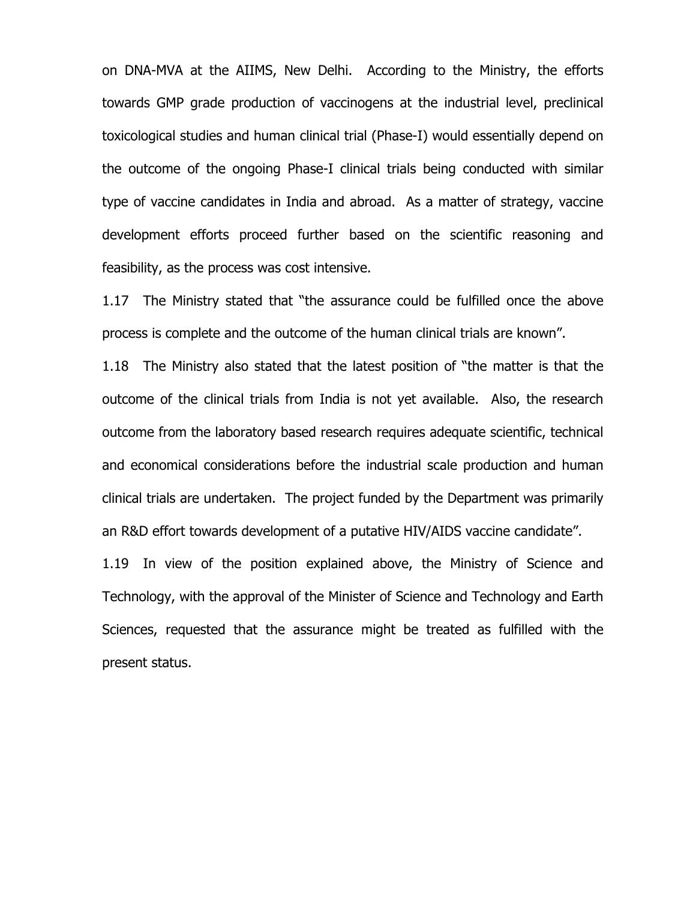on DNA-MVA at the AIIMS, New Delhi. According to the Ministry, the efforts towards GMP grade production of vaccinogens at the industrial level, preclinical toxicological studies and human clinical trial (Phase-I) would essentially depend on the outcome of the ongoing Phase-I clinical trials being conducted with similar type of vaccine candidates in India and abroad. As a matter of strategy, vaccine development efforts proceed further based on the scientific reasoning and feasibility, as the process was cost intensive.

1.17 The Ministry stated that "the assurance could be fulfilled once the above process is complete and the outcome of the human clinical trials are known".

1.18 The Ministry also stated that the latest position of "the matter is that the outcome of the clinical trials from India is not yet available. Also, the research outcome from the laboratory based research requires adequate scientific, technical and economical considerations before the industrial scale production and human clinical trials are undertaken. The project funded by the Department was primarily an R&D effort towards development of a putative HIV/AIDS vaccine candidate".

1.19 In view of the position explained above, the Ministry of Science and Technology, with the approval of the Minister of Science and Technology and Earth Sciences, requested that the assurance might be treated as fulfilled with the present status.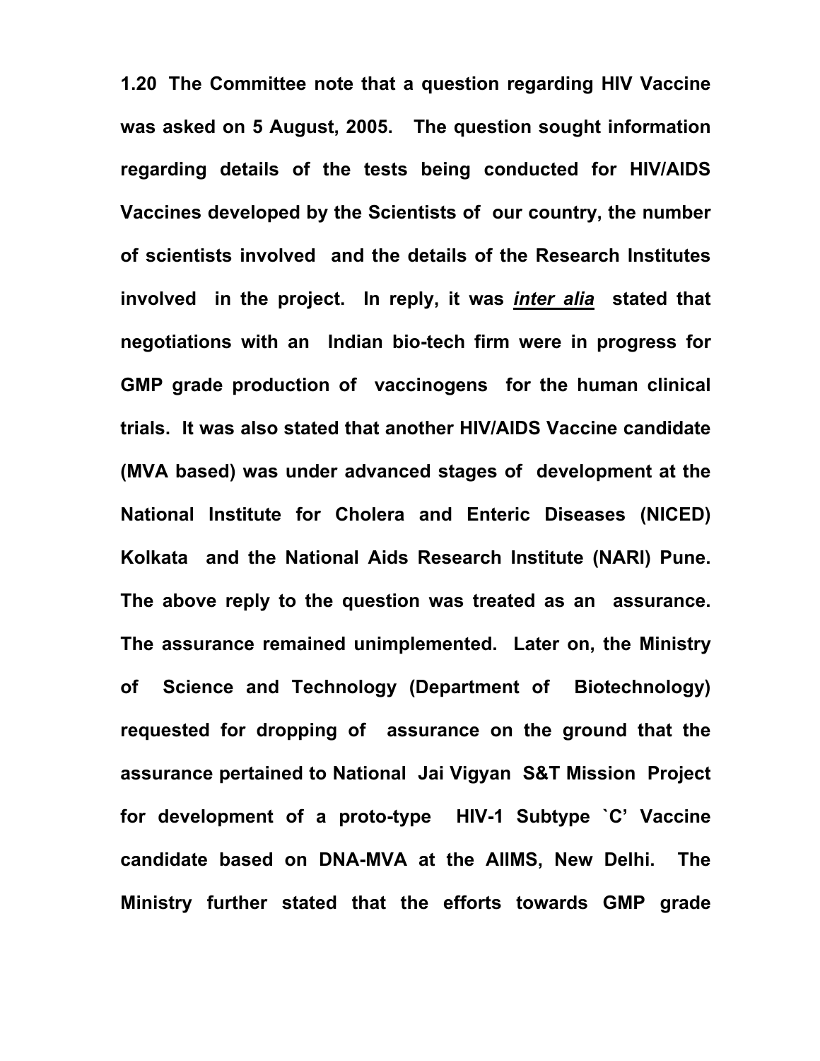**1.20 The Committee note that a question regarding HIV Vaccine was asked on 5 August, 2005. The question sought information regarding details of the tests being conducted for HIV/AIDS Vaccines developed by the Scientists of our country, the number of scientists involved and the details of the Research Institutes involved in the project. In reply, it was *inter alia* stated that negotiations with an Indian bio-tech firm were in progress for GMP grade production of vaccinogens for the human clinical trials. It was also stated that another HIV/AIDS Vaccine candidate (MVA based) was under advanced stages of development at the National Institute for Cholera and Enteric Diseases (NICED) Kolkata and the National Aids Research Institute (NARI) Pune. The above reply to the question was treated as an assurance. The assurance remained unimplemented. Later on, the Ministry of Science and Technology (Department of Biotechnology) requested for dropping of assurance on the ground that the assurance pertained to National Jai Vigyan S&T Mission Project for development of a proto-type HIV-1 Subtype `C' Vaccine candidate based on DNA-MVA at the AIIMS, New Delhi. The Ministry further stated that the efforts towards GMP grade**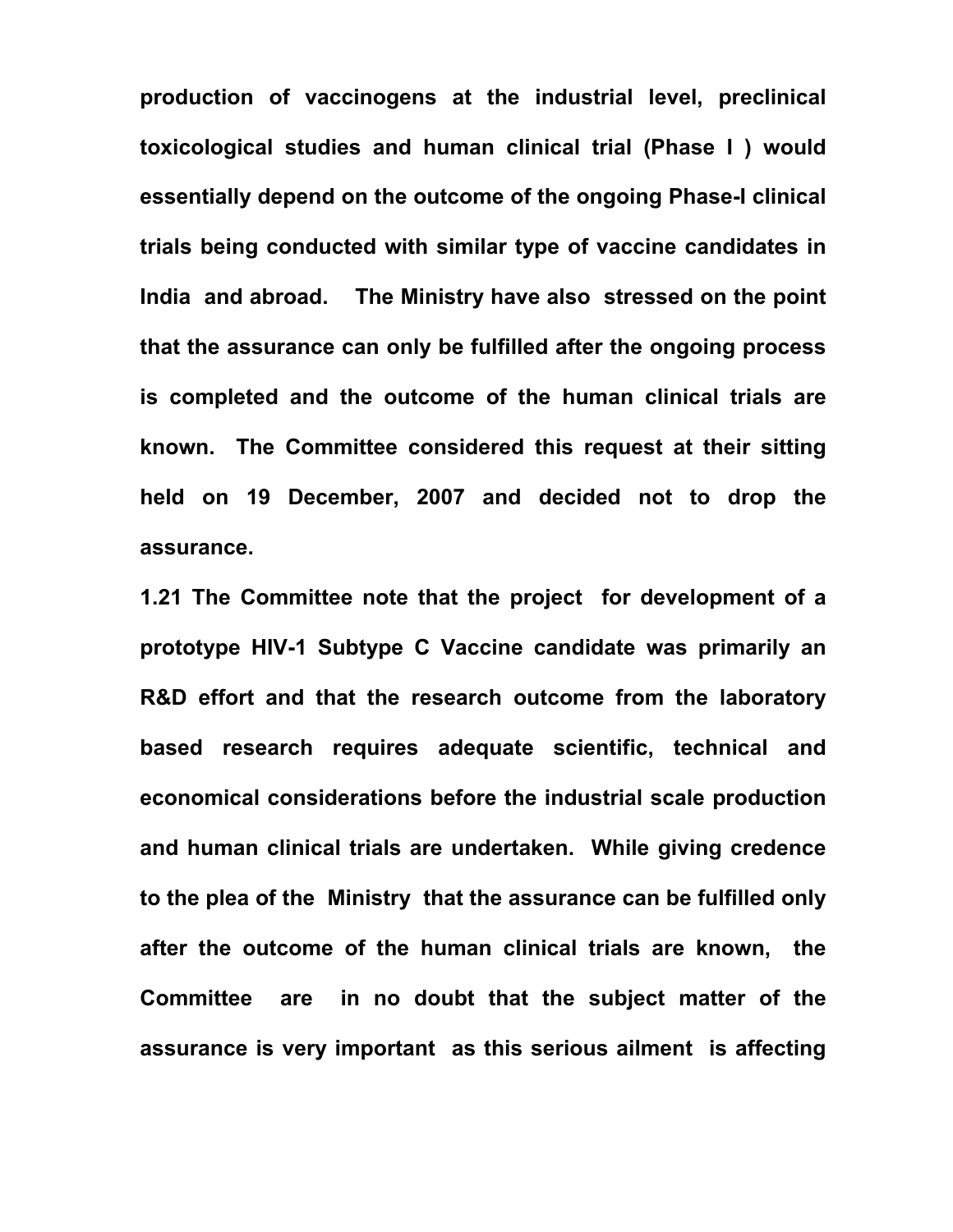**production of vaccinogens at the industrial level, preclinical toxicological studies and human clinical trial (Phase I ) would essentially depend on the outcome of the ongoing Phase-I clinical trials being conducted with similar type of vaccine candidates in India and abroad. The Ministry have also stressed on the point that the assurance can only be fulfilled after the ongoing process is completed and the outcome of the human clinical trials are known. The Committee considered this request at their sitting held on 19 December, 2007 and decided not to drop the assurance.**

**1.21 The Committee note that the project for development of a prototype HIV-1 Subtype C Vaccine candidate was primarily an R&D effort and that the research outcome from the laboratory based research requires adequate scientific, technical and economical considerations before the industrial scale production and human clinical trials are undertaken. While giving credence to the plea of the Ministry that the assurance can be fulfilled only after the outcome of the human clinical trials are known, the Committee are in no doubt that the subject matter of the assurance is very important as this serious ailment is affecting**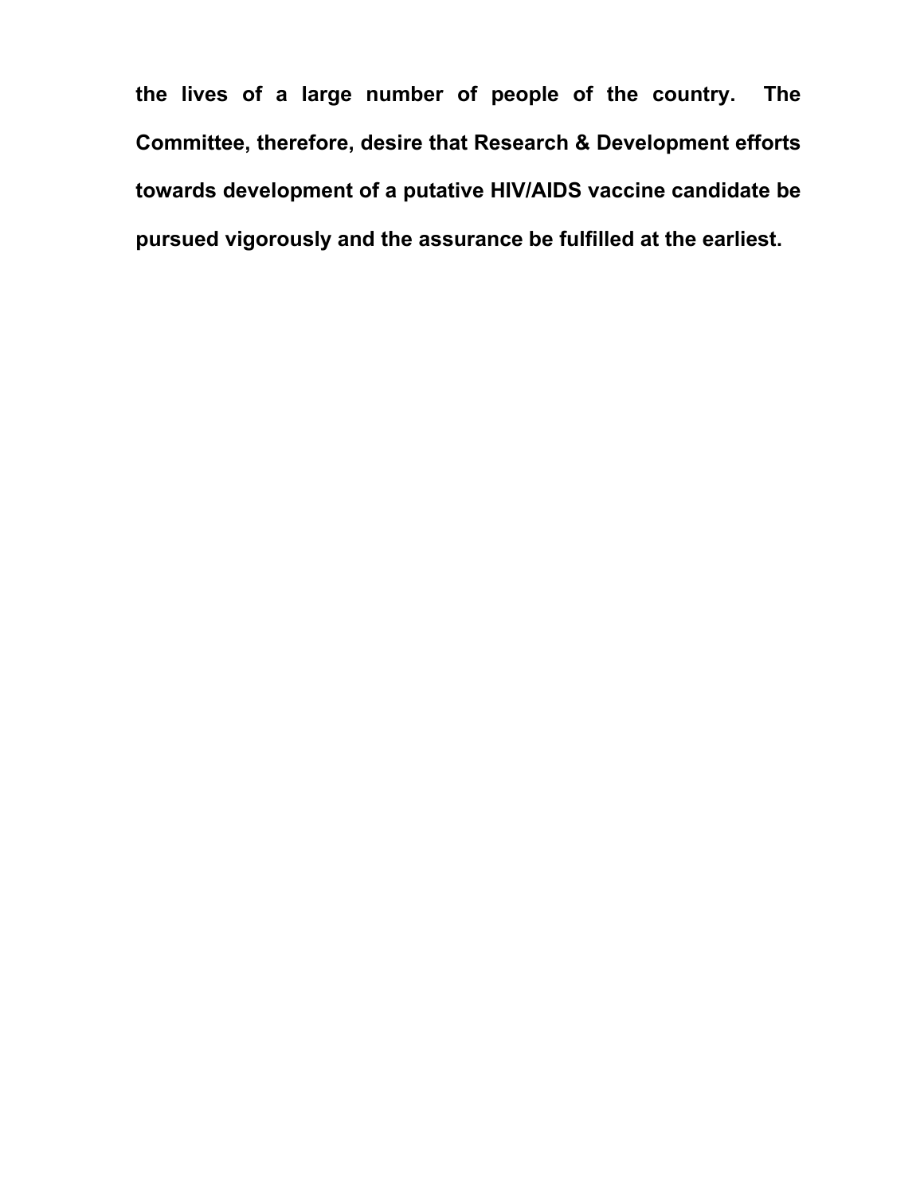**the lives of a large number of people of the country. The Committee, therefore, desire that Research & Development efforts towards development of a putative HIV/AIDS vaccine candidate be pursued vigorously and the assurance be fulfilled at the earliest.**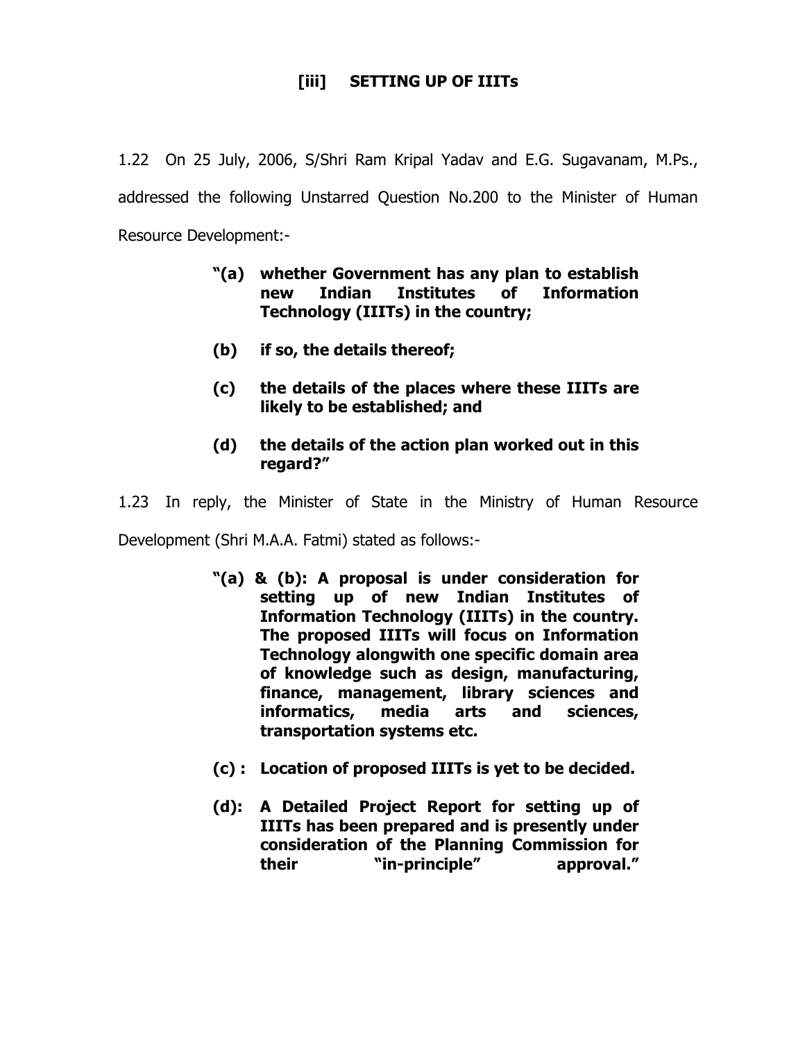### [iii] SETTING UP OF IIITs

1.22 On 25 July, 2006, S/Shri Ram Kripal Yadav and E.G. Sugavanam, M.Ps., addressed the following Unstarred Question No.200 to the Minister of Human Resource Development:-

> **"(a) whether Government has any plan to establish new Indian Institutes of Information Technology (IIITs) in the country;**
>
> **(b) if so, the details thereof;**
>
> **(c) the details of the places where these IIITs are likely to be established; and**
>
> **(d) the details of the action plan worked out in this regard?"**

1.23 In reply, the Minister of State in the Ministry of Human Resource Development (Shri M.A.A. Fatmi) stated as follows:-

> **"(a) & (b): A proposal is under consideration for setting up of new Indian Institutes of Information Technology (IIITs) in the country. The proposed IIITs will focus on Information Technology alongwith one specific domain area of knowledge such as design, manufacturing, finance, management, library sciences and informatics, media arts and sciences, transportation systems etc.**
>
> **(c) : Location of proposed IIITs is yet to be decided.**
>
> **(d): A Detailed Project Report for setting up of IIITs has been prepared and is presently under consideration of the Planning Commission for their "in-principle" approval."**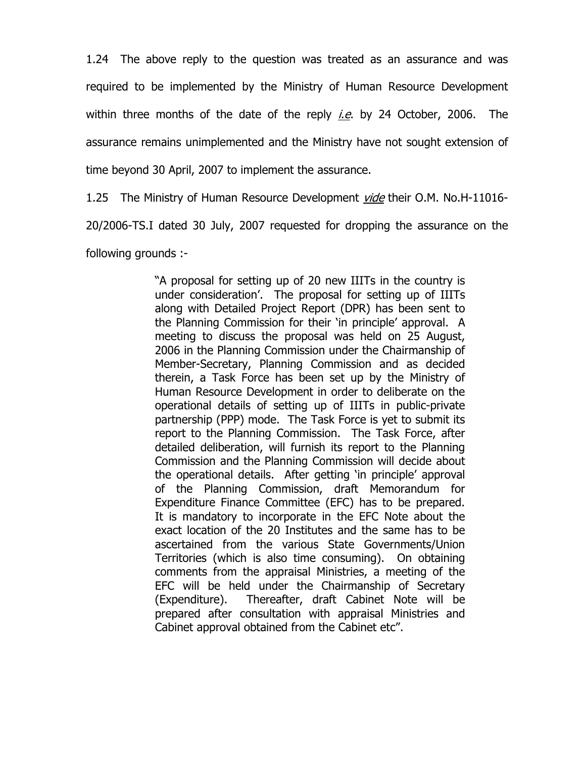1.24 The above reply to the question was treated as an assurance and was required to be implemented by the Ministry of Human Resource Development within three months of the date of the reply *i.e.* by 24 October, 2006. The assurance remains unimplemented and the Ministry have not sought extension of time beyond 30 April, 2007 to implement the assurance.

1.25 The Ministry of Human Resource Development *vide* their O.M. No.H-11016-20/2006-TS.I dated 30 July, 2007 requested for dropping the assurance on the following grounds :-

> "A proposal for setting up of 20 new IIITs in the country is under consideration'. The proposal for setting up of IIITs along with Detailed Project Report (DPR) has been sent to the Planning Commission for their 'in principle' approval. A meeting to discuss the proposal was held on 25 August, 2006 in the Planning Commission under the Chairmanship of Member-Secretary, Planning Commission and as decided therein, a Task Force has been set up by the Ministry of Human Resource Development in order to deliberate on the operational details of setting up of IIITs in public-private partnership (PPP) mode. The Task Force is yet to submit its report to the Planning Commission. The Task Force, after detailed deliberation, will furnish its report to the Planning Commission and the Planning Commission will decide about the operational details. After getting 'in principle' approval of the Planning Commission, draft Memorandum for Expenditure Finance Committee (EFC) has to be prepared. It is mandatory to incorporate in the EFC Note about the exact location of the 20 Institutes and the same has to be ascertained from the various State Governments/Union Territories (which is also time consuming). On obtaining comments from the appraisal Ministries, a meeting of the EFC will be held under the Chairmanship of Secretary (Expenditure). Thereafter, draft Cabinet Note will be prepared after consultation with appraisal Ministries and Cabinet approval obtained from the Cabinet etc".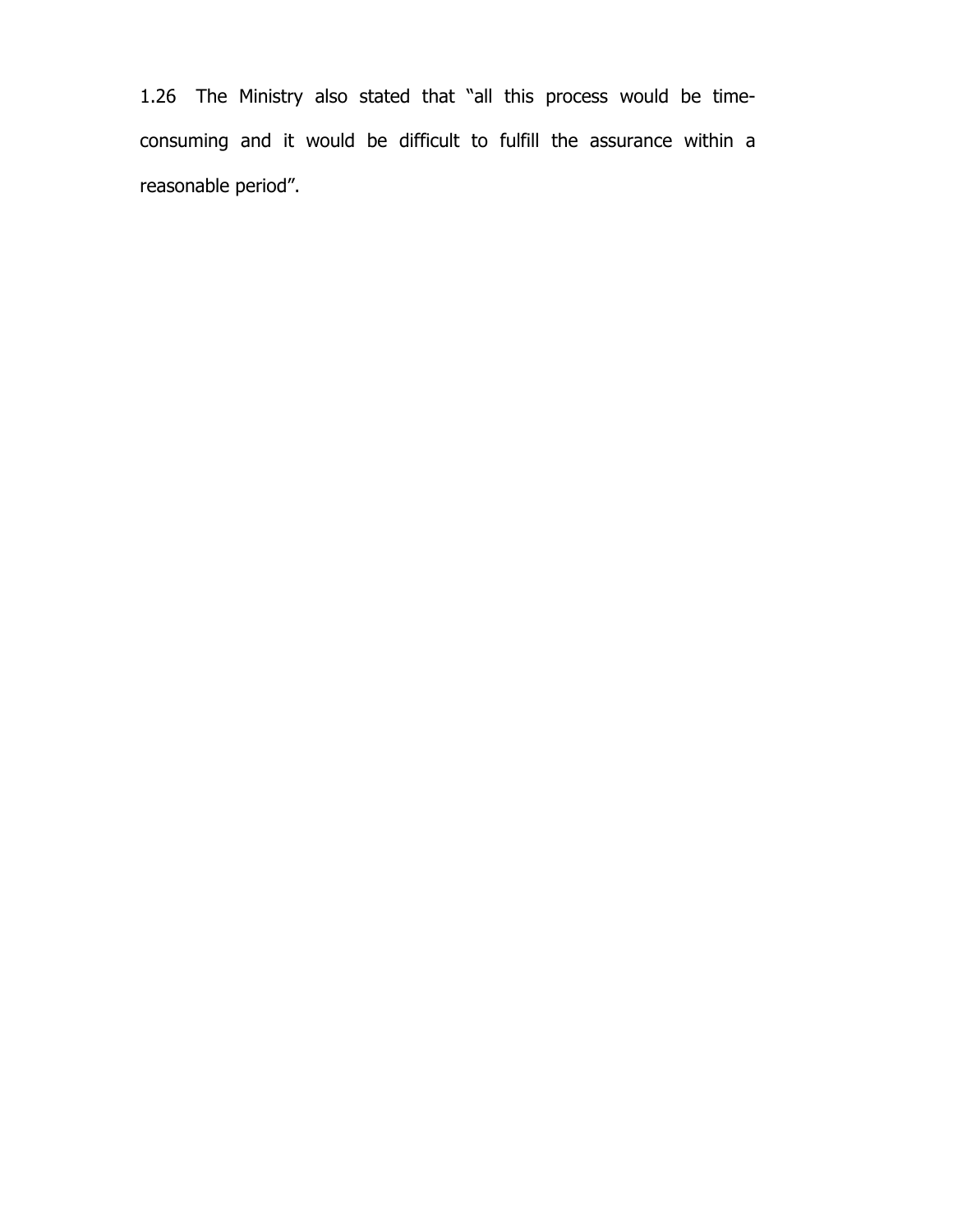1.26 The Ministry also stated that "all this process would be time-consuming and it would be difficult to fulfill the assurance within a reasonable period".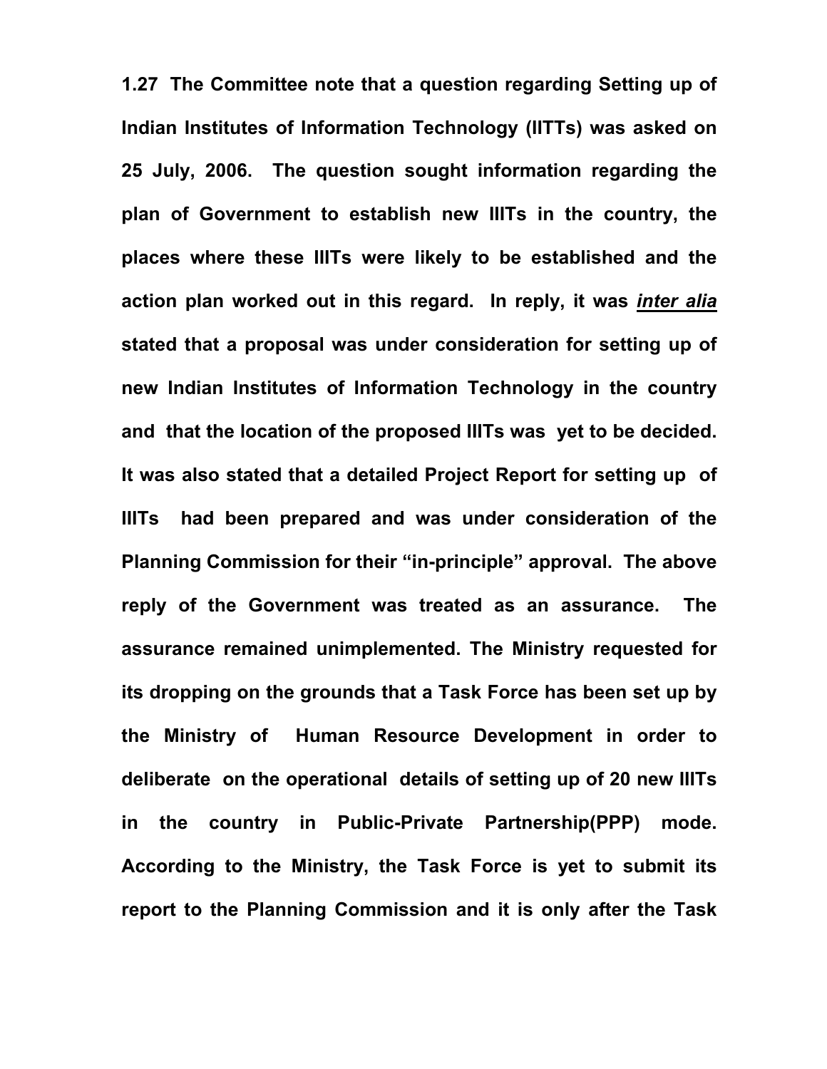**1.27 The Committee note that a question regarding Setting up of Indian Institutes of Information Technology (IITTs) was asked on 25 July, 2006. The question sought information regarding the plan of Government to establish new IIITs in the country, the places where these IIITs were likely to be established and the action plan worked out in this regard. In reply, it was *inter alia* stated that a proposal was under consideration for setting up of new Indian Institutes of Information Technology in the country and that the location of the proposed IIITs was yet to be decided. It was also stated that a detailed Project Report for setting up of IIITs had been prepared and was under consideration of the Planning Commission for their "in-principle" approval. The above reply of the Government was treated as an assurance. The assurance remained unimplemented. The Ministry requested for its dropping on the grounds that a Task Force has been set up by the Ministry of Human Resource Development in order to deliberate on the operational details of setting up of 20 new IIITs in the country in Public-Private Partnership(PPP) mode. According to the Ministry, the Task Force is yet to submit its report to the Planning Commission and it is only after the Task**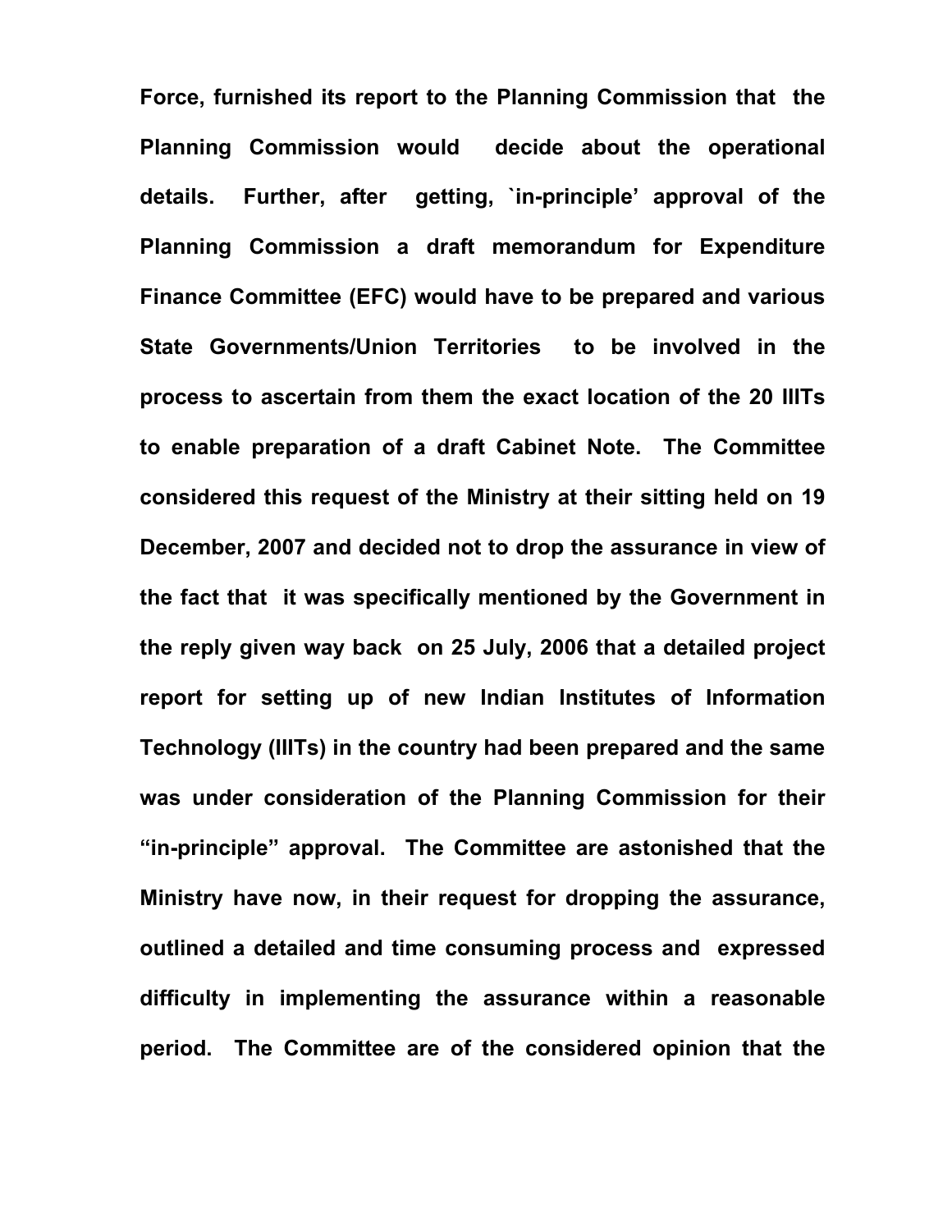**Force, furnished its report to the Planning Commission that the Planning Commission would decide about the operational details. Further, after getting, `in-principle' approval of the Planning Commission a draft memorandum for Expenditure Finance Committee (EFC) would have to be prepared and various State Governments/Union Territories to be involved in the process to ascertain from them the exact location of the 20 IIITs to enable preparation of a draft Cabinet Note. The Committee considered this request of the Ministry at their sitting held on 19 December, 2007 and decided not to drop the assurance in view of the fact that it was specifically mentioned by the Government in the reply given way back on 25 July, 2006 that a detailed project report for setting up of new Indian Institutes of Information Technology (IIITs) in the country had been prepared and the same was under consideration of the Planning Commission for their "in-principle" approval. The Committee are astonished that the Ministry have now, in their request for dropping the assurance, outlined a detailed and time consuming process and expressed difficulty in implementing the assurance within a reasonable period. The Committee are of the considered opinion that the**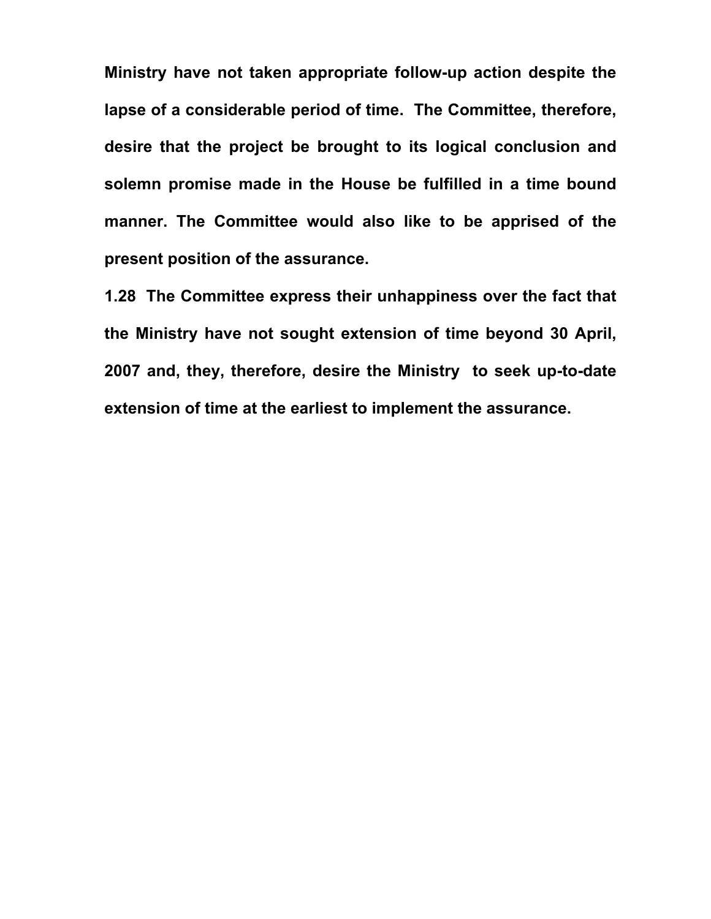**Ministry have not taken appropriate follow-up action despite the lapse of a considerable period of time. The Committee, therefore, desire that the project be brought to its logical conclusion and solemn promise made in the House be fulfilled in a time bound manner. The Committee would also like to be apprised of the present position of the assurance.**

**1.28 The Committee express their unhappiness over the fact that the Ministry have not sought extension of time beyond 30 April, 2007 and, they, therefore, desire the Ministry to seek up-to-date extension of time at the earliest to implement the assurance.**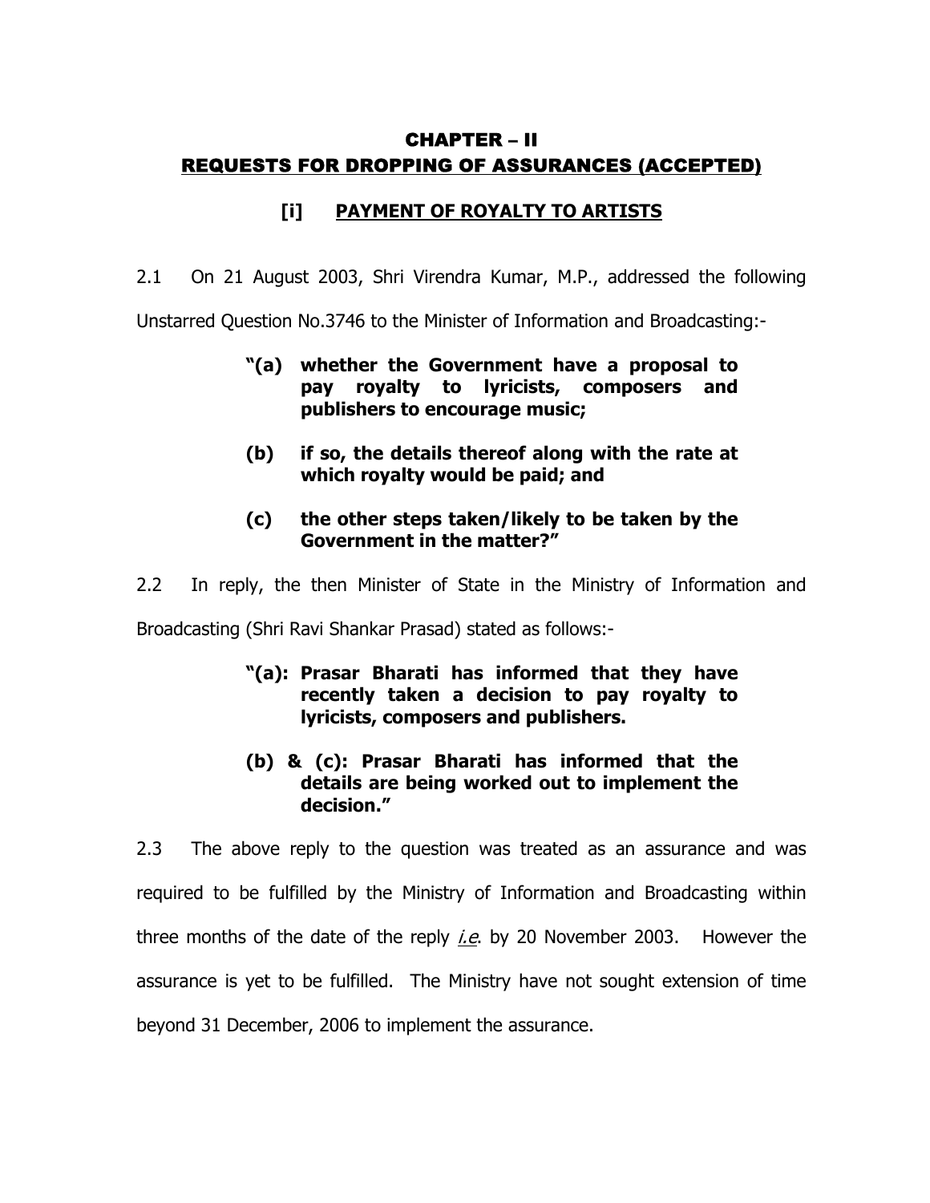# CHAPTER – II

## REQUESTS FOR DROPPING OF ASSURANCES (ACCEPTED)

### [i] PAYMENT OF ROYALTY TO ARTISTS

2.1 On 21 August 2003, Shri Virendra Kumar, M.P., addressed the following Unstarred Question No.3746 to the Minister of Information and Broadcasting:-

> **"(a) whether the Government have a proposal to pay royalty to lyricists, composers and publishers to encourage music;**
>
> **(b) if so, the details thereof along with the rate at which royalty would be paid; and**
>
> **(c) the other steps taken/likely to be taken by the Government in the matter?"**

2.2 In reply, the then Minister of State in the Ministry of Information and Broadcasting (Shri Ravi Shankar Prasad) stated as follows:-

> **"(a): Prasar Bharati has informed that they have recently taken a decision to pay royalty to lyricists, composers and publishers.**
>
> **(b) & (c): Prasar Bharati has informed that the details are being worked out to implement the decision."**

2.3 The above reply to the question was treated as an assurance and was required to be fulfilled by the Ministry of Information and Broadcasting within three months of the date of the reply *i.e.* by 20 November 2003. However the assurance is yet to be fulfilled. The Ministry have not sought extension of time beyond 31 December, 2006 to implement the assurance.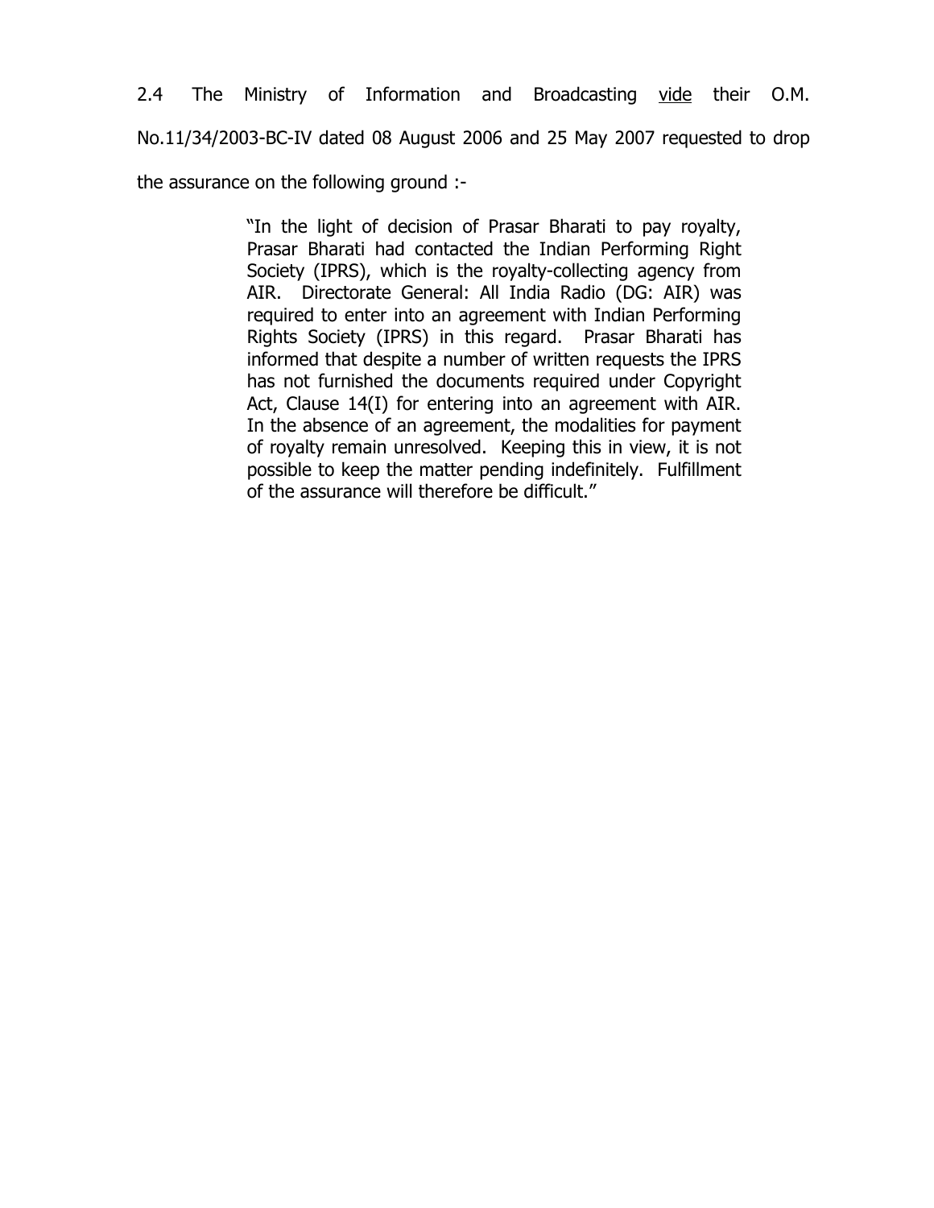2.4 The Ministry of Information and Broadcasting vide their O.M. No.11/34/2003-BC-IV dated 08 August 2006 and 25 May 2007 requested to drop the assurance on the following ground :-

> "In the light of decision of Prasar Bharati to pay royalty, Prasar Bharati had contacted the Indian Performing Right Society (IPRS), which is the royalty-collecting agency from AIR. Directorate General: All India Radio (DG: AIR) was required to enter into an agreement with Indian Performing Rights Society (IPRS) in this regard. Prasar Bharati has informed that despite a number of written requests the IPRS has not furnished the documents required under Copyright Act, Clause 14(I) for entering into an agreement with AIR. In the absence of an agreement, the modalities for payment of royalty remain unresolved. Keeping this in view, it is not possible to keep the matter pending indefinitely. Fulfillment of the assurance will therefore be difficult."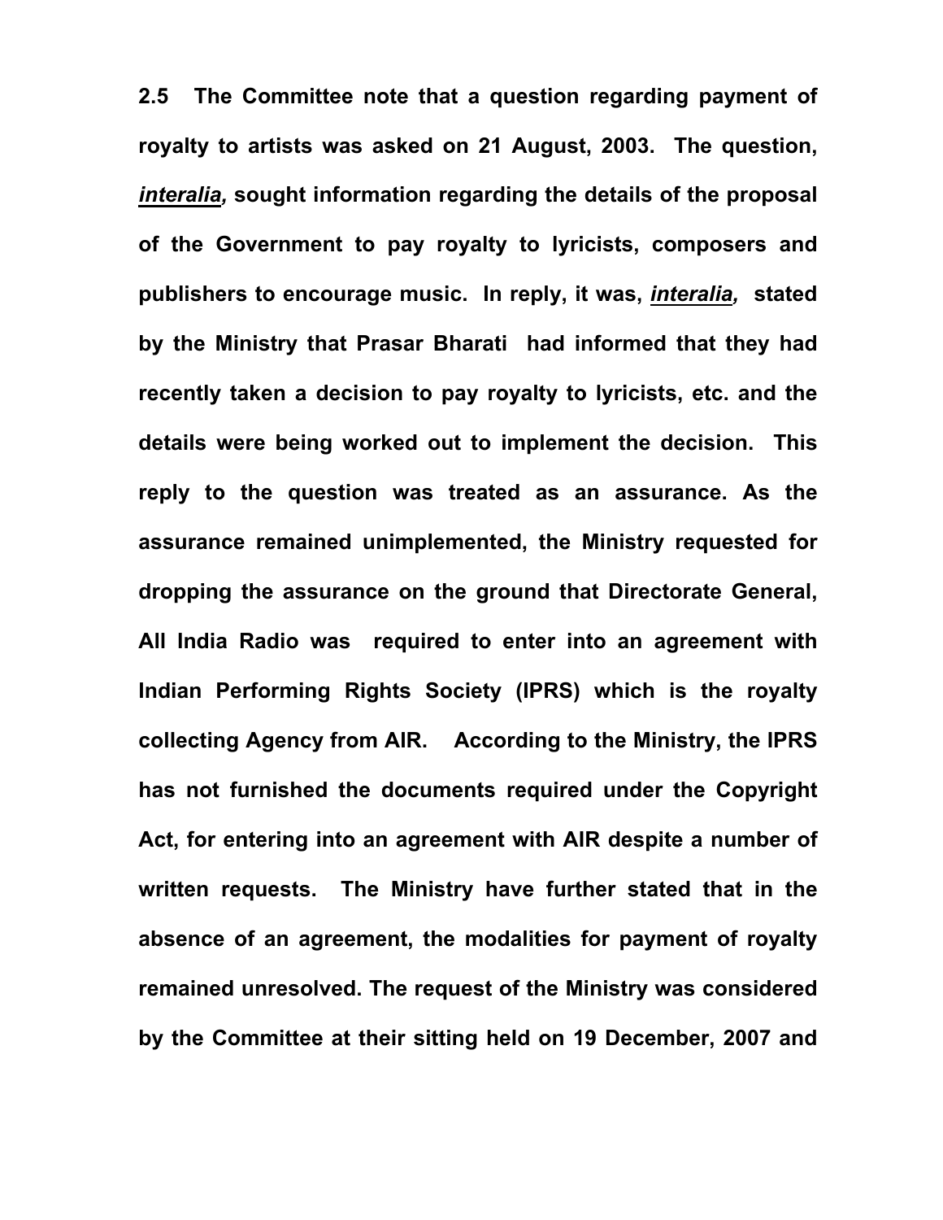**2.5 The Committee note that a question regarding payment of royalty to artists was asked on 21 August, 2003. The question, *interalia,* sought information regarding the details of the proposal of the Government to pay royalty to lyricists, composers and publishers to encourage music. In reply, it was, *interalia,* stated by the Ministry that Prasar Bharati had informed that they had recently taken a decision to pay royalty to lyricists, etc. and the details were being worked out to implement the decision. This reply to the question was treated as an assurance. As the assurance remained unimplemented, the Ministry requested for dropping the assurance on the ground that Directorate General, All India Radio was required to enter into an agreement with Indian Performing Rights Society (IPRS) which is the royalty collecting Agency from AIR. According to the Ministry, the IPRS has not furnished the documents required under the Copyright Act, for entering into an agreement with AIR despite a number of written requests. The Ministry have further stated that in the absence of an agreement, the modalities for payment of royalty remained unresolved. The request of the Ministry was considered by the Committee at their sitting held on 19 December, 2007 and**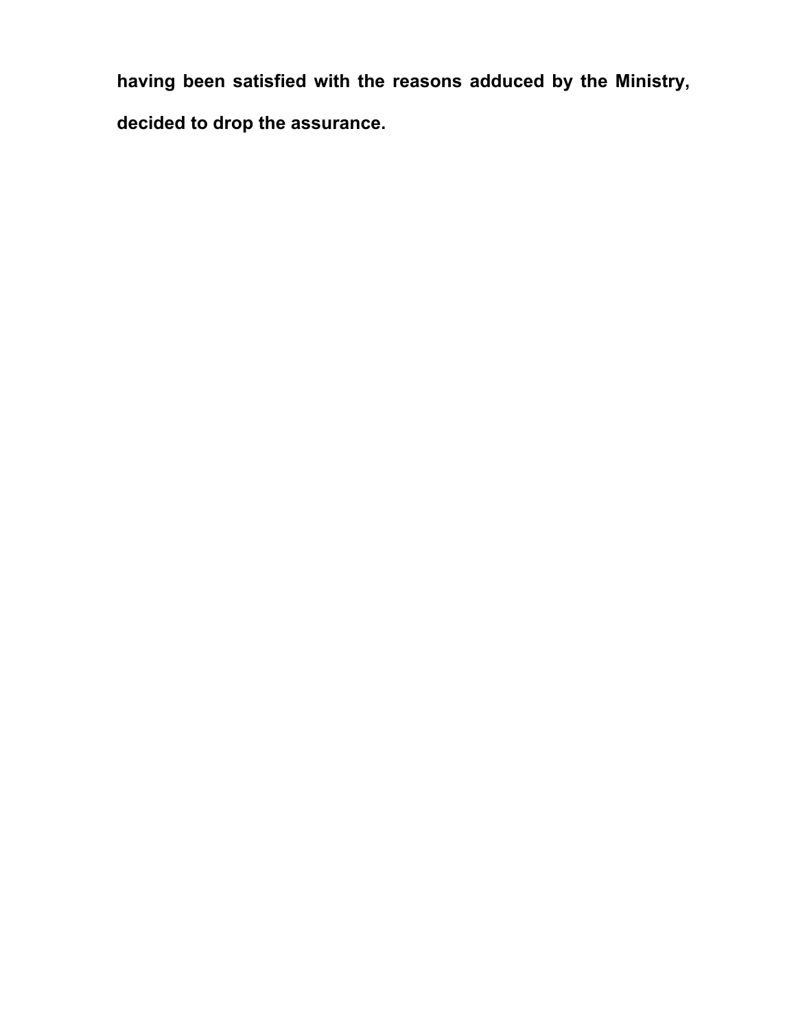**having been satisfied with the reasons adduced by the Ministry, decided to drop the assurance.**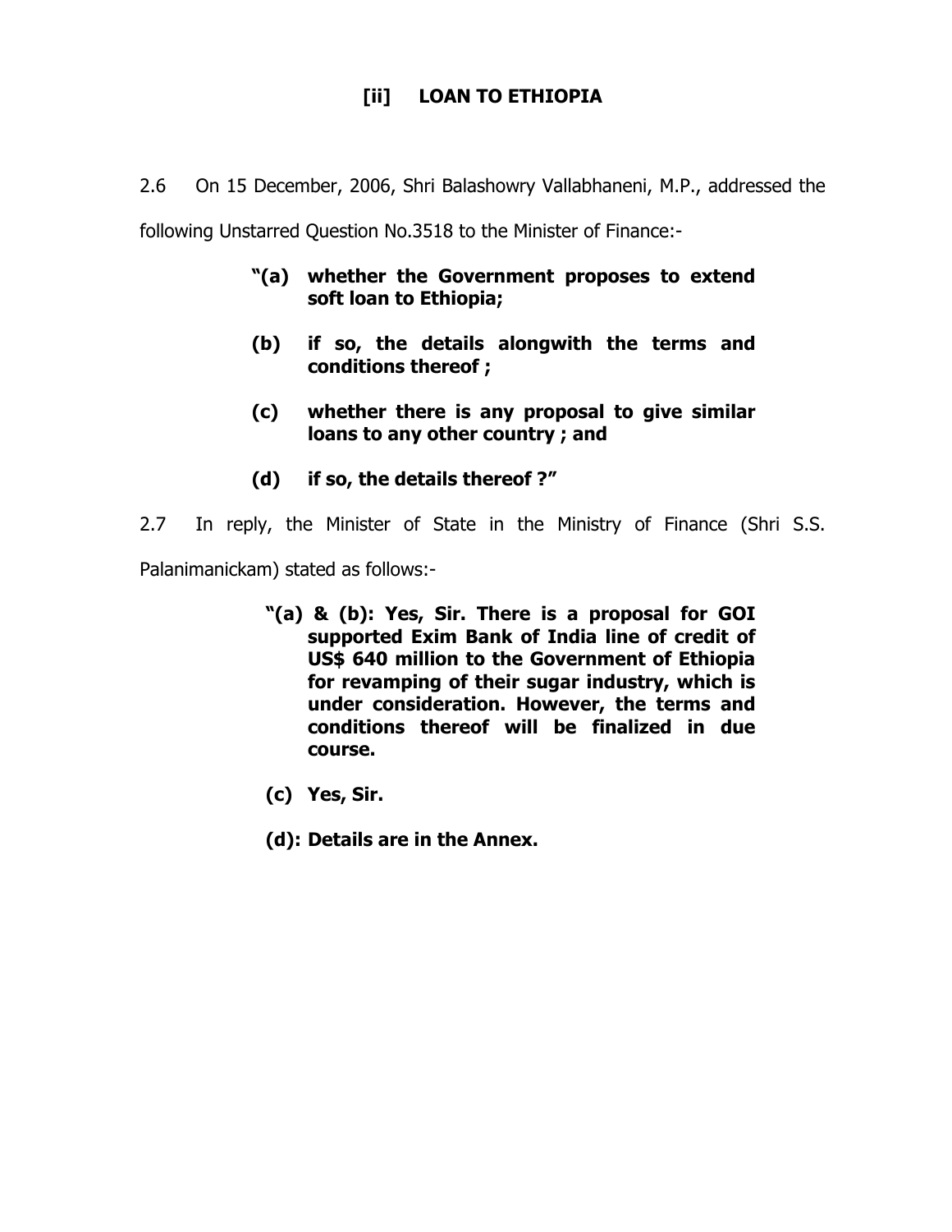## [ii] LOAN TO ETHIOPIA

2.6 On 15 December, 2006, Shri Balashowry Vallabhaneni, M.P., addressed the following Unstarred Question No.3518 to the Minister of Finance:-

> **"(a) whether the Government proposes to extend soft loan to Ethiopia;**
>
> **(b) if so, the details alongwith the terms and conditions thereof ;**
>
> **(c) whether there is any proposal to give similar loans to any other country ; and**
>
> **(d) if so, the details thereof ?"**

2.7 In reply, the Minister of State in the Ministry of Finance (Shri S.S. Palanimanickam) stated as follows:-

> **"(a) & (b): Yes, Sir. There is a proposal for GOI supported Exim Bank of India line of credit of US$ 640 million to the Government of Ethiopia for revamping of their sugar industry, which is under consideration. However, the terms and conditions thereof will be finalized in due course.**
>
> **(c) Yes, Sir.**
>
> **(d): Details are in the Annex.**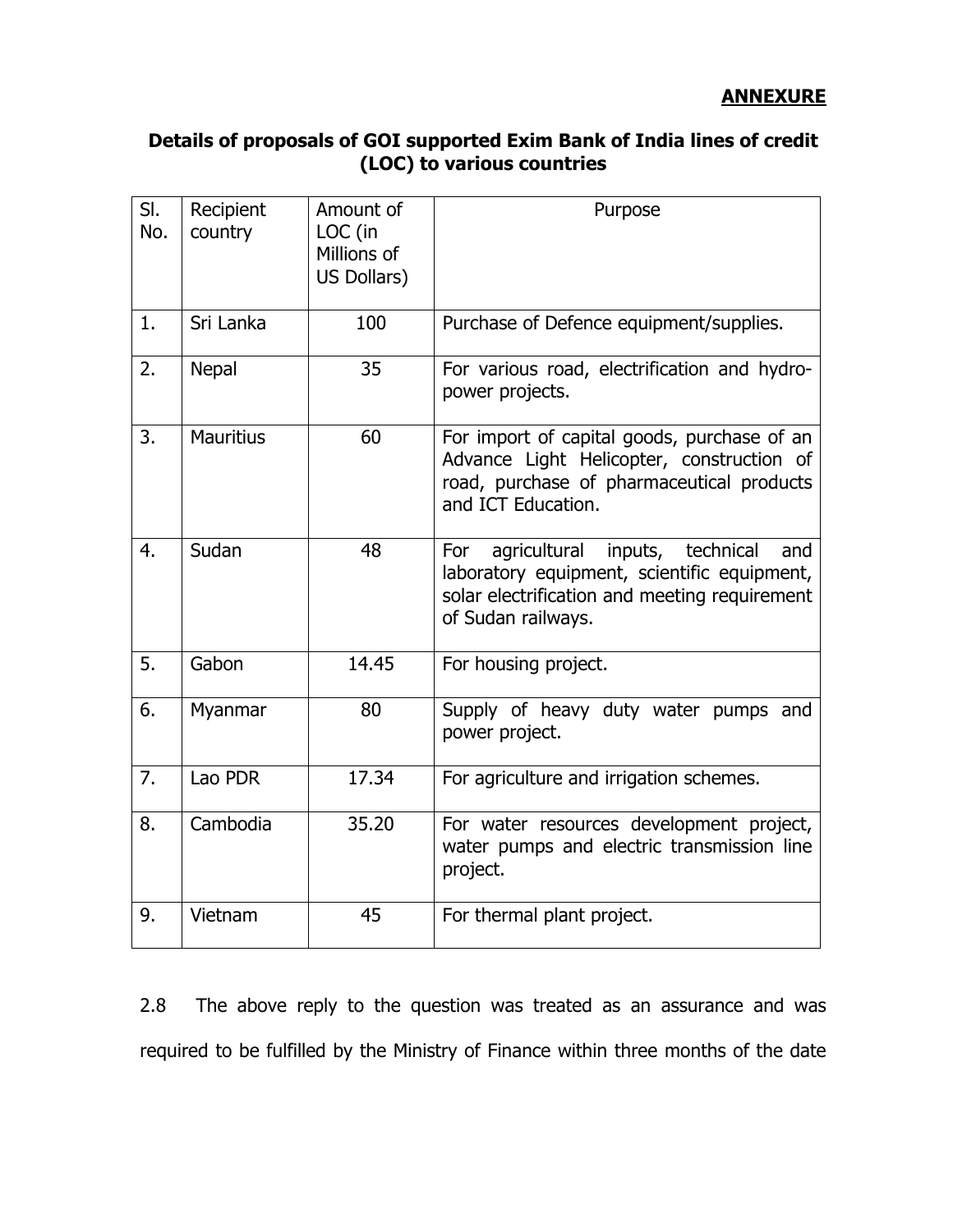**ANNEXURE**

**Details of proposals of GOI supported Exim Bank of India lines of credit (LOC) to various countries**

| Sl. No. | Recipient country | Amount of LOC (in Millions of US Dollars) | Purpose |
|---|---|---|---|
| 1. | Sri Lanka | 100 | Purchase of Defence equipment/supplies. |
| 2. | Nepal | 35 | For various road, electrification and hydro-power projects. |
| 3. | Mauritius | 60 | For import of capital goods, purchase of an Advance Light Helicopter, construction of road, purchase of pharmaceutical products and ICT Education. |
| 4. | Sudan | 48 | For agricultural inputs, technical and laboratory equipment, scientific equipment, solar electrification and meeting requirement of Sudan railways. |
| 5. | Gabon | 14.45 | For housing project. |
| 6. | Myanmar | 80 | Supply of heavy duty water pumps and power project. |
| 7. | Lao PDR | 17.34 | For agriculture and irrigation schemes. |
| 8. | Cambodia | 35.20 | For water resources development project, water pumps and electric transmission line project. |
| 9. | Vietnam | 45 | For thermal plant project. |

2.8 The above reply to the question was treated as an assurance and was required to be fulfilled by the Ministry of Finance within three months of the date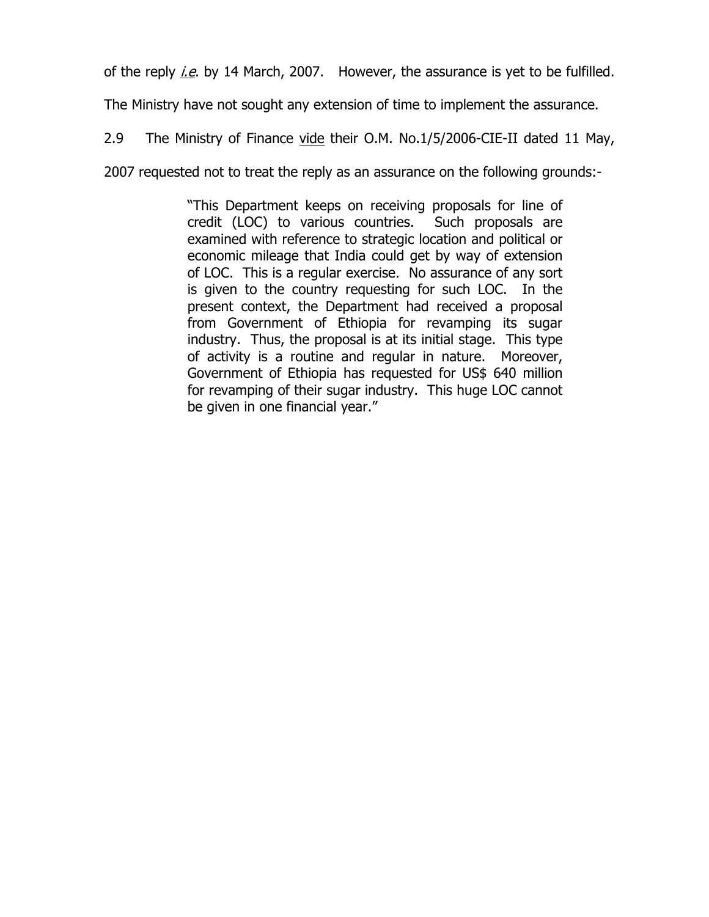of the reply *i.e.* by 14 March, 2007. However, the assurance is yet to be fulfilled. The Ministry have not sought any extension of time to implement the assurance.

2.9 The Ministry of Finance vide their O.M. No.1/5/2006-CIE-II dated 11 May, 2007 requested not to treat the reply as an assurance on the following grounds:-

> "This Department keeps on receiving proposals for line of credit (LOC) to various countries. Such proposals are examined with reference to strategic location and political or economic mileage that India could get by way of extension of LOC. This is a regular exercise. No assurance of any sort is given to the country requesting for such LOC. In the present context, the Department had received a proposal from Government of Ethiopia for revamping its sugar industry. Thus, the proposal is at its initial stage. This type of activity is a routine and regular in nature. Moreover, Government of Ethiopia has requested for US$ 640 million for revamping of their sugar industry. This huge LOC cannot be given in one financial year."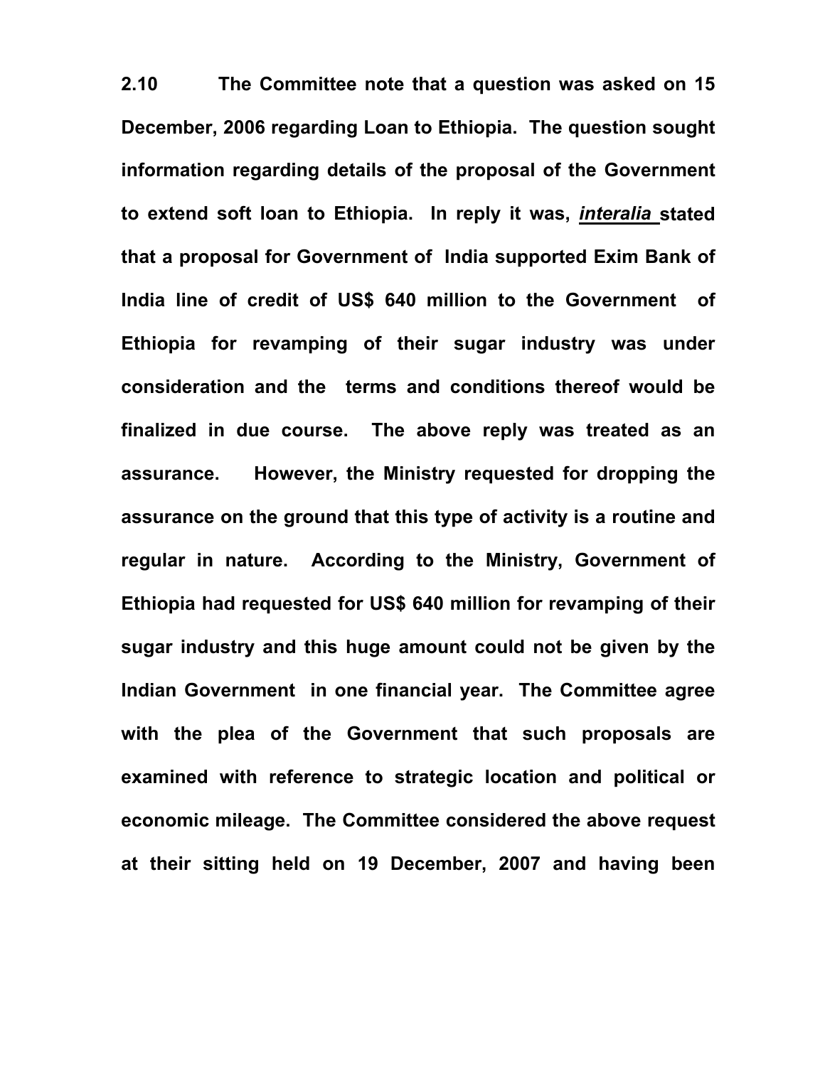**2.10 The Committee note that a question was asked on 15 December, 2006 regarding Loan to Ethiopia. The question sought information regarding details of the proposal of the Government to extend soft loan to Ethiopia. In reply it was, *interalia* stated that a proposal for Government of India supported Exim Bank of India line of credit of US$ 640 million to the Government of Ethiopia for revamping of their sugar industry was under consideration and the terms and conditions thereof would be finalized in due course. The above reply was treated as an assurance. However, the Ministry requested for dropping the assurance on the ground that this type of activity is a routine and regular in nature. According to the Ministry, Government of Ethiopia had requested for US$ 640 million for revamping of their sugar industry and this huge amount could not be given by the Indian Government in one financial year. The Committee agree with the plea of the Government that such proposals are examined with reference to strategic location and political or economic mileage. The Committee considered the above request at their sitting held on 19 December, 2007 and having been**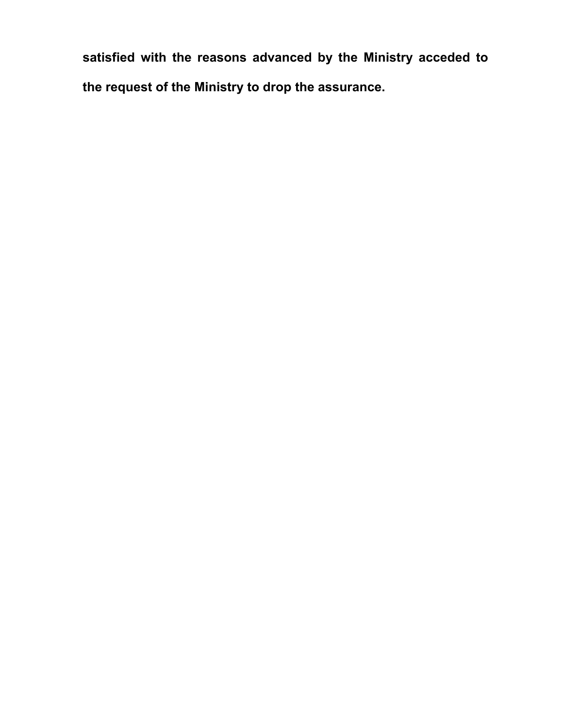**satisfied with the reasons advanced by the Ministry acceded to the request of the Ministry to drop the assurance.**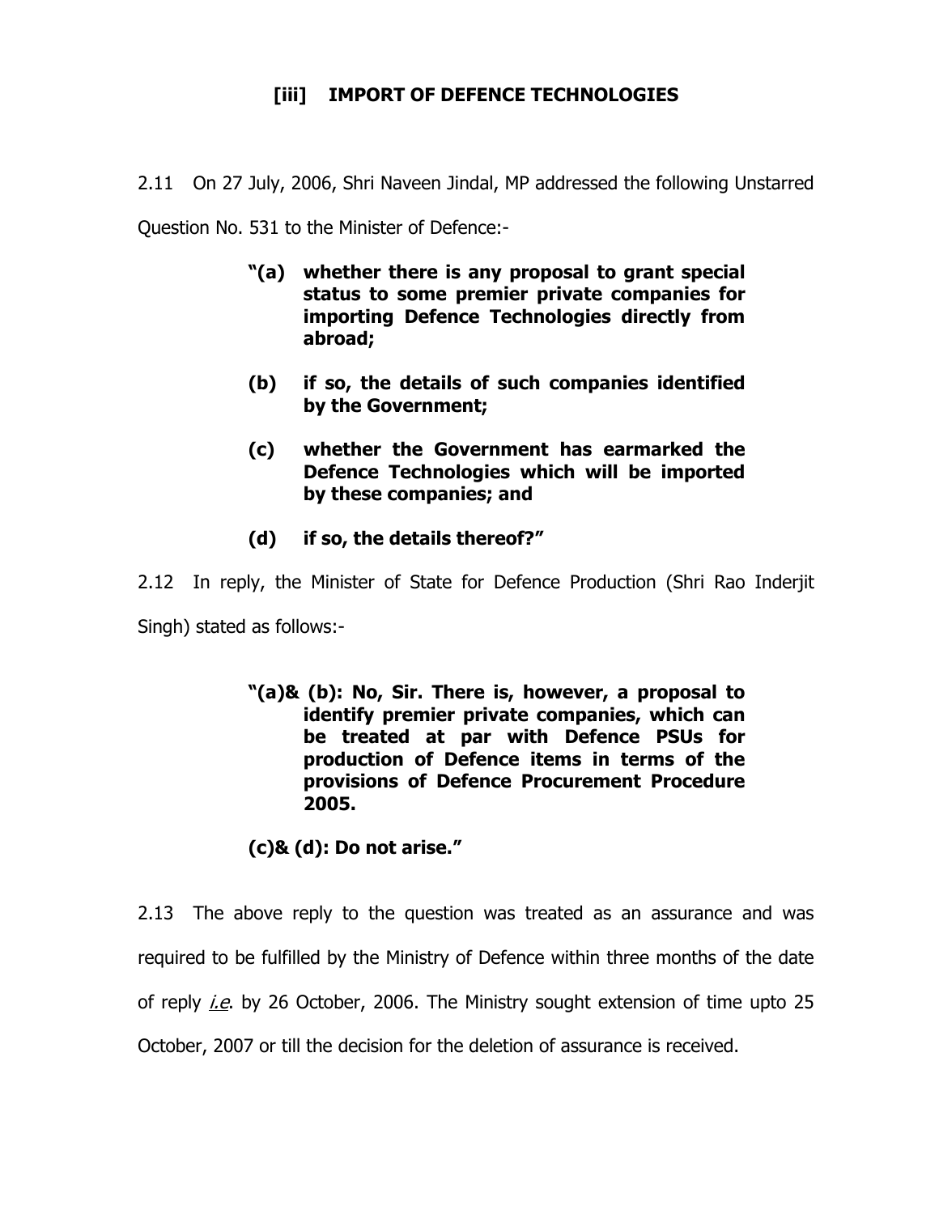### [iii] IMPORT OF DEFENCE TECHNOLOGIES

2.11 On 27 July, 2006, Shri Naveen Jindal, MP addressed the following Unstarred Question No. 531 to the Minister of Defence:-

> **"(a) whether there is any proposal to grant special status to some premier private companies for importing Defence Technologies directly from abroad;**
>
> **(b) if so, the details of such companies identified by the Government;**
>
> **(c) whether the Government has earmarked the Defence Technologies which will be imported by these companies; and**
>
> **(d) if so, the details thereof?"**

2.12 In reply, the Minister of State for Defence Production (Shri Rao Inderjit Singh) stated as follows:-

> **"(a)& (b): No, Sir. There is, however, a proposal to identify premier private companies, which can be treated at par with Defence PSUs for production of Defence items in terms of the provisions of Defence Procurement Procedure 2005.**
>
> **(c)& (d): Do not arise."**

2.13 The above reply to the question was treated as an assurance and was required to be fulfilled by the Ministry of Defence within three months of the date of reply *i.e.* by 26 October, 2006. The Ministry sought extension of time upto 25 October, 2007 or till the decision for the deletion of assurance is received.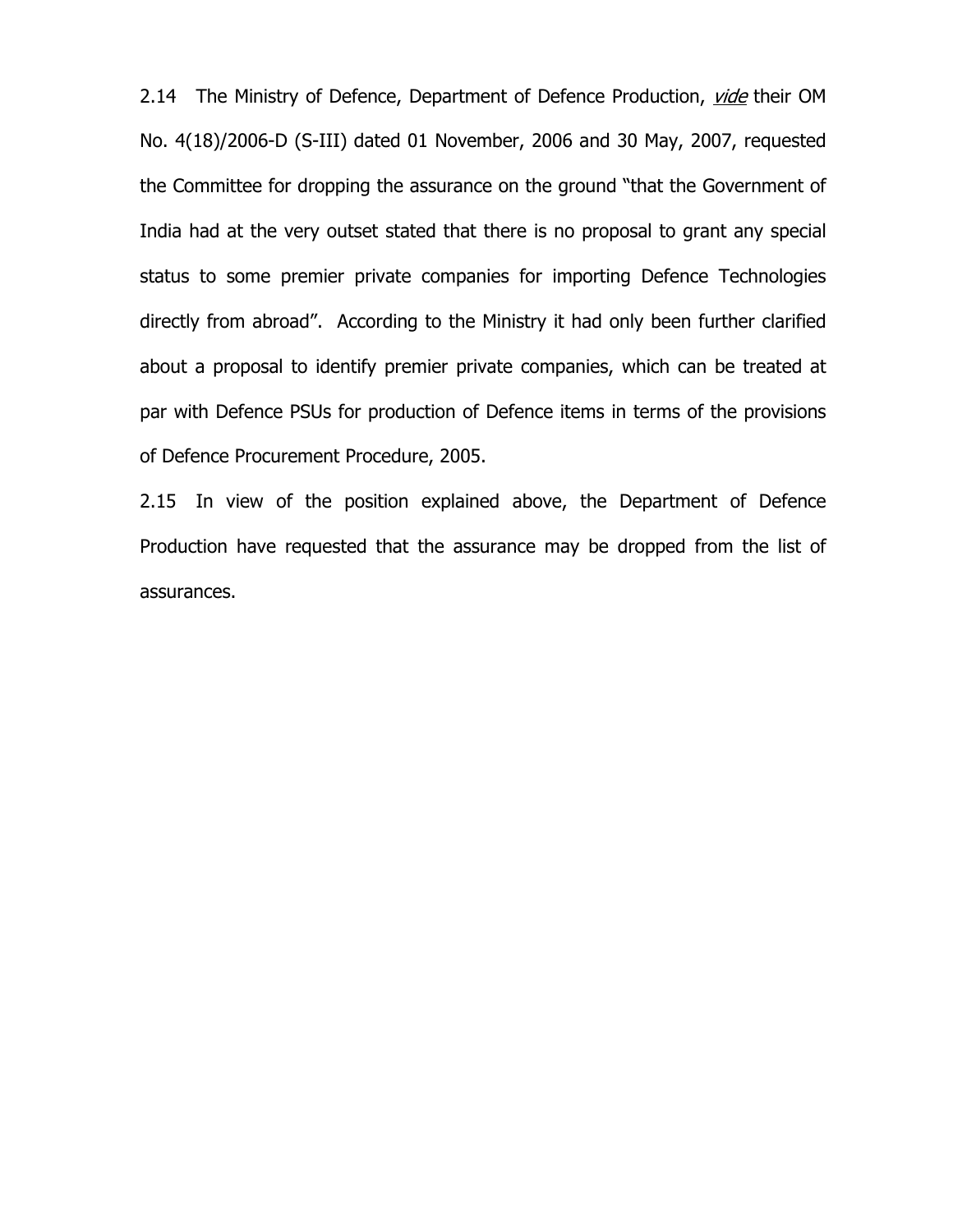2.14 The Ministry of Defence, Department of Defence Production, *vide* their OM No. 4(18)/2006-D (S-III) dated 01 November, 2006 and 30 May, 2007, requested the Committee for dropping the assurance on the ground "that the Government of India had at the very outset stated that there is no proposal to grant any special status to some premier private companies for importing Defence Technologies directly from abroad". According to the Ministry it had only been further clarified about a proposal to identify premier private companies, which can be treated at par with Defence PSUs for production of Defence items in terms of the provisions of Defence Procurement Procedure, 2005.

2.15 In view of the position explained above, the Department of Defence Production have requested that the assurance may be dropped from the list of assurances.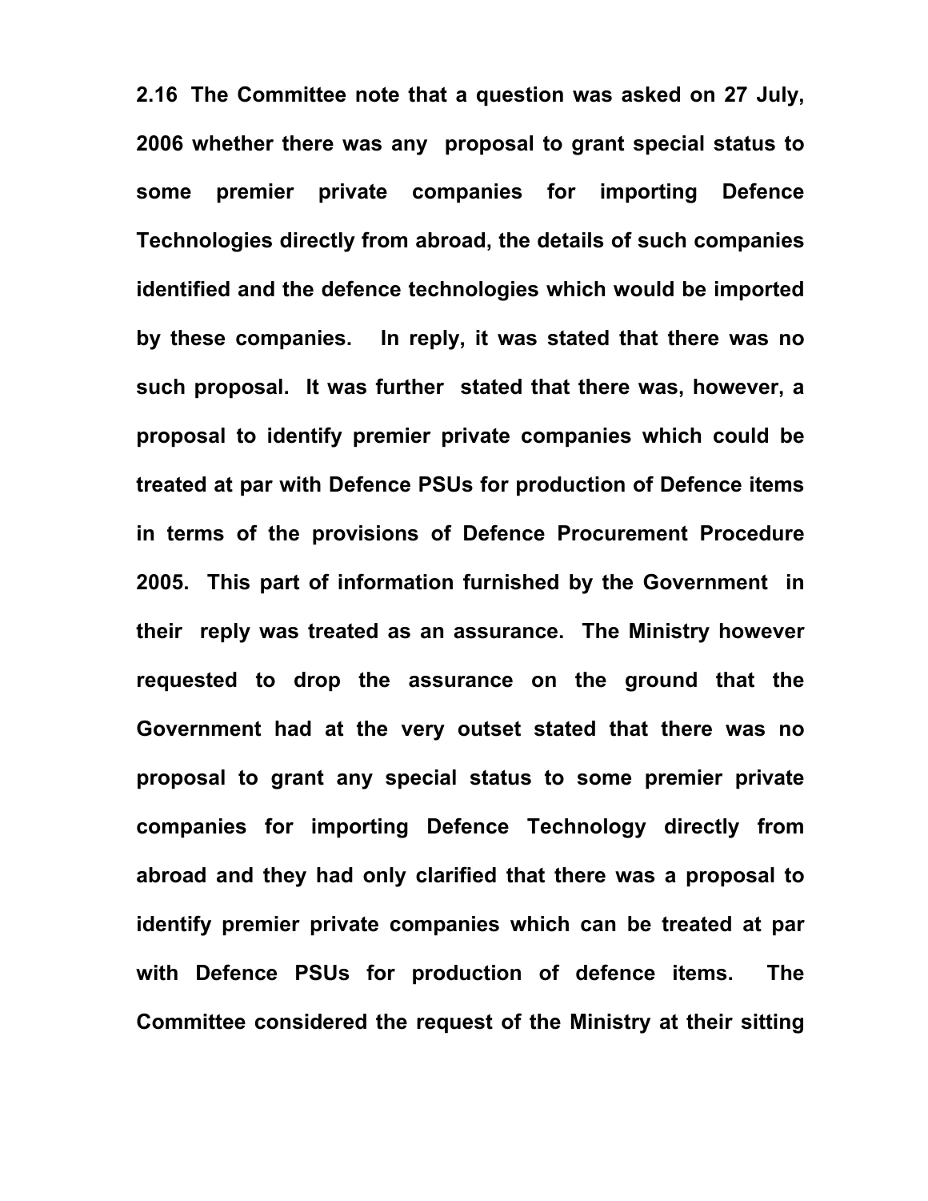**2.16 The Committee note that a question was asked on 27 July, 2006 whether there was any proposal to grant special status to some premier private companies for importing Defence Technologies directly from abroad, the details of such companies identified and the defence technologies which would be imported by these companies. In reply, it was stated that there was no such proposal. It was further stated that there was, however, a proposal to identify premier private companies which could be treated at par with Defence PSUs for production of Defence items in terms of the provisions of Defence Procurement Procedure 2005. This part of information furnished by the Government in their reply was treated as an assurance. The Ministry however requested to drop the assurance on the ground that the Government had at the very outset stated that there was no proposal to grant any special status to some premier private companies for importing Defence Technology directly from abroad and they had only clarified that there was a proposal to identify premier private companies which can be treated at par with Defence PSUs for production of defence items. The Committee considered the request of the Ministry at their sitting**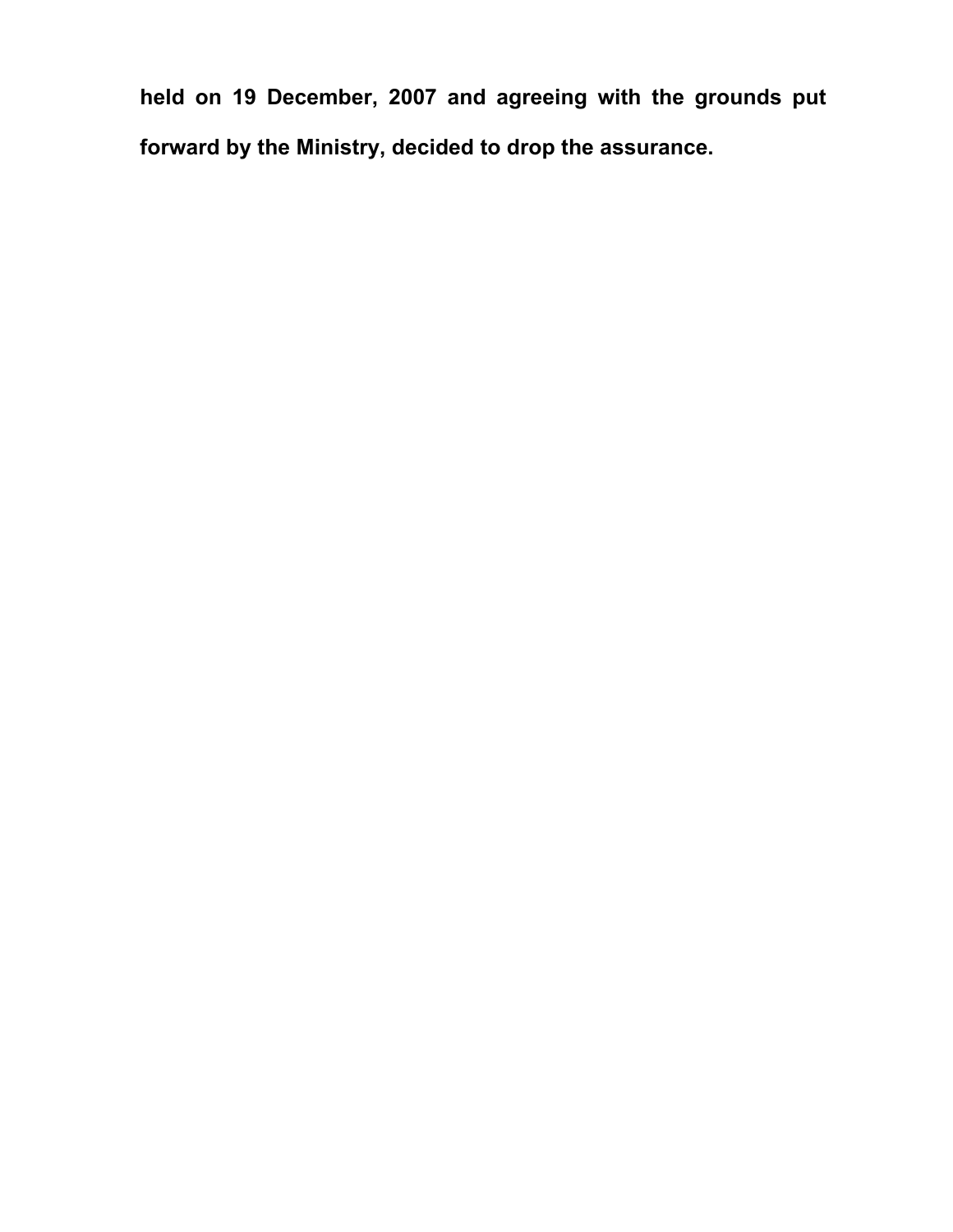**held on 19 December, 2007 and agreeing with the grounds put forward by the Ministry, decided to drop the assurance.**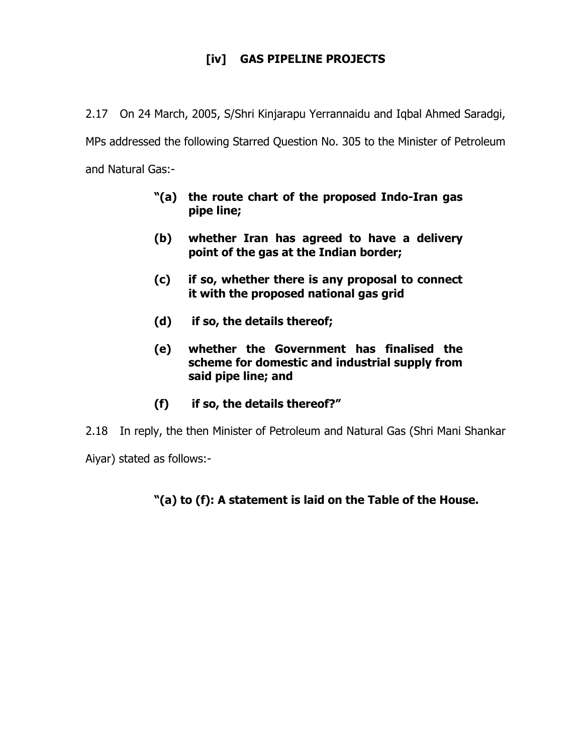## [iv] GAS PIPELINE PROJECTS

2.17 On 24 March, 2005, S/Shri Kinjarapu Yerrannaidu and Iqbal Ahmed Saradgi, MPs addressed the following Starred Question No. 305 to the Minister of Petroleum and Natural Gas:-

> **"(a) the route chart of the proposed Indo-Iran gas pipe line;**
>
> **(b) whether Iran has agreed to have a delivery point of the gas at the Indian border;**
>
> **(c) if so, whether there is any proposal to connect it with the proposed national gas grid**
>
> **(d) if so, the details thereof;**
>
> **(e) whether the Government has finalised the scheme for domestic and industrial supply from said pipe line; and**
>
> **(f) if so, the details thereof?"**

2.18 In reply, the then Minister of Petroleum and Natural Gas (Shri Mani Shankar Aiyar) stated as follows:-

> **"(a) to (f): A statement is laid on the Table of the House.**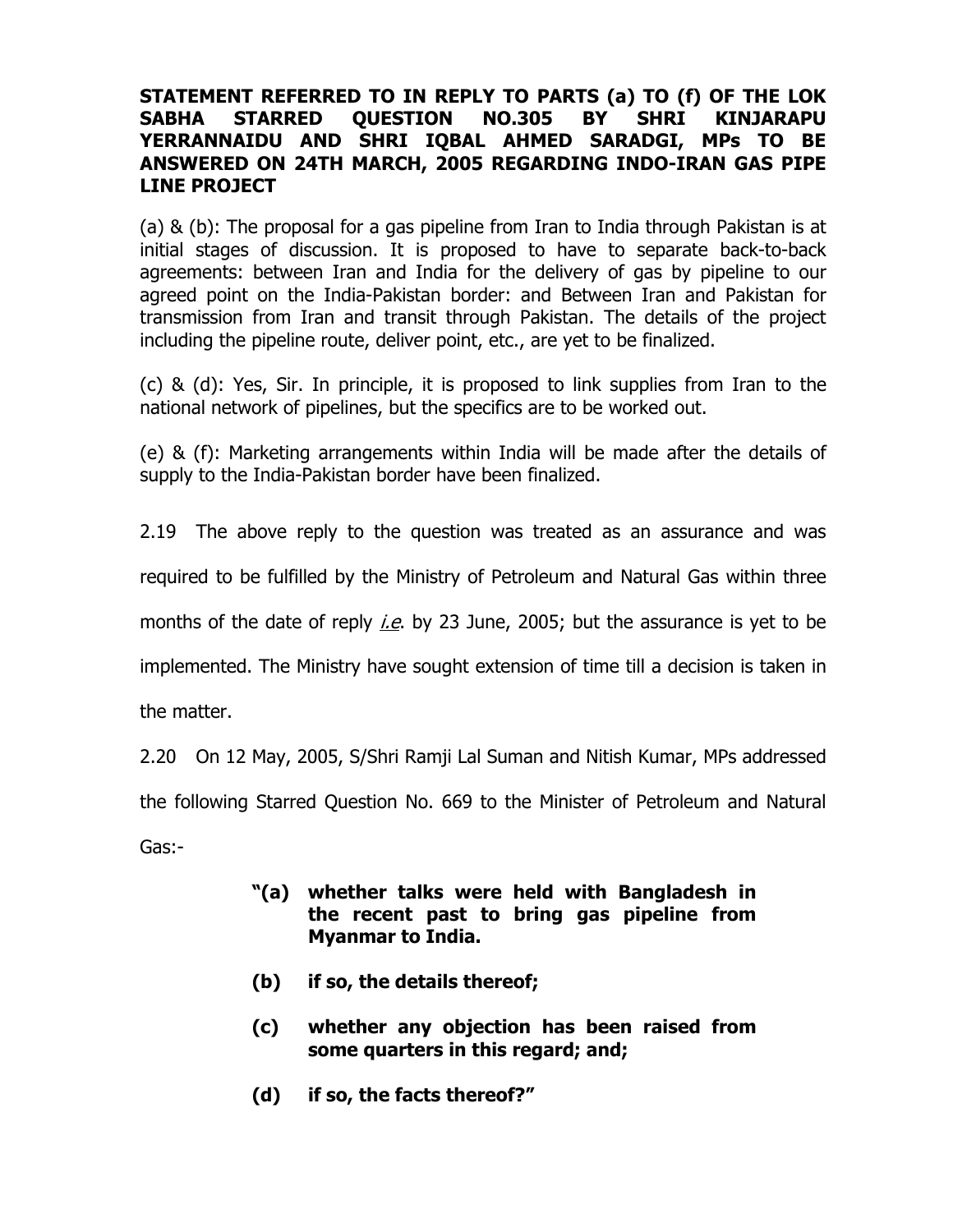**STATEMENT REFERRED TO IN REPLY TO PARTS (a) TO (f) OF THE LOK SABHA STARRED QUESTION NO.305 BY SHRI KINJARAPU YERRANNAIDU AND SHRI IQBAL AHMED SARADGI, MPs TO BE ANSWERED ON 24TH MARCH, 2005 REGARDING INDO-IRAN GAS PIPE LINE PROJECT**

(a) & (b): The proposal for a gas pipeline from Iran to India through Pakistan is at initial stages of discussion. It is proposed to have to separate back-to-back agreements: between Iran and India for the delivery of gas by pipeline to our agreed point on the India-Pakistan border: and Between Iran and Pakistan for transmission from Iran and transit through Pakistan. The details of the project including the pipeline route, deliver point, etc., are yet to be finalized.

(c) & (d): Yes, Sir. In principle, it is proposed to link supplies from Iran to the national network of pipelines, but the specifics are to be worked out.

(e) & (f): Marketing arrangements within India will be made after the details of supply to the India-Pakistan border have been finalized.

2.19 The above reply to the question was treated as an assurance and was required to be fulfilled by the Ministry of Petroleum and Natural Gas within three months of the date of reply *i.e*. by 23 June, 2005; but the assurance is yet to be implemented. The Ministry have sought extension of time till a decision is taken in the matter.

2.20 On 12 May, 2005, S/Shri Ramji Lal Suman and Nitish Kumar, MPs addressed the following Starred Question No. 669 to the Minister of Petroleum and Natural Gas:-

> **"(a) whether talks were held with Bangladesh in the recent past to bring gas pipeline from Myanmar to India.**
>
> **(b) if so, the details thereof;**
>
> **(c) whether any objection has been raised from some quarters in this regard; and;**
>
> **(d) if so, the facts thereof?"**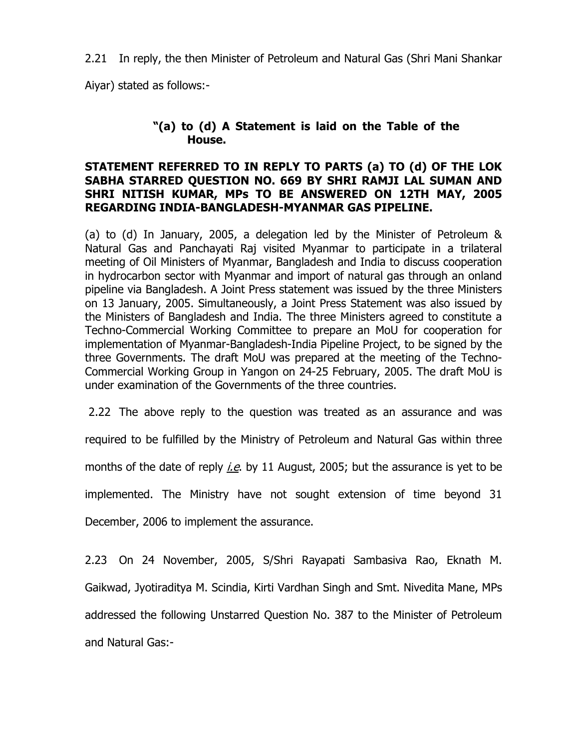2.21 In reply, the then Minister of Petroleum and Natural Gas (Shri Mani Shankar Aiyar) stated as follows:-

**"(a) to (d) A Statement is laid on the Table of the House.**

**STATEMENT REFERRED TO IN REPLY TO PARTS (a) TO (d) OF THE LOK SABHA STARRED QUESTION NO. 669 BY SHRI RAMJI LAL SUMAN AND SHRI NITISH KUMAR, MPs TO BE ANSWERED ON 12TH MAY, 2005 REGARDING INDIA-BANGLADESH-MYANMAR GAS PIPELINE.**

(a) to (d) In January, 2005, a delegation led by the Minister of Petroleum & Natural Gas and Panchayati Raj visited Myanmar to participate in a trilateral meeting of Oil Ministers of Myanmar, Bangladesh and India to discuss cooperation in hydrocarbon sector with Myanmar and import of natural gas through an onland pipeline via Bangladesh. A Joint Press statement was issued by the three Ministers on 13 January, 2005. Simultaneously, a Joint Press Statement was also issued by the Ministers of Bangladesh and India. The three Ministers agreed to constitute a Techno-Commercial Working Committee to prepare an MoU for cooperation for implementation of Myanmar-Bangladesh-India Pipeline Project, to be signed by the three Governments. The draft MoU was prepared at the meeting of the Techno-Commercial Working Group in Yangon on 24-25 February, 2005. The draft MoU is under examination of the Governments of the three countries.

2.22 The above reply to the question was treated as an assurance and was required to be fulfilled by the Ministry of Petroleum and Natural Gas within three months of the date of reply *i.e*. by 11 August, 2005; but the assurance is yet to be implemented. The Ministry have not sought extension of time beyond 31 December, 2006 to implement the assurance.

2.23 On 24 November, 2005, S/Shri Rayapati Sambasiva Rao, Eknath M. Gaikwad, Jyotiraditya M. Scindia, Kirti Vardhan Singh and Smt. Nivedita Mane, MPs addressed the following Unstarred Question No. 387 to the Minister of Petroleum and Natural Gas:-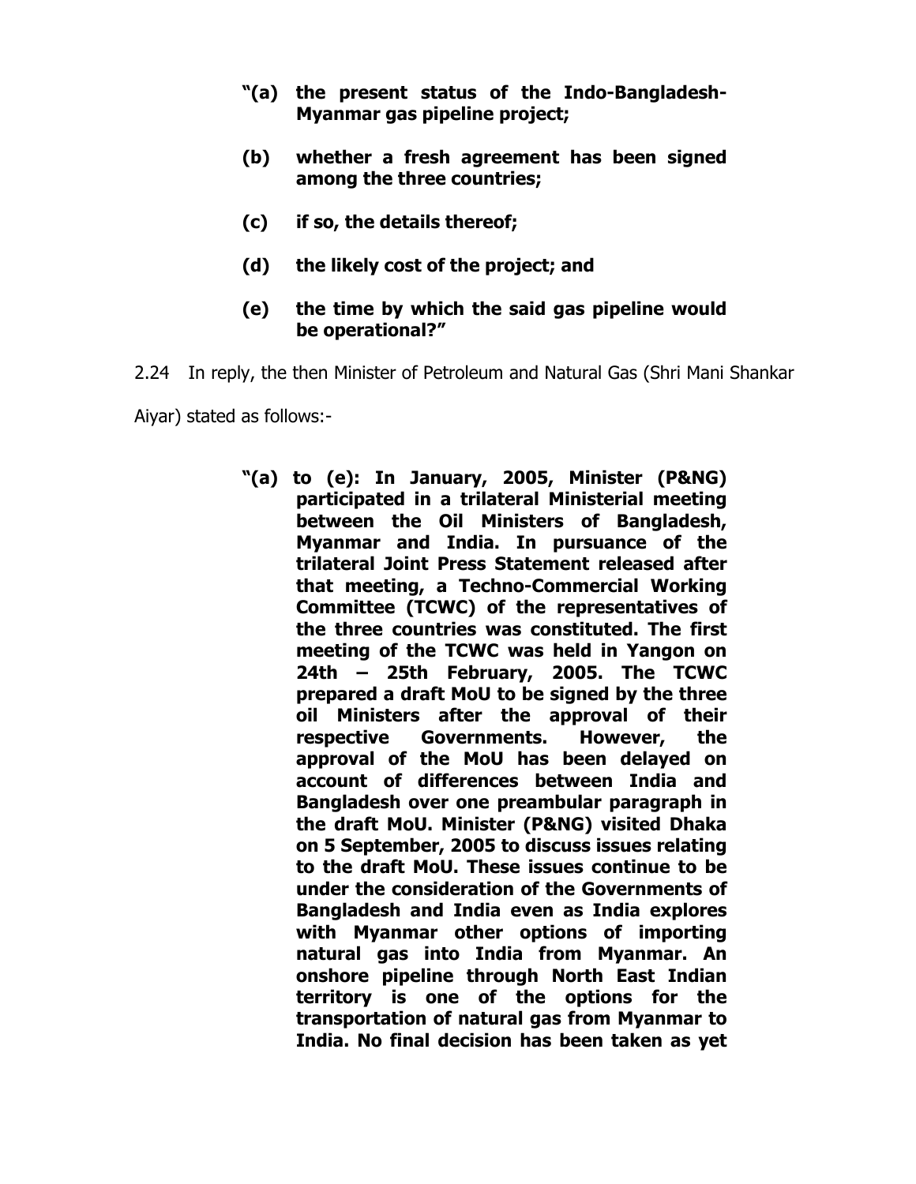**"(a) the present status of the Indo-Bangladesh-Myanmar gas pipeline project;**

**(b) whether a fresh agreement has been signed among the three countries;**

**(c) if so, the details thereof;**

**(d) the likely cost of the project; and**

**(e) the time by which the said gas pipeline would be operational?"**

2.24 In reply, the then Minister of Petroleum and Natural Gas (Shri Mani Shankar Aiyar) stated as follows:-

> **"(a) to (e): In January, 2005, Minister (P&NG) participated in a trilateral Ministerial meeting between the Oil Ministers of Bangladesh, Myanmar and India. In pursuance of the trilateral Joint Press Statement released after that meeting, a Techno-Commercial Working Committee (TCWC) of the representatives of the three countries was constituted. The first meeting of the TCWC was held in Yangon on 24th – 25th February, 2005. The TCWC prepared a draft MoU to be signed by the three oil Ministers after the approval of their respective Governments. However, the approval of the MoU has been delayed on account of differences between India and Bangladesh over one preambular paragraph in the draft MoU. Minister (P&NG) visited Dhaka on 5 September, 2005 to discuss issues relating to the draft MoU. These issues continue to be under the consideration of the Governments of Bangladesh and India even as India explores with Myanmar other options of importing natural gas into India from Myanmar. An onshore pipeline through North East Indian territory is one of the options for the transportation of natural gas from Myanmar to India. No final decision has been taken as yet**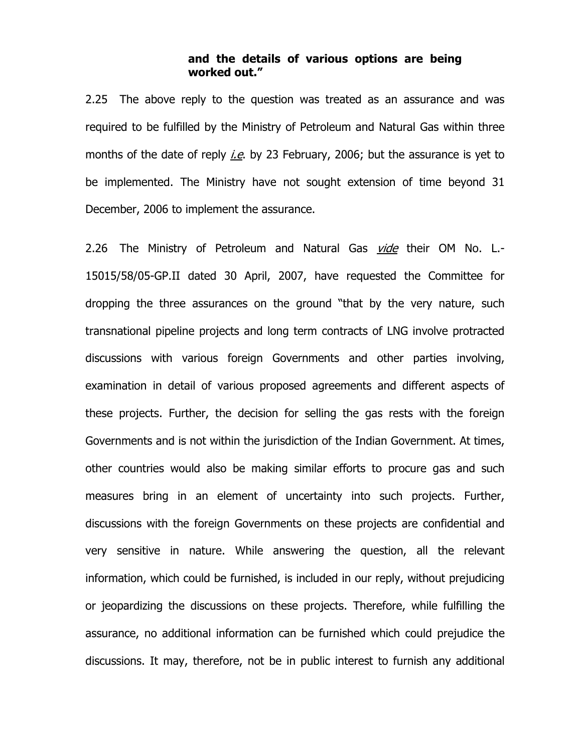**and the details of various options are being worked out."**

2.25 The above reply to the question was treated as an assurance and was required to be fulfilled by the Ministry of Petroleum and Natural Gas within three months of the date of reply *i.e.* by 23 February, 2006; but the assurance is yet to be implemented. The Ministry have not sought extension of time beyond 31 December, 2006 to implement the assurance.

2.26 The Ministry of Petroleum and Natural Gas *vide* their OM No. L.-15015/58/05-GP.II dated 30 April, 2007, have requested the Committee for dropping the three assurances on the ground "that by the very nature, such transnational pipeline projects and long term contracts of LNG involve protracted discussions with various foreign Governments and other parties involving, examination in detail of various proposed agreements and different aspects of these projects. Further, the decision for selling the gas rests with the foreign Governments and is not within the jurisdiction of the Indian Government. At times, other countries would also be making similar efforts to procure gas and such measures bring in an element of uncertainty into such projects. Further, discussions with the foreign Governments on these projects are confidential and very sensitive in nature. While answering the question, all the relevant information, which could be furnished, is included in our reply, without prejudicing or jeopardizing the discussions on these projects. Therefore, while fulfilling the assurance, no additional information can be furnished which could prejudice the discussions. It may, therefore, not be in public interest to furnish any additional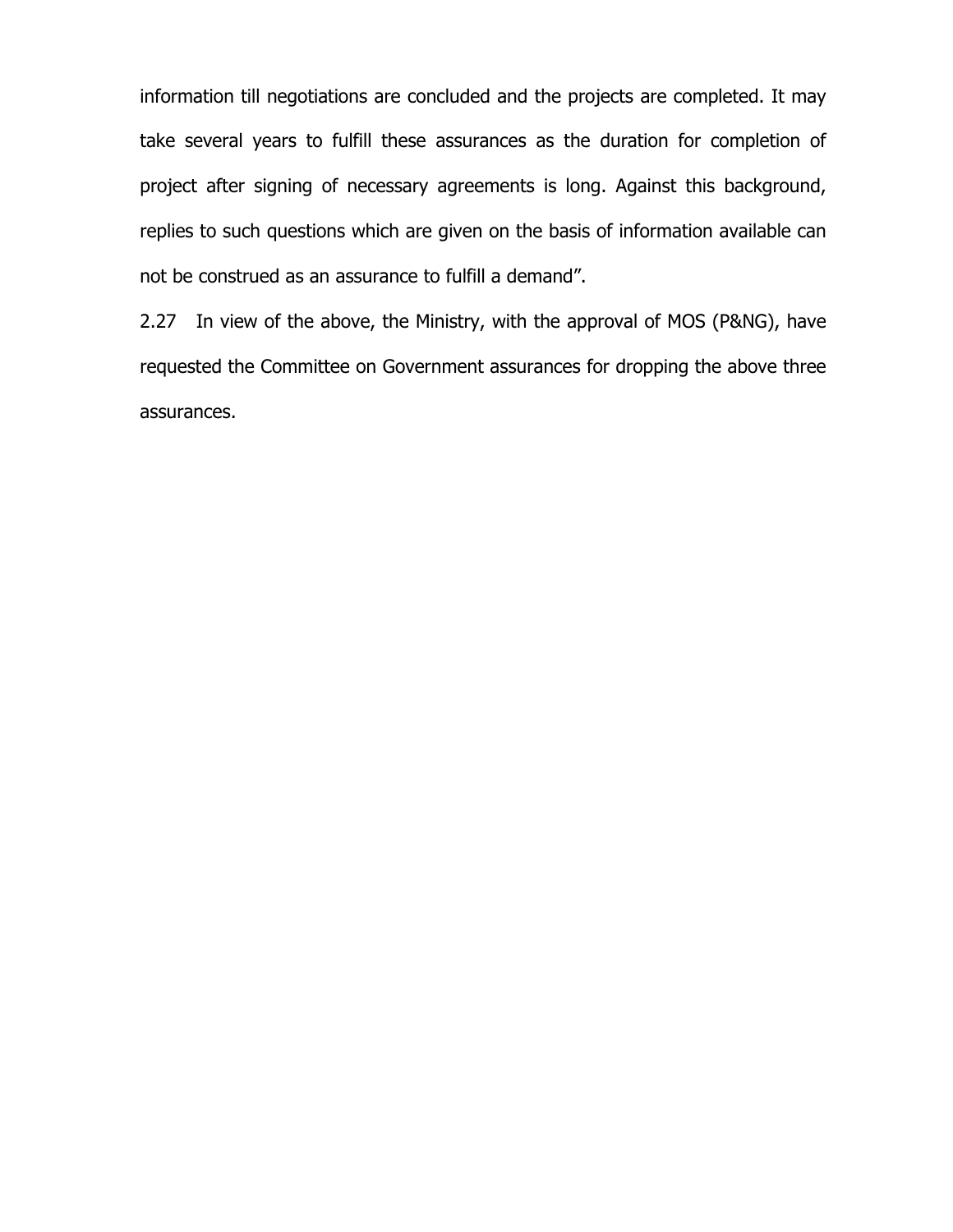information till negotiations are concluded and the projects are completed. It may take several years to fulfill these assurances as the duration for completion of project after signing of necessary agreements is long. Against this background, replies to such questions which are given on the basis of information available can not be construed as an assurance to fulfill a demand".

2.27 In view of the above, the Ministry, with the approval of MOS (P&NG), have requested the Committee on Government assurances for dropping the above three assurances.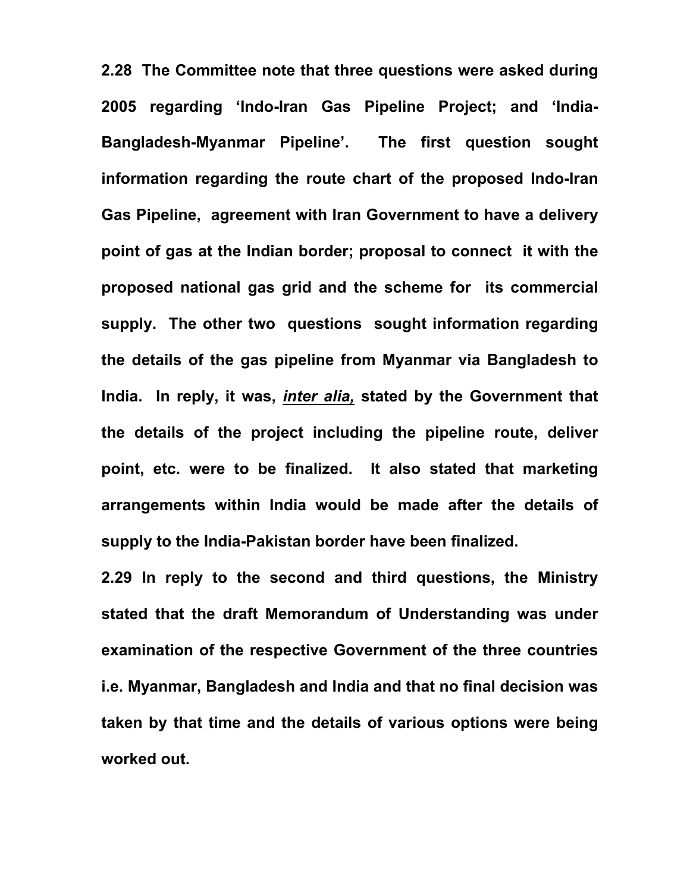**2.28 The Committee note that three questions were asked during 2005 regarding 'Indo-Iran Gas Pipeline Project; and 'India-Bangladesh-Myanmar Pipeline'. The first question sought information regarding the route chart of the proposed Indo-Iran Gas Pipeline, agreement with Iran Government to have a delivery point of gas at the Indian border; proposal to connect it with the proposed national gas grid and the scheme for its commercial supply. The other two questions sought information regarding the details of the gas pipeline from Myanmar via Bangladesh to India. In reply, it was, *inter alia,* stated by the Government that the details of the project including the pipeline route, deliver point, etc. were to be finalized. It also stated that marketing arrangements within India would be made after the details of supply to the India-Pakistan border have been finalized.**

**2.29 In reply to the second and third questions, the Ministry stated that the draft Memorandum of Understanding was under examination of the respective Government of the three countries i.e. Myanmar, Bangladesh and India and that no final decision was taken by that time and the details of various options were being worked out.**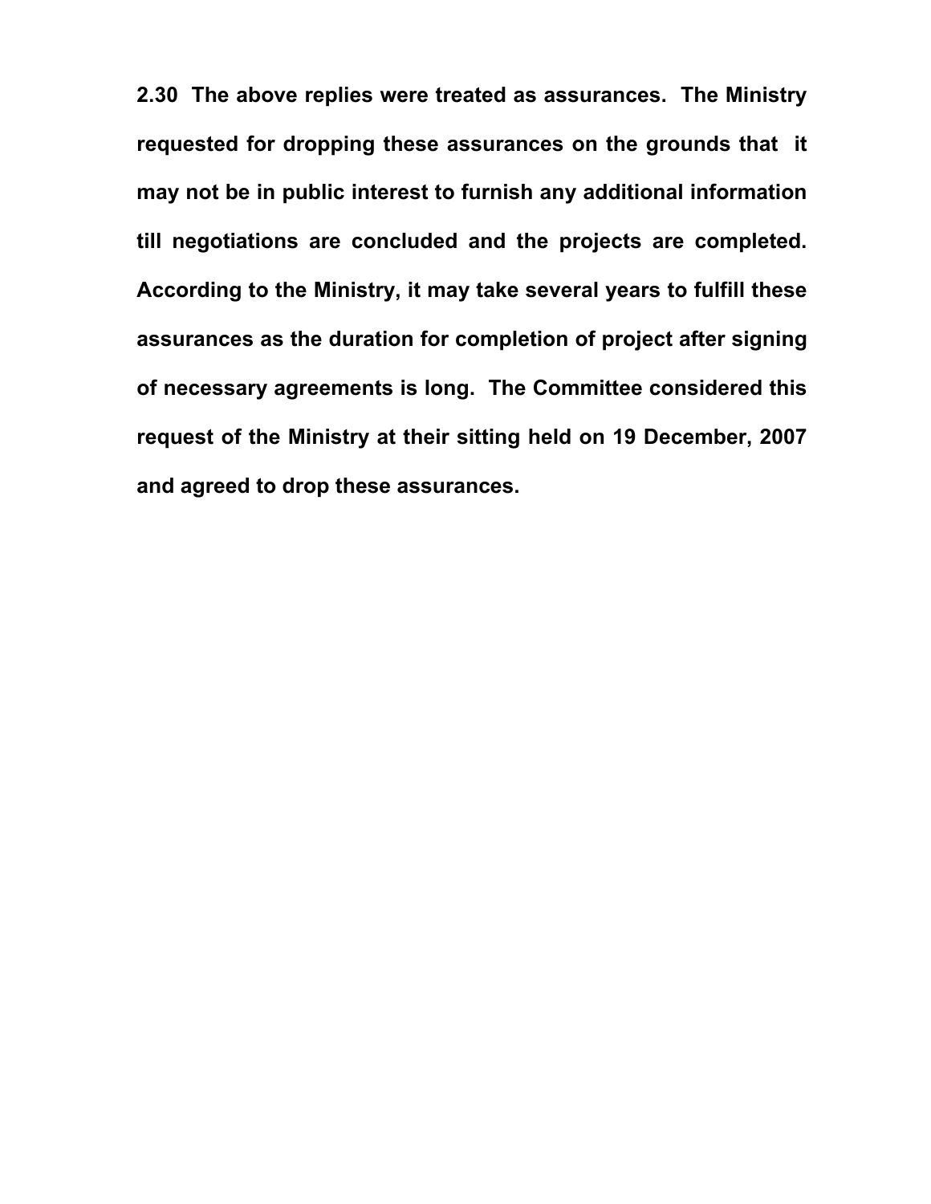**2.30 The above replies were treated as assurances. The Ministry requested for dropping these assurances on the grounds that it may not be in public interest to furnish any additional information till negotiations are concluded and the projects are completed. According to the Ministry, it may take several years to fulfill these assurances as the duration for completion of project after signing of necessary agreements is long. The Committee considered this request of the Ministry at their sitting held on 19 December, 2007 and agreed to drop these assurances.**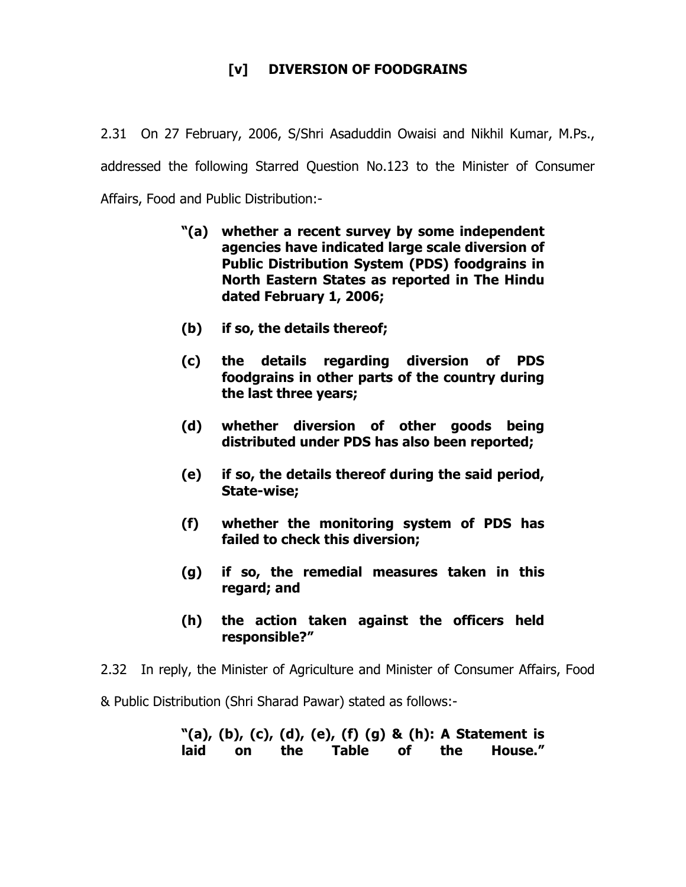## [v] DIVERSION OF FOODGRAINS

2.31 On 27 February, 2006, S/Shri Asaduddin Owaisi and Nikhil Kumar, M.Ps., addressed the following Starred Question No.123 to the Minister of Consumer Affairs, Food and Public Distribution:-

> **"(a) whether a recent survey by some independent agencies have indicated large scale diversion of Public Distribution System (PDS) foodgrains in North Eastern States as reported in The Hindu dated February 1, 2006;**
>
> **(b) if so, the details thereof;**
>
> **(c) the details regarding diversion of PDS foodgrains in other parts of the country during the last three years;**
>
> **(d) whether diversion of other goods being distributed under PDS has also been reported;**
>
> **(e) if so, the details thereof during the said period, State-wise;**
>
> **(f) whether the monitoring system of PDS has failed to check this diversion;**
>
> **(g) if so, the remedial measures taken in this regard; and**
>
> **(h) the action taken against the officers held responsible?"**

2.32 In reply, the Minister of Agriculture and Minister of Consumer Affairs, Food & Public Distribution (Shri Sharad Pawar) stated as follows:-

> **"(a), (b), (c), (d), (e), (f) (g) & (h): A Statement is laid on the Table of the House."**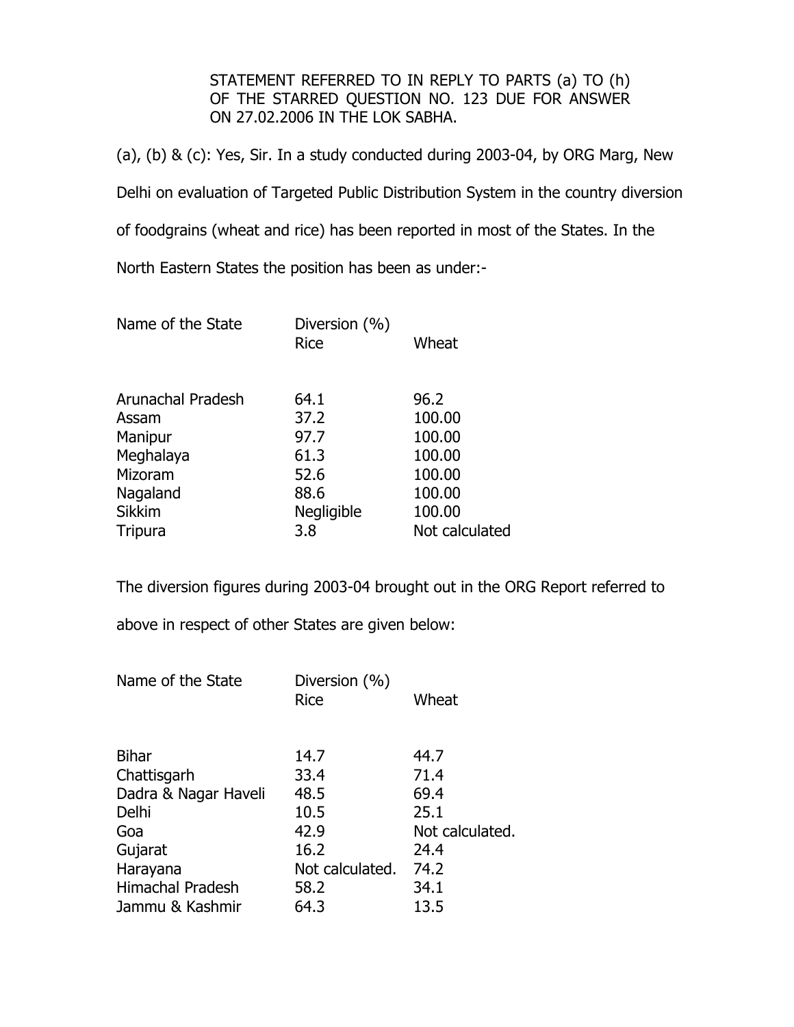STATEMENT REFERRED TO IN REPLY TO PARTS (a) TO (h) OF THE STARRED QUESTION NO. 123 DUE FOR ANSWER ON 27.02.2006 IN THE LOK SABHA.

(a), (b) & (c): Yes, Sir. In a study conducted during 2003-04, by ORG Marg, New Delhi on evaluation of Targeted Public Distribution System in the country diversion of foodgrains (wheat and rice) has been reported in most of the States. In the North Eastern States the position has been as under:-

| Name of the State | Diversion (%) | |
|---|---|---|
| | Rice | Wheat |
| Arunachal Pradesh | 64.1 | 96.2 |
| Assam | 37.2 | 100.00 |
| Manipur | 97.7 | 100.00 |
| Meghalaya | 61.3 | 100.00 |
| Mizoram | 52.6 | 100.00 |
| Nagaland | 88.6 | 100.00 |
| Sikkim | Negligible | 100.00 |
| Tripura | 3.8 | Not calculated |

The diversion figures during 2003-04 brought out in the ORG Report referred to above in respect of other States are given below:

| Name of the State | Diversion (%) | |
|---|---|---|
| | Rice | Wheat |
| Bihar | 14.7 | 44.7 |
| Chattisgarh | 33.4 | 71.4 |
| Dadra & Nagar Haveli | 48.5 | 69.4 |
| Delhi | 10.5 | 25.1 |
| Goa | 42.9 | Not calculated. |
| Gujarat | 16.2 | 24.4 |
| Harayana | Not calculated. | 74.2 |
| Himachal Pradesh | 58.2 | 34.1 |
| Jammu & Kashmir | 64.3 | 13.5 |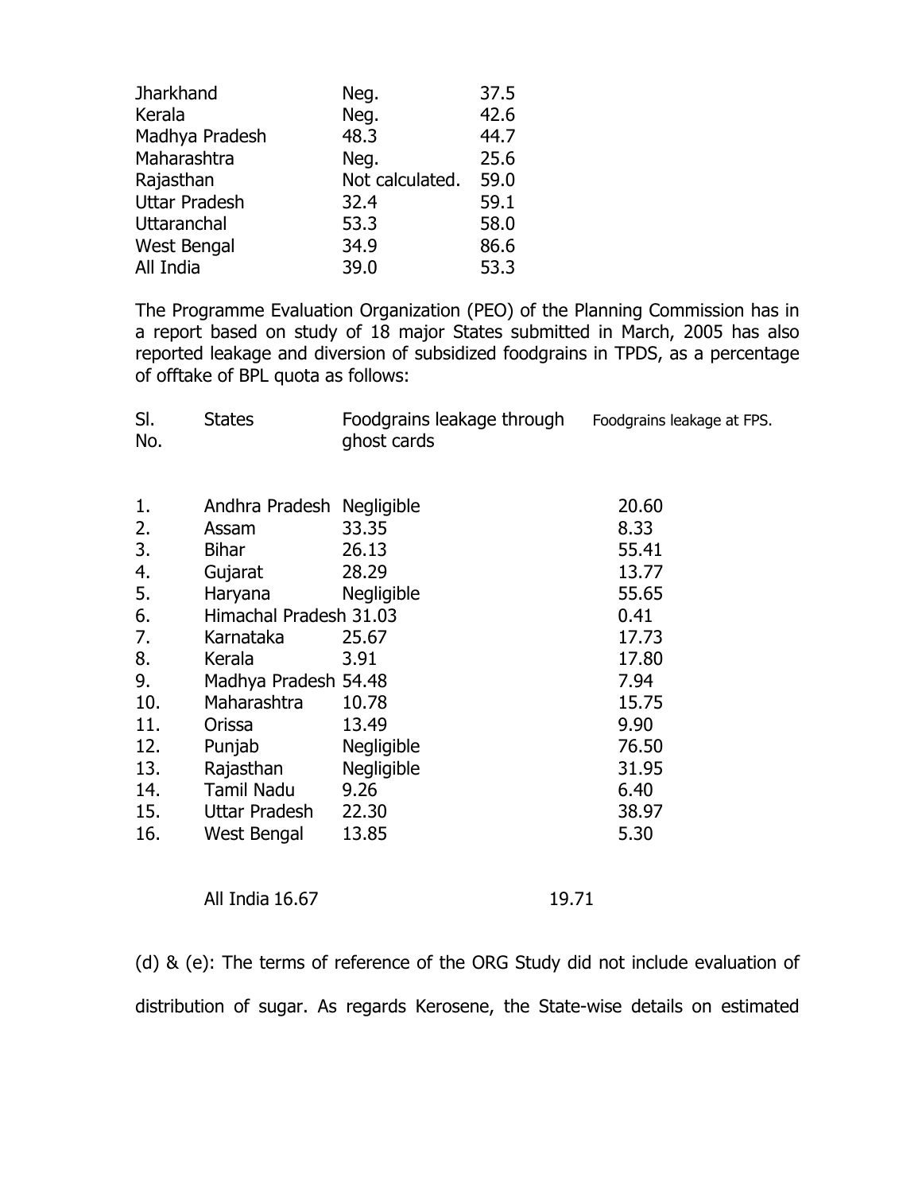| | | |
|---|---|---|
| Jharkhand | Neg. | 37.5 |
| Kerala | Neg. | 42.6 |
| Madhya Pradesh | 48.3 | 44.7 |
| Maharashtra | Neg. | 25.6 |
| Rajasthan | Not calculated. | 59.0 |
| Uttar Pradesh | 32.4 | 59.1 |
| Uttaranchal | 53.3 | 58.0 |
| West Bengal | 34.9 | 86.6 |
| All India | 39.0 | 53.3 |

The Programme Evaluation Organization (PEO) of the Planning Commission has in a report based on study of 18 major States submitted in March, 2005 has also reported leakage and diversion of subsidized foodgrains in TPDS, as a percentage of offtake of BPL quota as follows:

| Sl. No. | States | Foodgrains leakage through ghost cards | Foodgrains leakage at FPS. |
|---|---|---|---|
| 1. | Andhra Pradesh | Negligible | 20.60 |
| 2. | Assam | 33.35 | 8.33 |
| 3. | Bihar | 26.13 | 55.41 |
| 4. | Gujarat | 28.29 | 13.77 |
| 5. | Haryana | Negligible | 55.65 |
| 6. | Himachal Pradesh | 31.03 | 0.41 |
| 7. | Karnataka | 25.67 | 17.73 |
| 8. | Kerala | 3.91 | 17.80 |
| 9. | Madhya Pradesh | 54.48 | 7.94 |
| 10. | Maharashtra | 10.78 | 15.75 |
| 11. | Orissa | 13.49 | 9.90 |
| 12. | Punjab | Negligible | 76.50 |
| 13. | Rajasthan | Negligible | 31.95 |
| 14. | Tamil Nadu | 9.26 | 6.40 |
| 15. | Uttar Pradesh | 22.30 | 38.97 |
| 16. | West Bengal | 13.85 | 5.30 |
| | All India | 16.67 | 19.71 |

(d) & (e): The terms of reference of the ORG Study did not include evaluation of distribution of sugar. As regards Kerosene, the State-wise details on estimated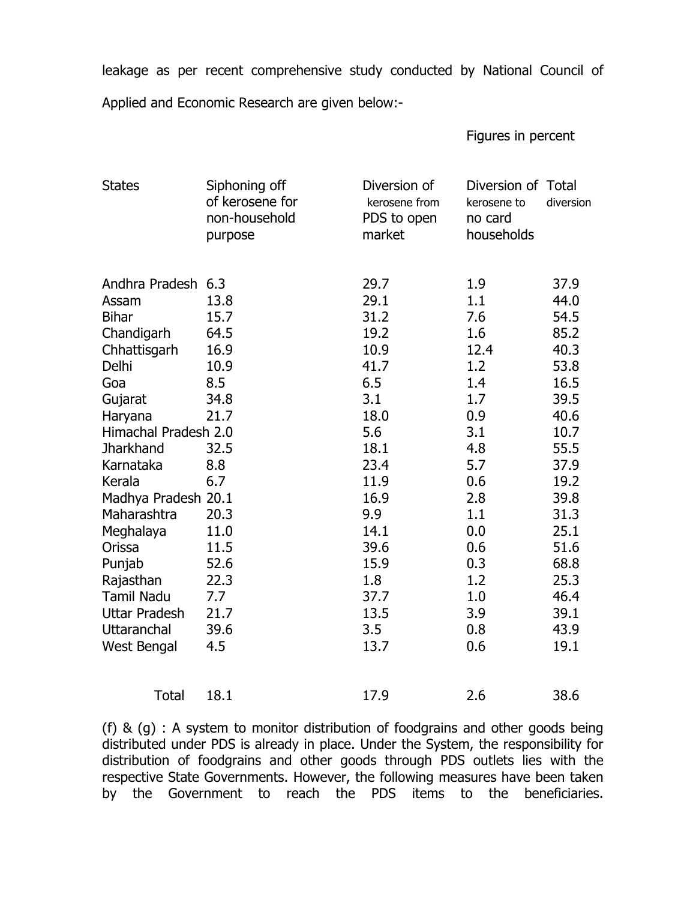leakage as per recent comprehensive study conducted by National Council of Applied and Economic Research are given below:-

Figures in percent

| States | Siphoning off of kerosene for non-household purpose | Diversion of kerosene from PDS to open market | Diversion of kerosene to no card households | Total diversion |
|---|---|---|---|---|
| Andhra Pradesh | 6.3 | 29.7 | 1.9 | 37.9 |
| Assam | 13.8 | 29.1 | 1.1 | 44.0 |
| Bihar | 15.7 | 31.2 | 7.6 | 54.5 |
| Chandigarh | 64.5 | 19.2 | 1.6 | 85.2 |
| Chhattisgarh | 16.9 | 10.9 | 12.4 | 40.3 |
| Delhi | 10.9 | 41.7 | 1.2 | 53.8 |
| Goa | 8.5 | 6.5 | 1.4 | 16.5 |
| Gujarat | 34.8 | 3.1 | 1.7 | 39.5 |
| Haryana | 21.7 | 18.0 | 0.9 | 40.6 |
| Himachal Pradesh | 2.0 | 5.6 | 3.1 | 10.7 |
| Jharkhand | 32.5 | 18.1 | 4.8 | 55.5 |
| Karnataka | 8.8 | 23.4 | 5.7 | 37.9 |
| Kerala | 6.7 | 11.9 | 0.6 | 19.2 |
| Madhya Pradesh | 20.1 | 16.9 | 2.8 | 39.8 |
| Maharashtra | 20.3 | 9.9 | 1.1 | 31.3 |
| Meghalaya | 11.0 | 14.1 | 0.0 | 25.1 |
| Orissa | 11.5 | 39.6 | 0.6 | 51.6 |
| Punjab | 52.6 | 15.9 | 0.3 | 68.8 |
| Rajasthan | 22.3 | 1.8 | 1.2 | 25.3 |
| Tamil Nadu | 7.7 | 37.7 | 1.0 | 46.4 |
| Uttar Pradesh | 21.7 | 13.5 | 3.9 | 39.1 |
| Uttaranchal | 39.6 | 3.5 | 0.8 | 43.9 |
| West Bengal | 4.5 | 13.7 | 0.6 | 19.1 |
| Total | 18.1 | 17.9 | 2.6 | 38.6 |

(f) & (g) : A system to monitor distribution of foodgrains and other goods being distributed under PDS is already in place. Under the System, the responsibility for distribution of foodgrains and other goods through PDS outlets lies with the respective State Governments. However, the following measures have been taken by the Government to reach the PDS items to the beneficiaries.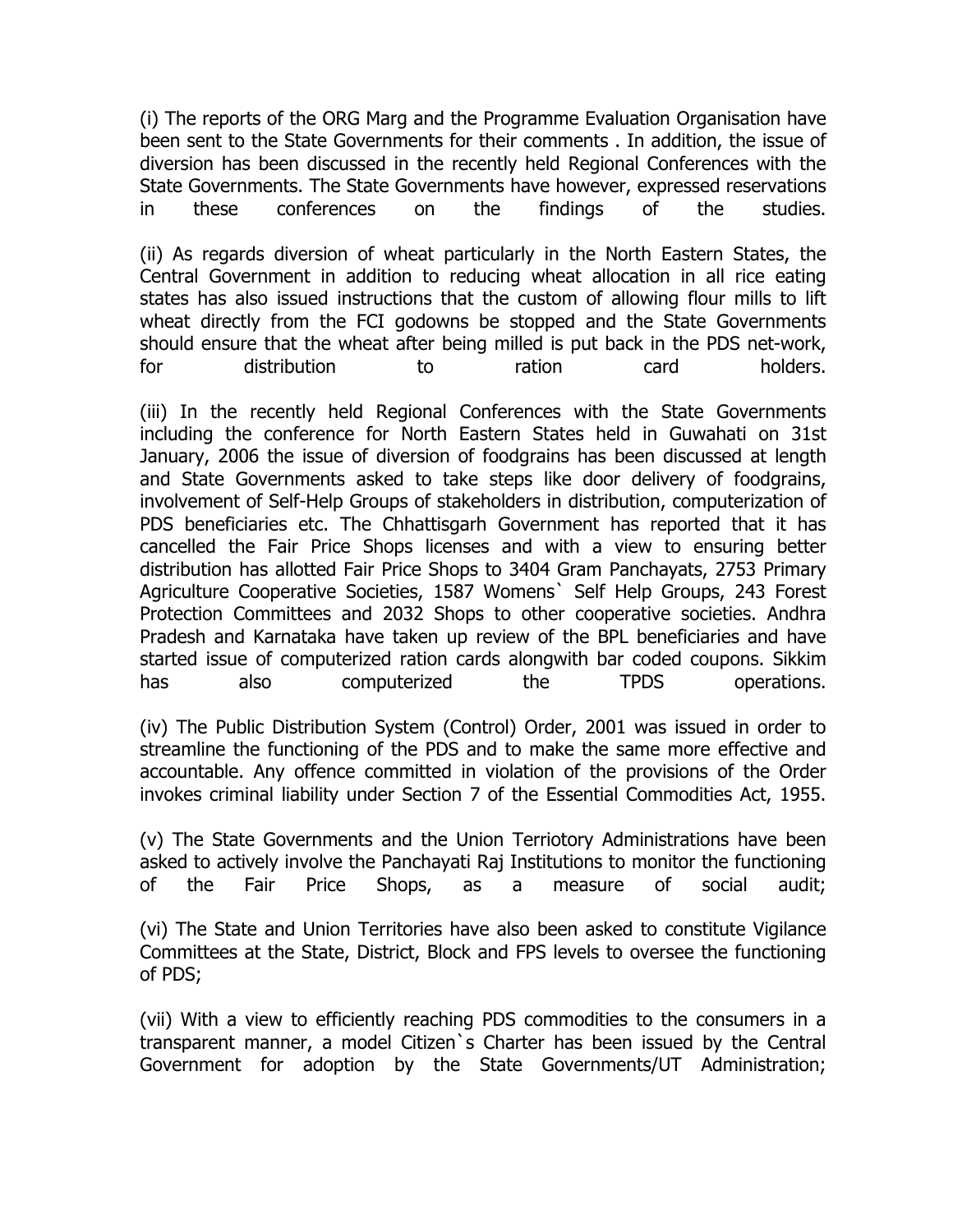(i) The reports of the ORG Marg and the Programme Evaluation Organisation have been sent to the State Governments for their comments . In addition, the issue of diversion has been discussed in the recently held Regional Conferences with the State Governments. The State Governments have however, expressed reservations in these conferences on the findings of the studies.

(ii) As regards diversion of wheat particularly in the North Eastern States, the Central Government in addition to reducing wheat allocation in all rice eating states has also issued instructions that the custom of allowing flour mills to lift wheat directly from the FCI godowns be stopped and the State Governments should ensure that the wheat after being milled is put back in the PDS net-work, for distribution to ration card holders.

(iii) In the recently held Regional Conferences with the State Governments including the conference for North Eastern States held in Guwahati on 31st January, 2006 the issue of diversion of foodgrains has been discussed at length and State Governments asked to take steps like door delivery of foodgrains, involvement of Self-Help Groups of stakeholders in distribution, computerization of PDS beneficiaries etc. The Chhattisgarh Government has reported that it has cancelled the Fair Price Shops licenses and with a view to ensuring better distribution has allotted Fair Price Shops to 3404 Gram Panchayats, 2753 Primary Agriculture Cooperative Societies, 1587 Womens` Self Help Groups, 243 Forest Protection Committees and 2032 Shops to other cooperative societies. Andhra Pradesh and Karnataka have taken up review of the BPL beneficiaries and have started issue of computerized ration cards alongwith bar coded coupons. Sikkim has also computerized the TPDS operations.

(iv) The Public Distribution System (Control) Order, 2001 was issued in order to streamline the functioning of the PDS and to make the same more effective and accountable. Any offence committed in violation of the provisions of the Order invokes criminal liability under Section 7 of the Essential Commodities Act, 1955.

(v) The State Governments and the Union Terriotory Administrations have been asked to actively involve the Panchayati Raj Institutions to monitor the functioning of the Fair Price Shops, as a measure of social audit;

(vi) The State and Union Territories have also been asked to constitute Vigilance Committees at the State, District, Block and FPS levels to oversee the functioning of PDS;

(vii) With a view to efficiently reaching PDS commodities to the consumers in a transparent manner, a model Citizen`s Charter has been issued by the Central Government for adoption by the State Governments/UT Administration;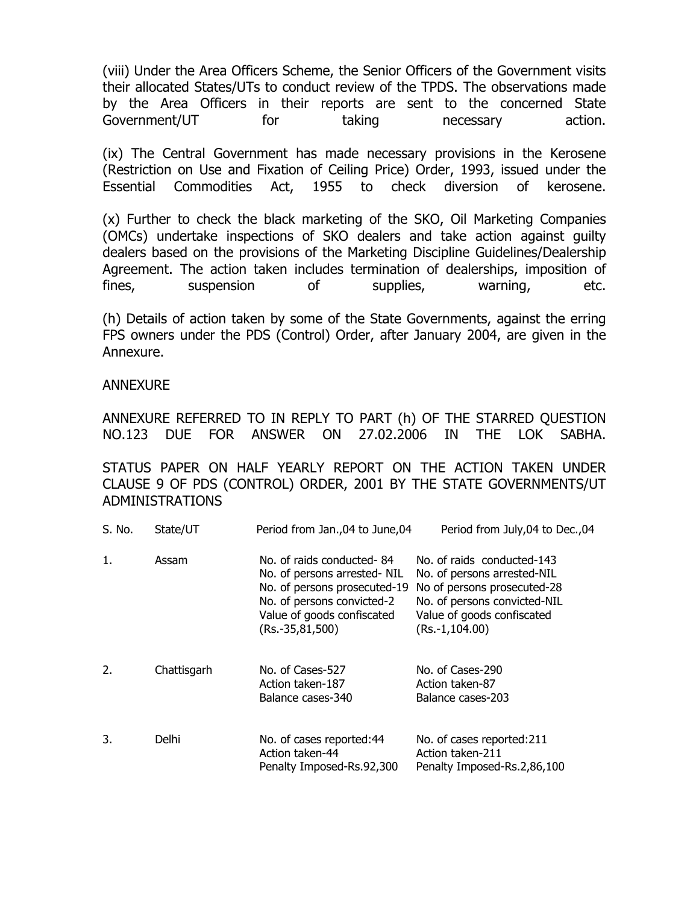(viii) Under the Area Officers Scheme, the Senior Officers of the Government visits their allocated States/UTs to conduct review of the TPDS. The observations made by the Area Officers in their reports are sent to the concerned State Government/UT for taking necessary action.

(ix) The Central Government has made necessary provisions in the Kerosene (Restriction on Use and Fixation of Ceiling Price) Order, 1993, issued under the Essential Commodities Act, 1955 to check diversion of kerosene.

(x) Further to check the black marketing of the SKO, Oil Marketing Companies (OMCs) undertake inspections of SKO dealers and take action against guilty dealers based on the provisions of the Marketing Discipline Guidelines/Dealership Agreement. The action taken includes termination of dealerships, imposition of fines, suspension of supplies, warning, etc.

(h) Details of action taken by some of the State Governments, against the erring FPS owners under the PDS (Control) Order, after January 2004, are given in the Annexure.

ANNEXURE

ANNEXURE REFERRED TO IN REPLY TO PART (h) OF THE STARRED QUESTION NO.123 DUE FOR ANSWER ON 27.02.2006 IN THE LOK SABHA.

STATUS PAPER ON HALF YEARLY REPORT ON THE ACTION TAKEN UNDER CLAUSE 9 OF PDS (CONTROL) ORDER, 2001 BY THE STATE GOVERNMENTS/UT ADMINISTRATIONS

| S. No. | State/UT | Period from Jan.,04 to June,04 | Period from July,04 to Dec.,04 |
|---|---|---|---|
| 1. | Assam | No. of raids conducted- 84<br>No. of persons arrested- NIL<br>No. of persons prosecuted-19<br>No. of persons convicted-2<br>Value of goods confiscated (Rs.-35,81,500) | No. of raids conducted-143<br>No. of persons arrested-NIL<br>No of persons prosecuted-28<br>No. of persons convicted-NIL<br>Value of goods confiscated (Rs.-1,104.00) |
| 2. | Chattisgarh | No. of Cases-527<br>Action taken-187<br>Balance cases-340 | No. of Cases-290<br>Action taken-87<br>Balance cases-203 |
| 3. | Delhi | No. of cases reported:44<br>Action taken-44<br>Penalty Imposed-Rs.92,300 | No. of cases reported:211<br>Action taken-211<br>Penalty Imposed-Rs.2,86,100 |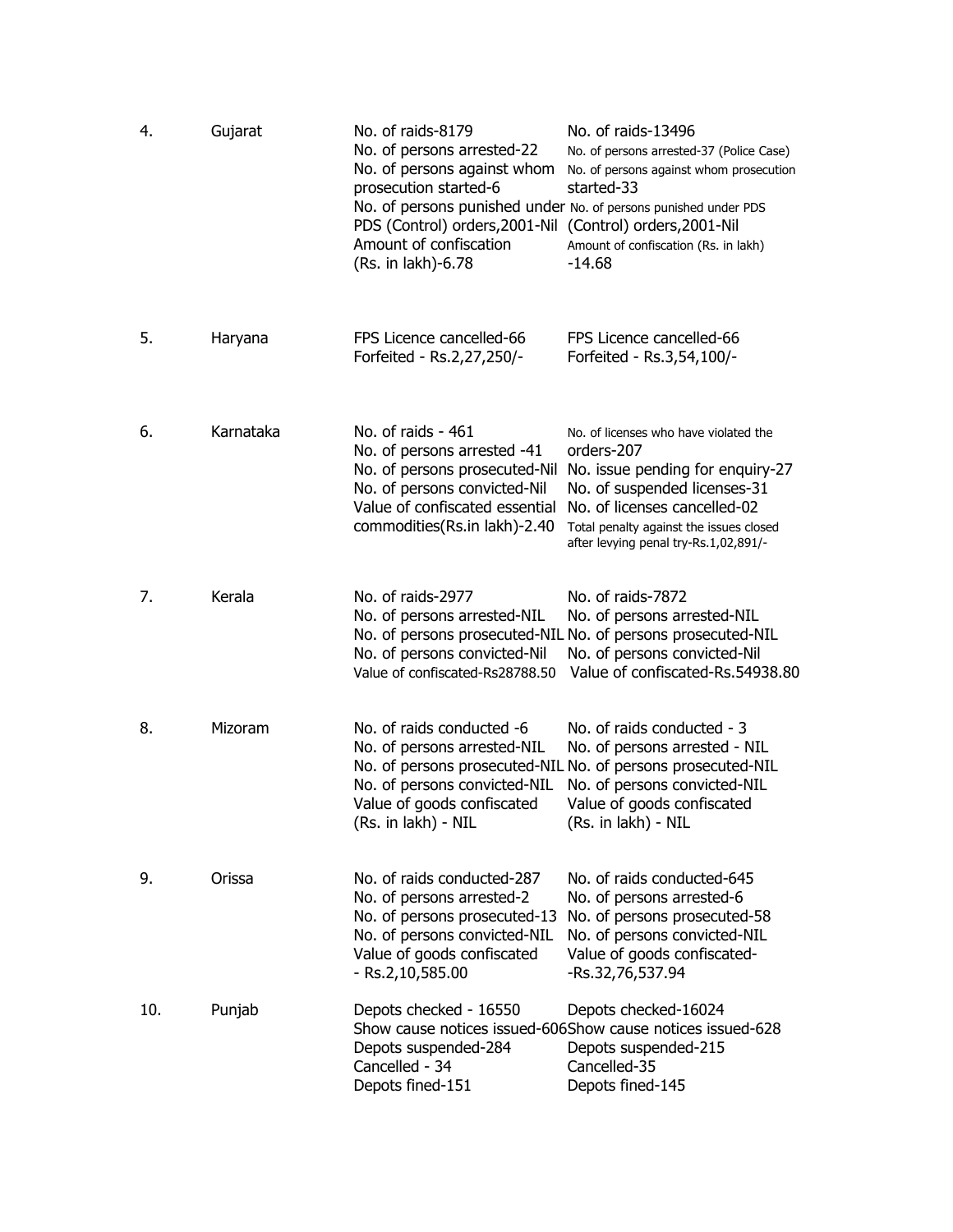| 4. | Gujarat | No. of raids-8179<br>No. of persons arrested-22<br>No. of persons against whom prosecution started-6<br>No. of persons punished under PDS (Control) orders,2001-Nil<br>Amount of confiscation (Rs. in lakh)-6.78 | No. of raids-13496<br>No. of persons arrested-37 (Police Case)<br>No. of persons against whom prosecution started-33<br>No. of persons punished under PDS (Control) orders,2001-Nil<br>Amount of confiscation (Rs. in lakh) -14.68 |
|---|---|---|---|
| 5. | Haryana | FPS Licence cancelled-66<br>Forfeited - Rs.2,27,250/- | FPS Licence cancelled-66<br>Forfeited - Rs.3,54,100/- |
| 6. | Karnataka | No. of raids - 461<br>No. of persons arrested -41<br>No. of persons prosecuted-Nil<br>No. of persons convicted-Nil<br>Value of confiscated essential commodities(Rs.in lakh)-2.40 | No. of licenses who have violated the orders-207<br>No. issue pending for enquiry-27<br>No. of suspended licenses-31<br>No. of licenses cancelled-02<br>Total penalty against the issues closed after levying penal try-Rs.1,02,891/- |
| 7. | Kerala | No. of raids-2977<br>No. of persons arrested-NIL<br>No. of persons prosecuted-NIL<br>No. of persons convicted-Nil<br>Value of confiscated-Rs28788.50 | No. of raids-7872<br>No. of persons arrested-NIL<br>No. of persons prosecuted-NIL<br>No. of persons convicted-Nil<br>Value of confiscated-Rs.54938.80 |
| 8. | Mizoram | No. of raids conducted -6<br>No. of persons arrested-NIL<br>No. of persons prosecuted-NIL<br>No. of persons convicted-NIL<br>Value of goods confiscated (Rs. in lakh) - NIL | No. of raids conducted - 3<br>No. of persons arrested - NIL<br>No. of persons prosecuted-NIL<br>No. of persons convicted-NIL<br>Value of goods confiscated (Rs. in lakh) - NIL |
| 9. | Orissa | No. of raids conducted-287<br>No. of persons arrested-2<br>No. of persons prosecuted-13<br>No. of persons convicted-NIL<br>Value of goods confiscated - Rs.2,10,585.00 | No. of raids conducted-645<br>No. of persons arrested-6<br>No. of persons prosecuted-58<br>No. of persons convicted-NIL<br>Value of goods confiscated- -Rs.32,76,537.94 |
| 10. | Punjab | Depots checked - 16550<br>Show cause notices issued-606<br>Depots suspended-284<br>Cancelled - 34<br>Depots fined-151 | Depots checked-16024<br>Show cause notices issued-628<br>Depots suspended-215<br>Cancelled-35<br>Depots fined-145 |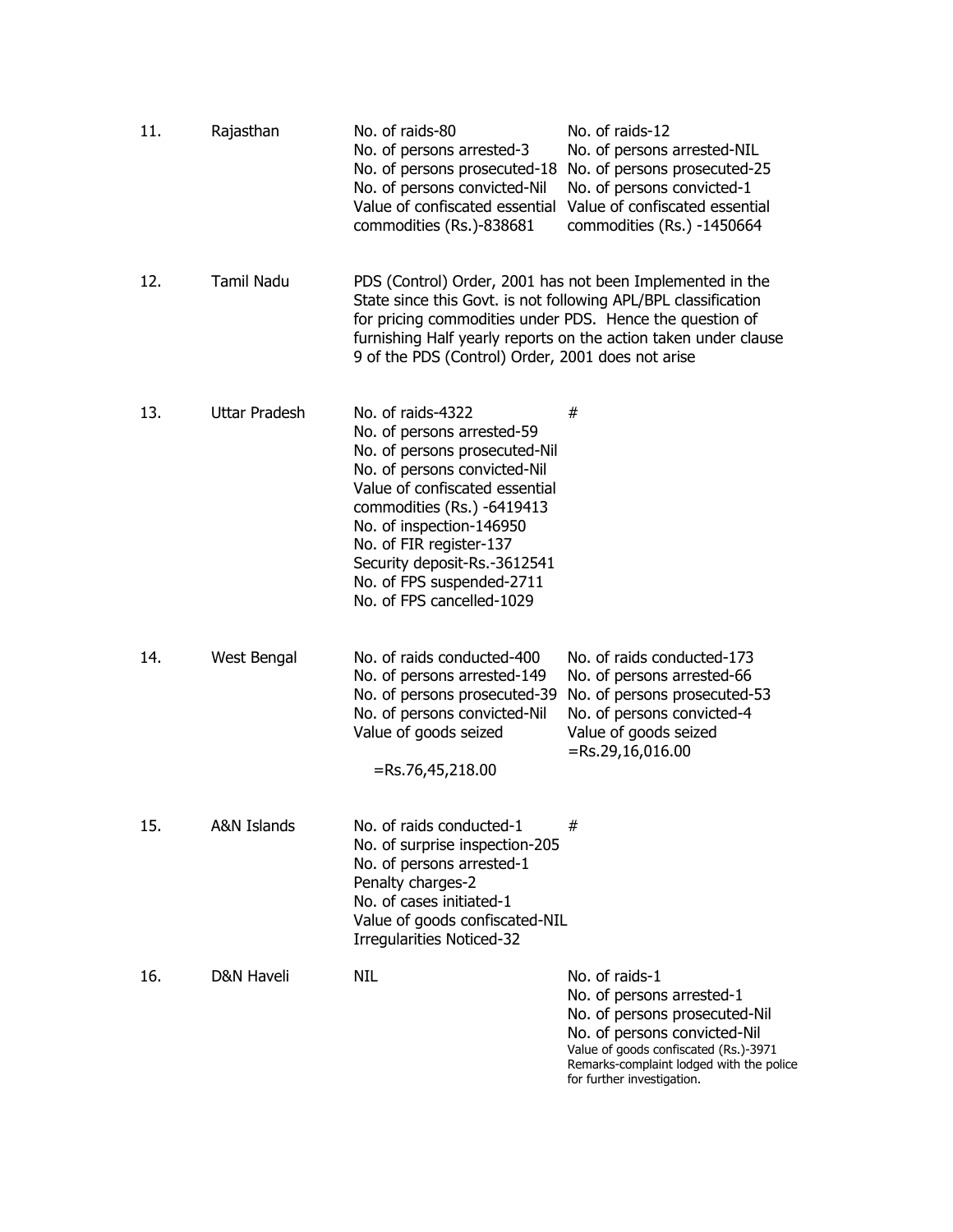| | | | |
|---|---|---|---|
| 11. | Rajasthan | No. of raids-80<br>No. of persons arrested-3<br>No. of persons prosecuted-18<br>No. of persons convicted-Nil<br>Value of confiscated essential commodities (Rs.)-838681 | No. of raids-12<br>No. of persons arrested-NIL<br>No. of persons prosecuted-25<br>No. of persons convicted-1<br>Value of confiscated essential commodities (Rs.) -1450664 |
| 12. | Tamil Nadu | PDS (Control) Order, 2001 has not been Implemented in the State since this Govt. is not following APL/BPL classification for pricing commodities under PDS. Hence the question of furnishing Half yearly reports on the action taken under clause 9 of the PDS (Control) Order, 2001 does not arise | |
| 13. | Uttar Pradesh | No. of raids-4322<br>No. of persons arrested-59<br>No. of persons prosecuted-Nil<br>No. of persons convicted-Nil<br>Value of confiscated essential commodities (Rs.) -6419413<br>No. of inspection-146950<br>No. of FIR register-137<br>Security deposit-Rs.-3612541<br>No. of FPS suspended-2711<br>No. of FPS cancelled-1029 | # |
| 14. | West Bengal | No. of raids conducted-400<br>No. of persons arrested-149<br>No. of persons prosecuted-39<br>No. of persons convicted-Nil<br>Value of goods seized<br>=Rs.76,45,218.00 | No. of raids conducted-173<br>No. of persons arrested-66<br>No. of persons prosecuted-53<br>No. of persons convicted-4<br>Value of goods seized<br>=Rs.29,16,016.00 |
| 15. | A&N Islands | No. of raids conducted-1<br>No. of surprise inspection-205<br>No. of persons arrested-1<br>Penalty charges-2<br>No. of cases initiated-1<br>Value of goods confiscated-NIL<br>Irregularities Noticed-32 | # |
| 16. | D&N Haveli | NIL | No. of raids-1<br>No. of persons arrested-1<br>No. of persons prosecuted-Nil<br>No. of persons convicted-Nil<br>Value of goods confiscated (Rs.)-3971<br>Remarks-complaint lodged with the police for further investigation. |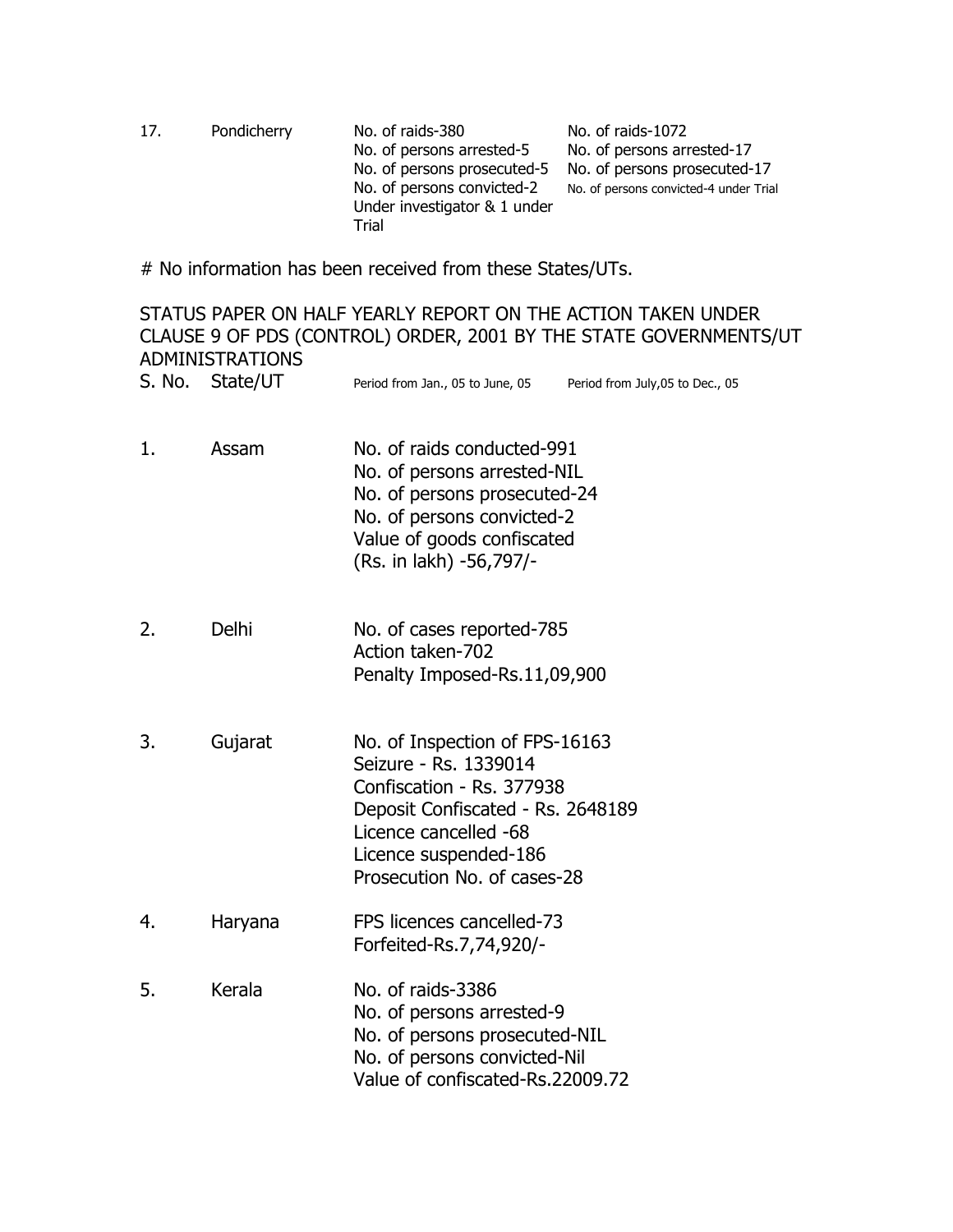| 17. | Pondicherry | No. of raids-380<br>No. of persons arrested-5<br>No. of persons prosecuted-5<br>No. of persons convicted-2 Under investigator & 1 under Trial | No. of raids-1072<br>No. of persons arrested-17<br>No. of persons prosecuted-17<br>No. of persons convicted-4 under Trial |
|---|---|---|---|

# No information has been received from these States/UTs.

STATUS PAPER ON HALF YEARLY REPORT ON THE ACTION TAKEN UNDER CLAUSE 9 OF PDS (CONTROL) ORDER, 2001 BY THE STATE GOVERNMENTS/UT ADMINISTRATIONS

| S. No. | State/UT | Period from Jan., 05 to June, 05 | Period from July,05 to Dec., 05 |
|---|---|---|---|
| 1. | Assam | No. of raids conducted-991<br>No. of persons arrested-NIL<br>No. of persons prosecuted-24<br>No. of persons convicted-2<br>Value of goods confiscated (Rs. in lakh) -56,797/- | |
| 2. | Delhi | No. of cases reported-785<br>Action taken-702<br>Penalty Imposed-Rs.11,09,900 | |
| 3. | Gujarat | No. of Inspection of FPS-16163<br>Seizure - Rs. 1339014<br>Confiscation - Rs. 377938<br>Deposit Confiscated - Rs. 2648189<br>Licence cancelled -68<br>Licence suspended-186<br>Prosecution No. of cases-28 | |
| 4. | Haryana | FPS licences cancelled-73<br>Forfeited-Rs.7,74,920/- | |
| 5. | Kerala | No. of raids-3386<br>No. of persons arrested-9<br>No. of persons prosecuted-NIL<br>No. of persons convicted-Nil<br>Value of confiscated-Rs.22009.72 | |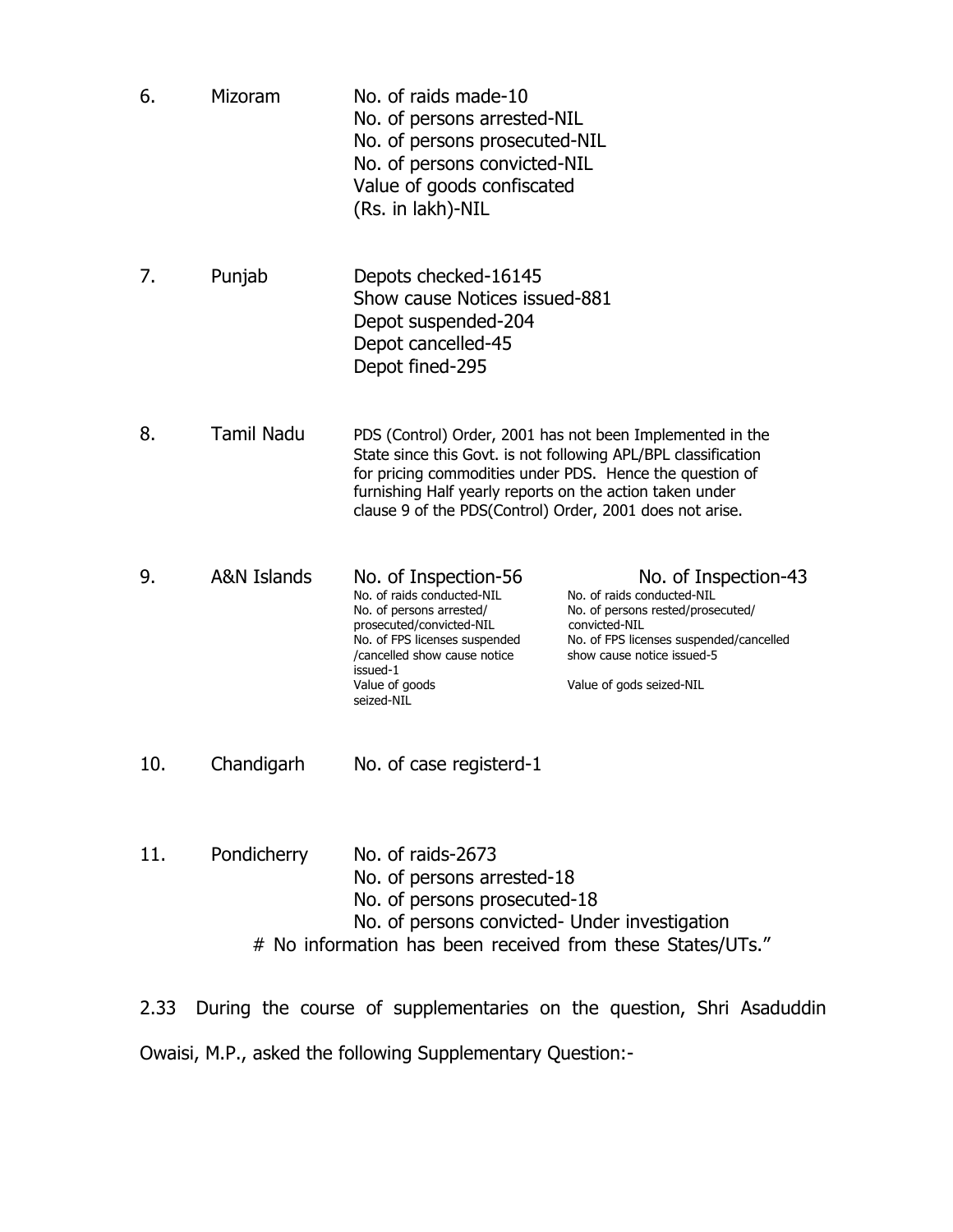| | | | |
|---|---|---|---|
| 6. | Mizoram | No. of raids made-10<br>No. of persons arrested-NIL<br>No. of persons prosecuted-NIL<br>No. of persons convicted-NIL<br>Value of goods confiscated<br>(Rs. in lakh)-NIL | |
| 7. | Punjab | Depots checked-16145<br>Show cause Notices issued-881<br>Depot suspended-204<br>Depot cancelled-45<br>Depot fined-295 | |
| 8. | Tamil Nadu | PDS (Control) Order, 2001 has not been Implemented in the State since this Govt. is not following APL/BPL classification for pricing commodities under PDS. Hence the question of furnishing Half yearly reports on the action taken under clause 9 of the PDS(Control) Order, 2001 does not arise. | |
| 9. | A&N Islands | No. of Inspection-56<br>No. of raids conducted-NIL<br>No. of persons arrested/ prosecuted/convicted-NIL<br>No. of FPS licenses suspended /cancelled show cause notice issued-1<br>Value of goods seized-NIL | No. of Inspection-43<br>No. of raids conducted-NIL<br>No. of persons rested/prosecuted/ convicted-NIL<br>No. of FPS licenses suspended/cancelled show cause notice issued-5<br>Value of gods seized-NIL |
| 10. | Chandigarh | No. of case registerd-1 | |
| 11. | Pondicherry | No. of raids-2673<br>No. of persons arrested-18<br>No. of persons prosecuted-18<br>No. of persons convicted- Under investigation | |

# No information has been received from these States/UTs."

2.33 During the course of supplementaries on the question, Shri Asaduddin Owaisi, M.P., asked the following Supplementary Question:-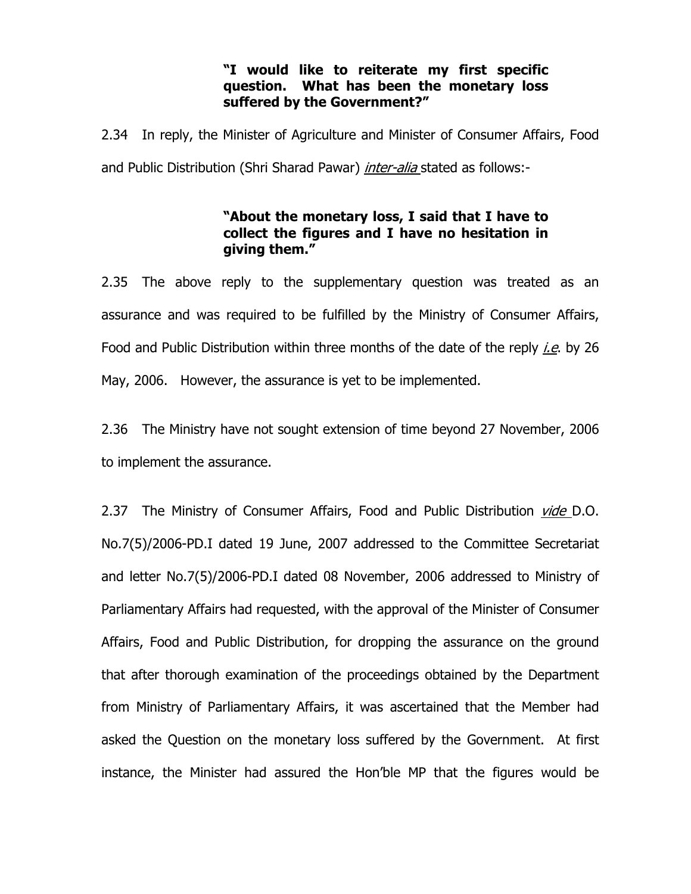**"I would like to reiterate my first specific question. What has been the monetary loss suffered by the Government?"**

2.34 In reply, the Minister of Agriculture and Minister of Consumer Affairs, Food and Public Distribution (Shri Sharad Pawar) *inter-alia* stated as follows:-

**"About the monetary loss, I said that I have to collect the figures and I have no hesitation in giving them."**

2.35 The above reply to the supplementary question was treated as an assurance and was required to be fulfilled by the Ministry of Consumer Affairs, Food and Public Distribution within three months of the date of the reply *i.e*. by 26 May, 2006. However, the assurance is yet to be implemented.

2.36 The Ministry have not sought extension of time beyond 27 November, 2006 to implement the assurance.

2.37 The Ministry of Consumer Affairs, Food and Public Distribution *vide* D.O. No.7(5)/2006-PD.I dated 19 June, 2007 addressed to the Committee Secretariat and letter No.7(5)/2006-PD.I dated 08 November, 2006 addressed to Ministry of Parliamentary Affairs had requested, with the approval of the Minister of Consumer Affairs, Food and Public Distribution, for dropping the assurance on the ground that after thorough examination of the proceedings obtained by the Department from Ministry of Parliamentary Affairs, it was ascertained that the Member had asked the Question on the monetary loss suffered by the Government. At first instance, the Minister had assured the Hon'ble MP that the figures would be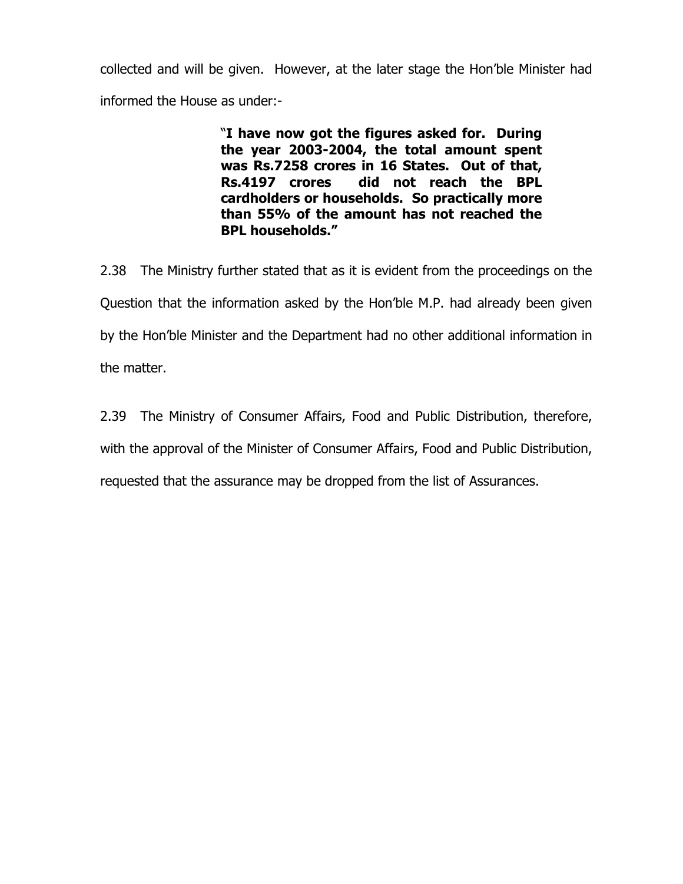collected and will be given. However, at the later stage the Hon'ble Minister had informed the House as under:-

> "**I have now got the figures asked for. During the year 2003-2004, the total amount spent was Rs.7258 crores in 16 States. Out of that, Rs.4197 crores did not reach the BPL cardholders or households. So practically more than 55% of the amount has not reached the BPL households.**"

2.38 The Ministry further stated that as it is evident from the proceedings on the Question that the information asked by the Hon'ble M.P. had already been given by the Hon'ble Minister and the Department had no other additional information in the matter.

2.39 The Ministry of Consumer Affairs, Food and Public Distribution, therefore, with the approval of the Minister of Consumer Affairs, Food and Public Distribution, requested that the assurance may be dropped from the list of Assurances.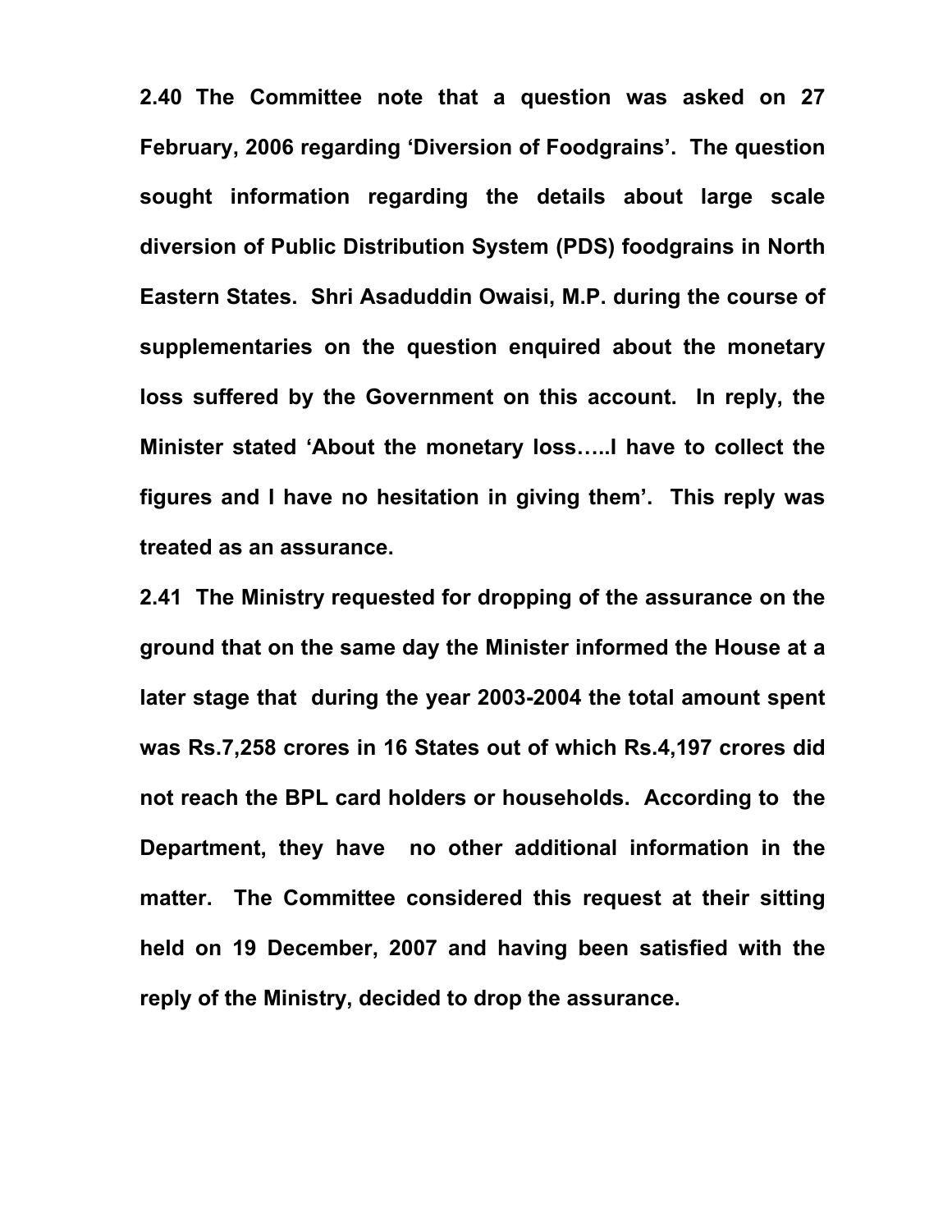**2.40 The Committee note that a question was asked on 27 February, 2006 regarding 'Diversion of Foodgrains'. The question sought information regarding the details about large scale diversion of Public Distribution System (PDS) foodgrains in North Eastern States. Shri Asaduddin Owaisi, M.P. during the course of supplementaries on the question enquired about the monetary loss suffered by the Government on this account. In reply, the Minister stated 'About the monetary loss…..I have to collect the figures and I have no hesitation in giving them'. This reply was treated as an assurance.**

**2.41 The Ministry requested for dropping of the assurance on the ground that on the same day the Minister informed the House at a later stage that during the year 2003-2004 the total amount spent was Rs.7,258 crores in 16 States out of which Rs.4,197 crores did not reach the BPL card holders or households. According to the Department, they have no other additional information in the matter. The Committee considered this request at their sitting held on 19 December, 2007 and having been satisfied with the reply of the Ministry, decided to drop the assurance.**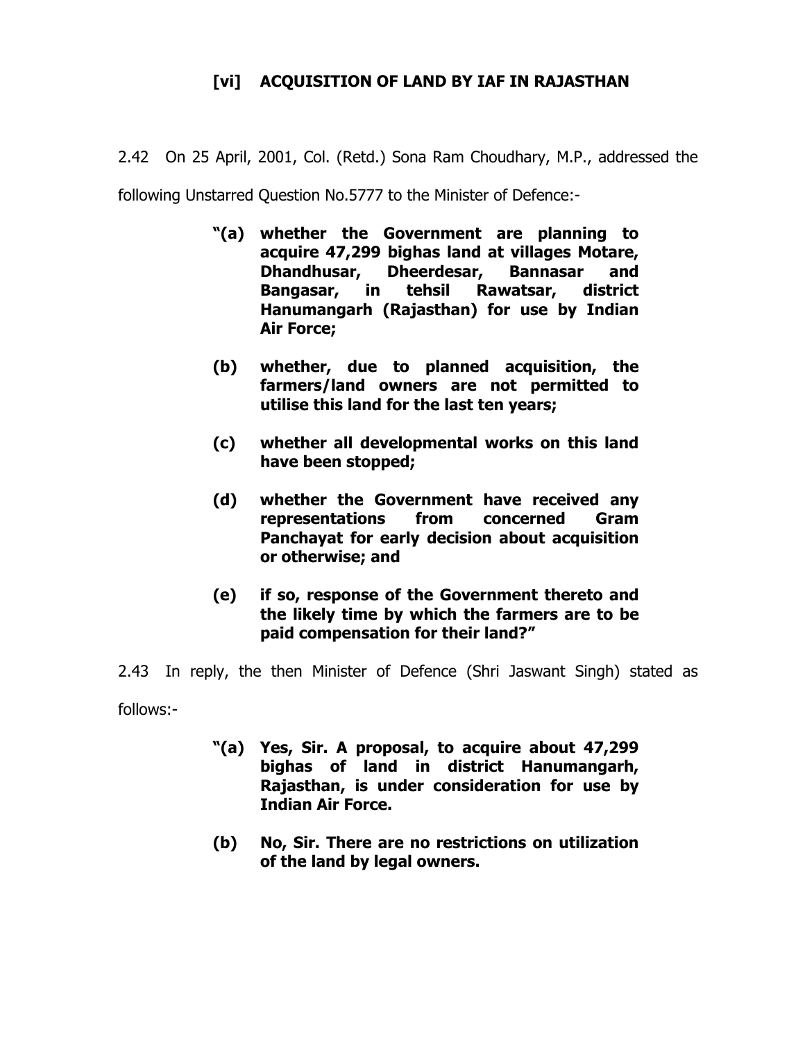### [vi] ACQUISITION OF LAND BY IAF IN RAJASTHAN

2.42 On 25 April, 2001, Col. (Retd.) Sona Ram Choudhary, M.P., addressed the following Unstarred Question No.5777 to the Minister of Defence:-

> **"(a) whether the Government are planning to acquire 47,299 bighas land at villages Motare, Dhandhusar, Dheerdesar, Bannasar and Bangasar, in tehsil Rawatsar, district Hanumangarh (Rajasthan) for use by Indian Air Force;**
>
> **(b) whether, due to planned acquisition, the farmers/land owners are not permitted to utilise this land for the last ten years;**
>
> **(c) whether all developmental works on this land have been stopped;**
>
> **(d) whether the Government have received any representations from concerned Gram Panchayat for early decision about acquisition or otherwise; and**
>
> **(e) if so, response of the Government thereto and the likely time by which the farmers are to be paid compensation for their land?"**

2.43 In reply, the then Minister of Defence (Shri Jaswant Singh) stated as follows:-

> **"(a) Yes, Sir. A proposal, to acquire about 47,299 bighas of land in district Hanumangarh, Rajasthan, is under consideration for use by Indian Air Force.**
>
> **(b) No, Sir. There are no restrictions on utilization of the land by legal owners.**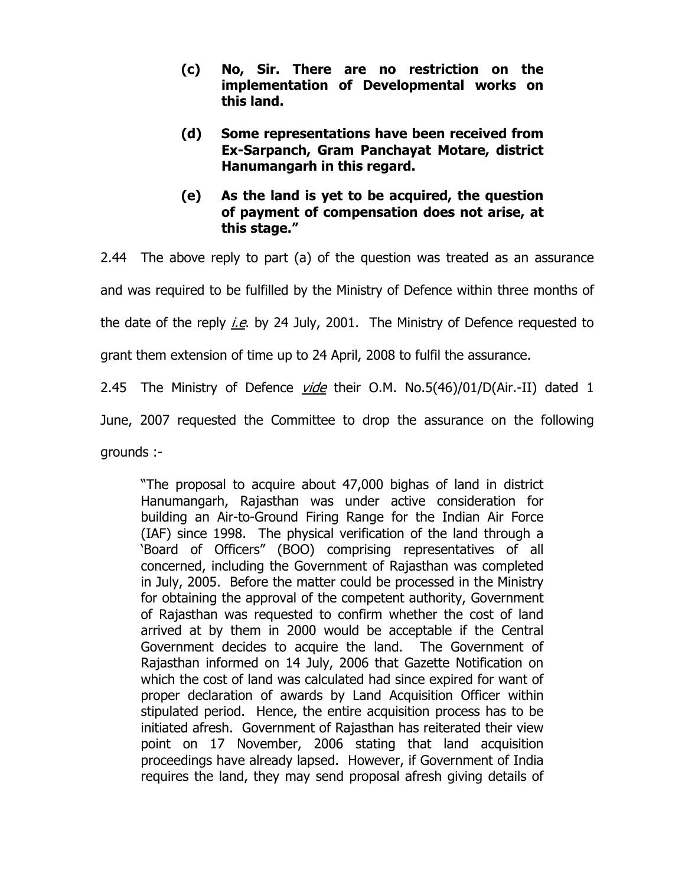**(c) No, Sir. There are no restriction on the implementation of Developmental works on this land.**

**(d) Some representations have been received from Ex-Sarpanch, Gram Panchayat Motare, district Hanumangarh in this regard.**

**(e) As the land is yet to be acquired, the question of payment of compensation does not arise, at this stage."**

2.44 The above reply to part (a) of the question was treated as an assurance and was required to be fulfilled by the Ministry of Defence within three months of the date of the reply *i.e.* by 24 July, 2001. The Ministry of Defence requested to grant them extension of time up to 24 April, 2008 to fulfil the assurance.

2.45 The Ministry of Defence *vide* their O.M. No.5(46)/01/D(Air.-II) dated 1 June, 2007 requested the Committee to drop the assurance on the following grounds :-

> "The proposal to acquire about 47,000 bighas of land in district Hanumangarh, Rajasthan was under active consideration for building an Air-to-Ground Firing Range for the Indian Air Force (IAF) since 1998. The physical verification of the land through a 'Board of Officers" (BOO) comprising representatives of all concerned, including the Government of Rajasthan was completed in July, 2005. Before the matter could be processed in the Ministry for obtaining the approval of the competent authority, Government of Rajasthan was requested to confirm whether the cost of land arrived at by them in 2000 would be acceptable if the Central Government decides to acquire the land. The Government of Rajasthan informed on 14 July, 2006 that Gazette Notification on which the cost of land was calculated had since expired for want of proper declaration of awards by Land Acquisition Officer within stipulated period. Hence, the entire acquisition process has to be initiated afresh. Government of Rajasthan has reiterated their view point on 17 November, 2006 stating that land acquisition proceedings have already lapsed. However, if Government of India requires the land, they may send proposal afresh giving details of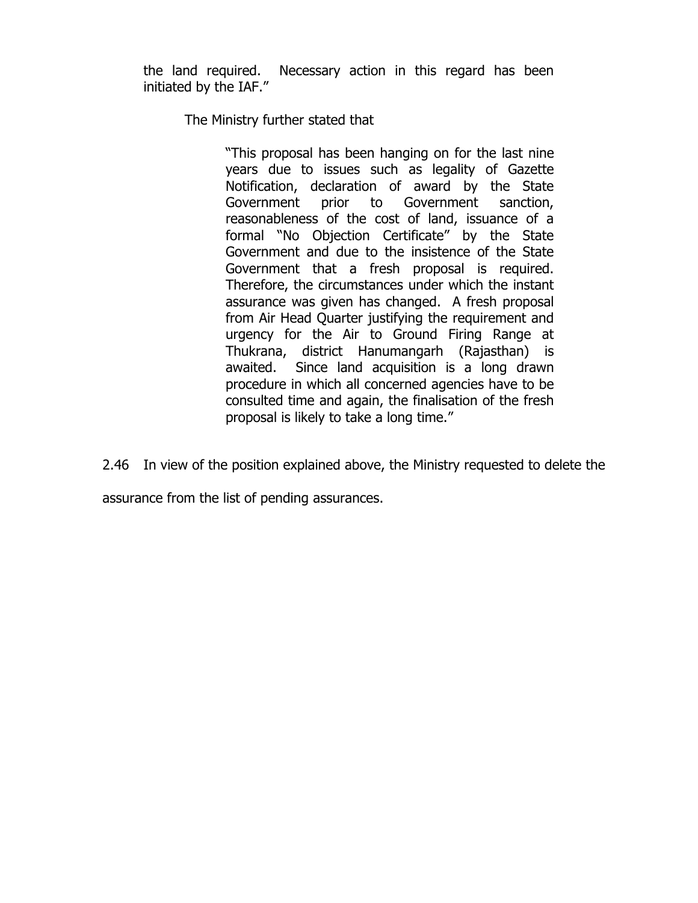the land required. Necessary action in this regard has been initiated by the IAF."

The Ministry further stated that

> "This proposal has been hanging on for the last nine years due to issues such as legality of Gazette Notification, declaration of award by the State Government prior to Government sanction, reasonableness of the cost of land, issuance of a formal "No Objection Certificate" by the State Government and due to the insistence of the State Government that a fresh proposal is required. Therefore, the circumstances under which the instant assurance was given has changed. A fresh proposal from Air Head Quarter justifying the requirement and urgency for the Air to Ground Firing Range at Thukrana, district Hanumangarh (Rajasthan) is awaited. Since land acquisition is a long drawn procedure in which all concerned agencies have to be consulted time and again, the finalisation of the fresh proposal is likely to take a long time."

2.46 In view of the position explained above, the Ministry requested to delete the assurance from the list of pending assurances.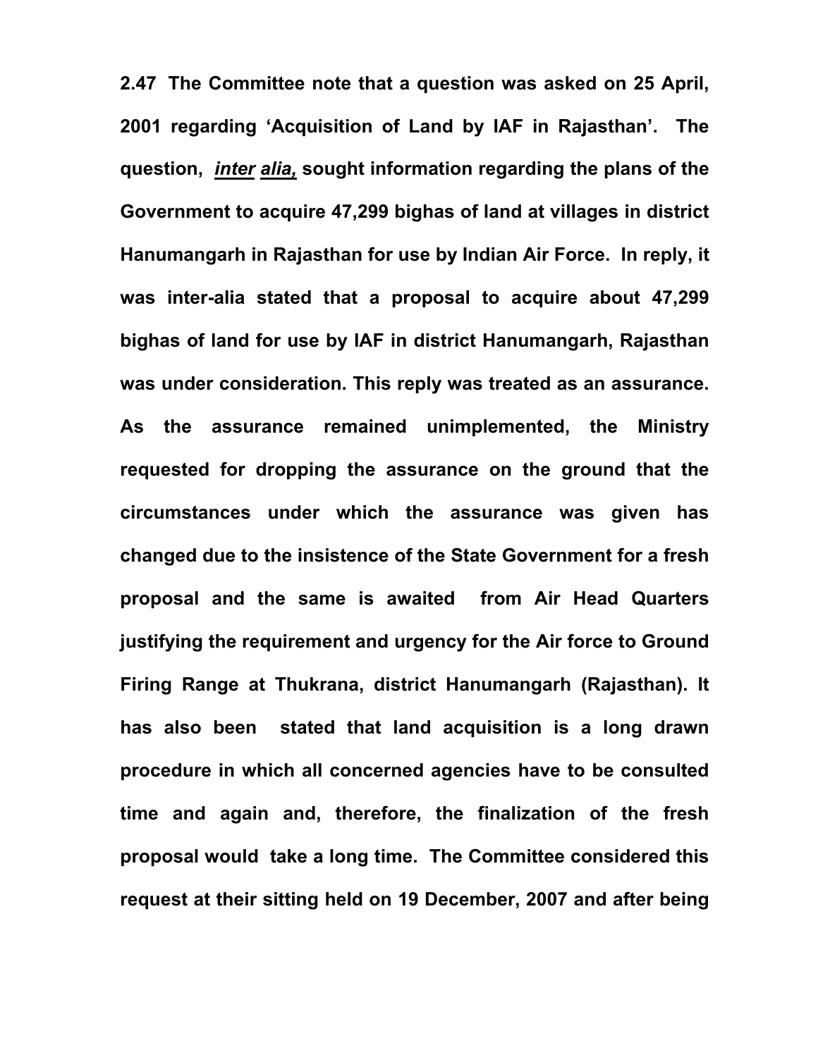**2.47 The Committee note that a question was asked on 25 April, 2001 regarding 'Acquisition of Land by IAF in Rajasthan'. The question, *inter alia,* sought information regarding the plans of the Government to acquire 47,299 bighas of land at villages in district Hanumangarh in Rajasthan for use by Indian Air Force. In reply, it was inter-alia stated that a proposal to acquire about 47,299 bighas of land for use by IAF in district Hanumangarh, Rajasthan was under consideration. This reply was treated as an assurance. As the assurance remained unimplemented, the Ministry requested for dropping the assurance on the ground that the circumstances under which the assurance was given has changed due to the insistence of the State Government for a fresh proposal and the same is awaited from Air Head Quarters justifying the requirement and urgency for the Air force to Ground Firing Range at Thukrana, district Hanumangarh (Rajasthan). It has also been stated that land acquisition is a long drawn procedure in which all concerned agencies have to be consulted time and again and, therefore, the finalization of the fresh proposal would take a long time. The Committee considered this request at their sitting held on 19 December, 2007 and after being**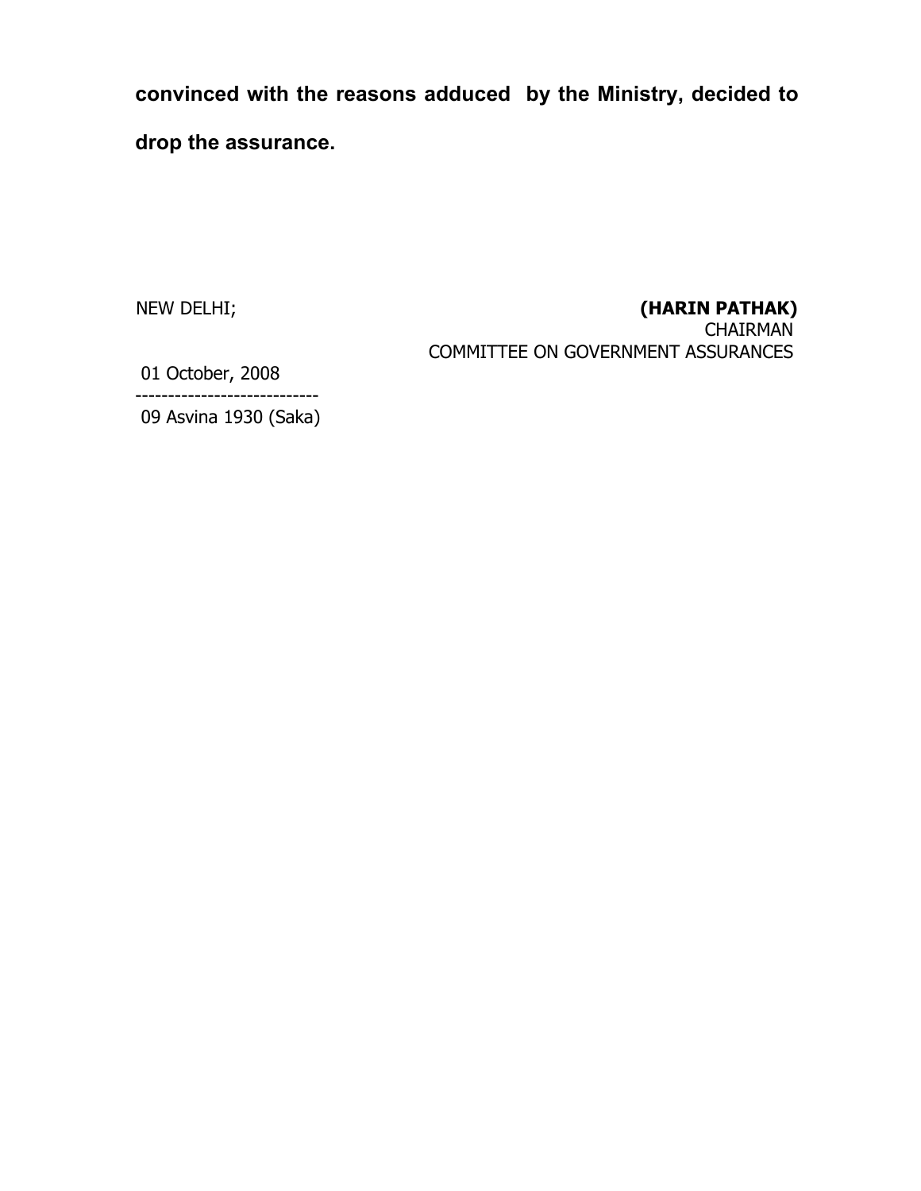**convinced with the reasons adduced by the Ministry, decided to drop the assurance.**

NEW DELHI;

01 October, 2008

----------------------------

09 Asvina 1930 (Saka)

**(HARIN PATHAK)**

CHAIRMAN

COMMITTEE ON GOVERNMENT ASSURANCES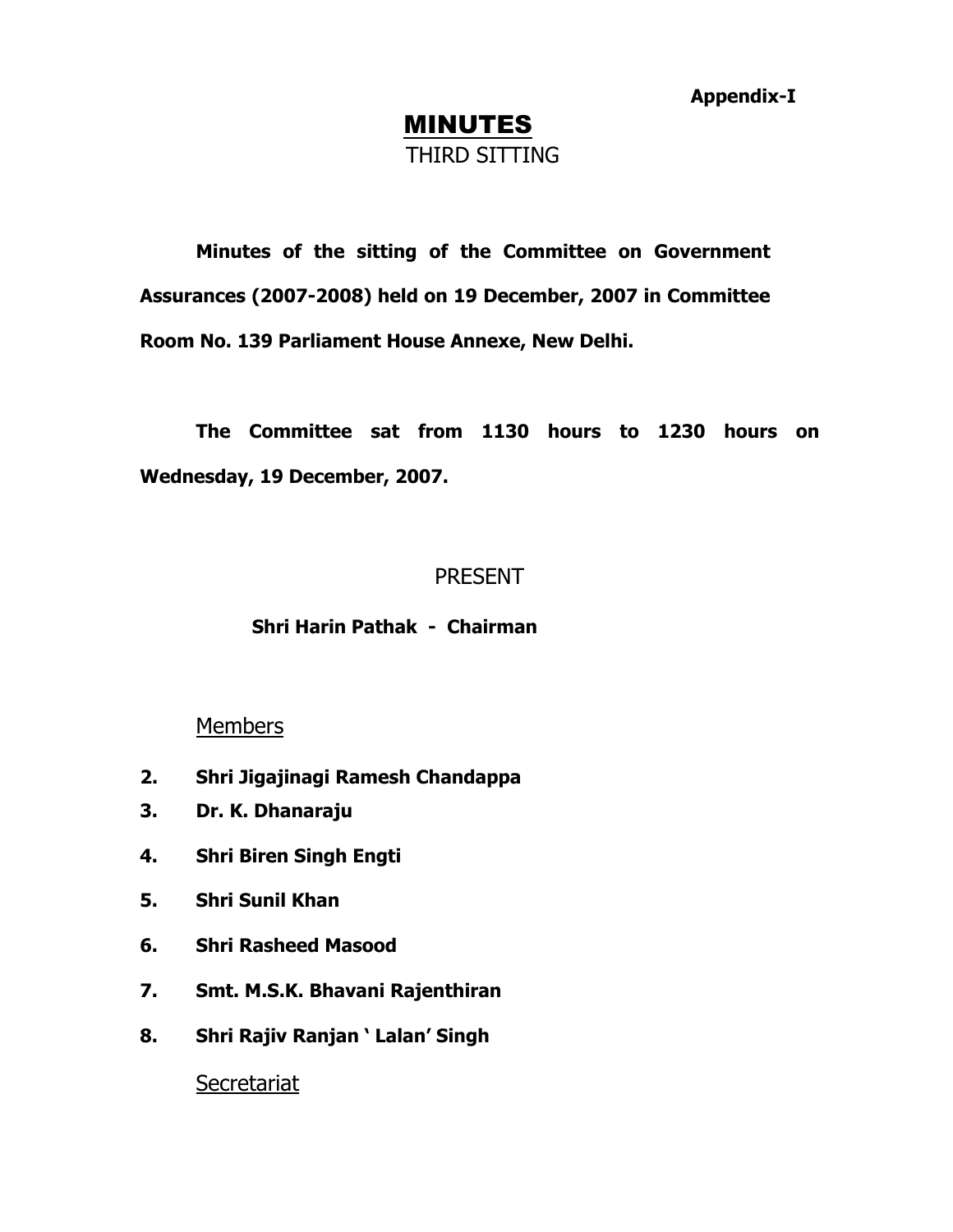**Appendix-I**

# MINUTES

## THIRD SITTING

**Minutes of the sitting of the Committee on Government Assurances (2007-2008) held on 19 December, 2007 in Committee Room No. 139 Parliament House Annexe, New Delhi.**

**The Committee sat from 1130 hours to 1230 hours on Wednesday, 19 December, 2007.**

PRESENT

**Shri Harin Pathak - Chairman**

Members

2. **Shri Jigajinagi Ramesh Chandappa**
3. **Dr. K. Dhanaraju**
4. **Shri Biren Singh Engti**
5. **Shri Sunil Khan**
6. **Shri Rasheed Masood**
7. **Smt. M.S.K. Bhavani Rajenthiran**
8. **Shri Rajiv Ranjan ' Lalan' Singh**

Secretariat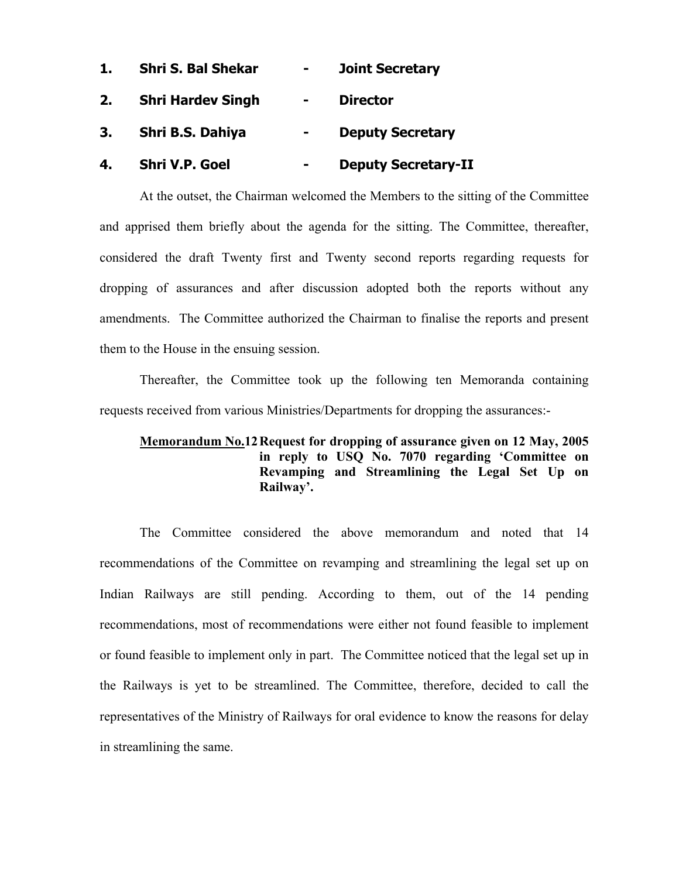1. **Shri S. Bal Shekar** - **Joint Secretary**
2. **Shri Hardev Singh** - **Director**
3. **Shri B.S. Dahiya** - **Deputy Secretary**
4. **Shri V.P. Goel** - **Deputy Secretary-II**

At the outset, the Chairman welcomed the Members to the sitting of the Committee and apprised them briefly about the agenda for the sitting. The Committee, thereafter, considered the draft Twenty first and Twenty second reports regarding requests for dropping of assurances and after discussion adopted both the reports without any amendments. The Committee authorized the Chairman to finalise the reports and present them to the House in the ensuing session.

Thereafter, the Committee took up the following ten Memoranda containing requests received from various Ministries/Departments for dropping the assurances:-

**<u>Memorandum No.12</u> Request for dropping of assurance given on 12 May, 2005 in reply to USQ No. 7070 regarding 'Committee on Revamping and Streamlining the Legal Set Up on Railway'.**

The Committee considered the above memorandum and noted that 14 recommendations of the Committee on revamping and streamlining the legal set up on Indian Railways are still pending. According to them, out of the 14 pending recommendations, most of recommendations were either not found feasible to implement or found feasible to implement only in part. The Committee noticed that the legal set up in the Railways is yet to be streamlined. The Committee, therefore, decided to call the representatives of the Ministry of Railways for oral evidence to know the reasons for delay in streamlining the same.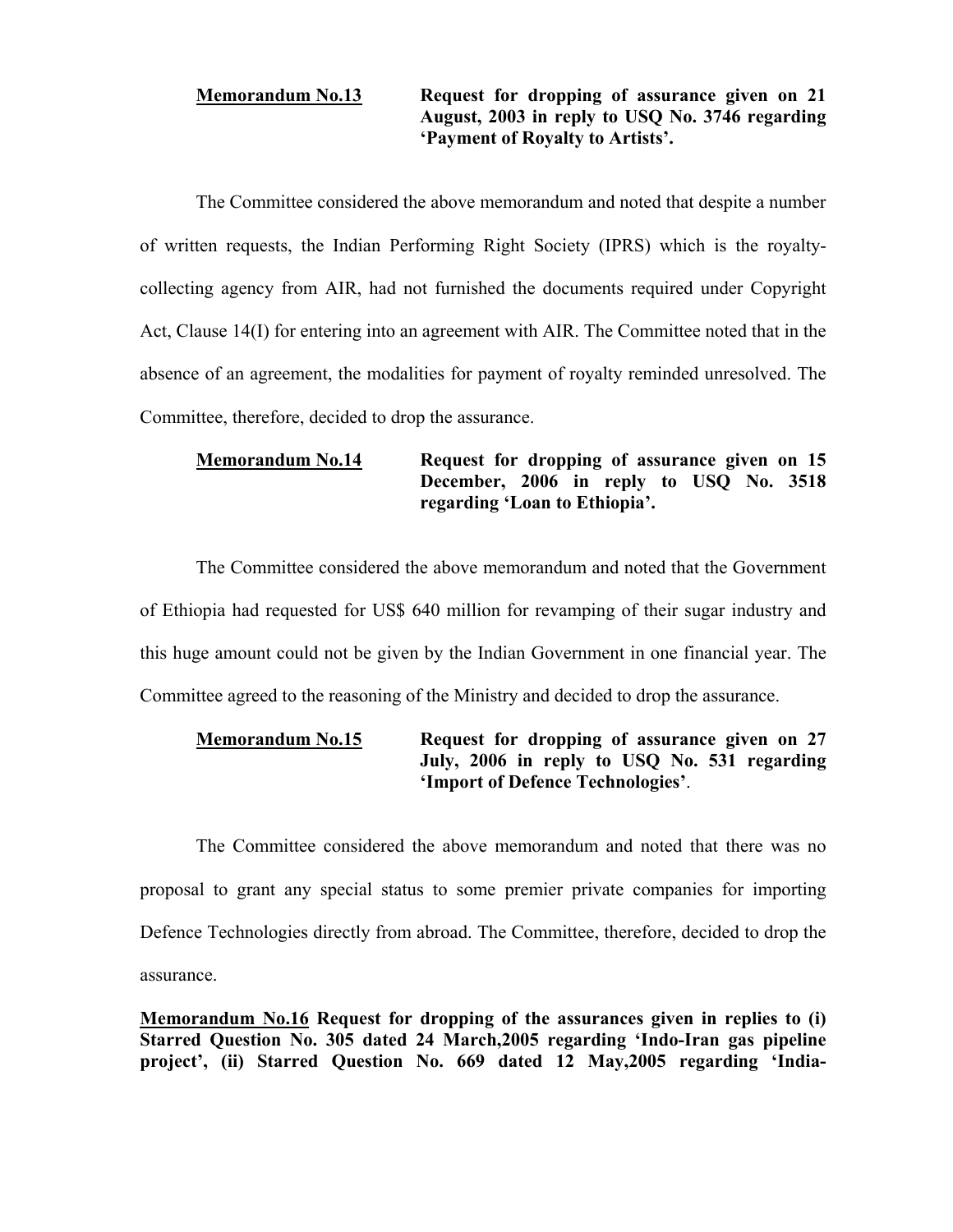**<u>Memorandum No.13</u>** **Request for dropping of assurance given on 21 August, 2003 in reply to USQ No. 3746 regarding 'Payment of Royalty to Artists'.**

The Committee considered the above memorandum and noted that despite a number of written requests, the Indian Performing Right Society (IPRS) which is the royalty-collecting agency from AIR, had not furnished the documents required under Copyright Act, Clause 14(I) for entering into an agreement with AIR. The Committee noted that in the absence of an agreement, the modalities for payment of royalty reminded unresolved. The Committee, therefore, decided to drop the assurance.

**<u>Memorandum No.14</u>** **Request for dropping of assurance given on 15 December, 2006 in reply to USQ No. 3518 regarding 'Loan to Ethiopia'.**

The Committee considered the above memorandum and noted that the Government of Ethiopia had requested for US$ 640 million for revamping of their sugar industry and this huge amount could not be given by the Indian Government in one financial year. The Committee agreed to the reasoning of the Ministry and decided to drop the assurance.

**<u>Memorandum No.15</u>** **Request for dropping of assurance given on 27 July, 2006 in reply to USQ No. 531 regarding 'Import of Defence Technologies'**.

The Committee considered the above memorandum and noted that there was no proposal to grant any special status to some premier private companies for importing Defence Technologies directly from abroad. The Committee, therefore, decided to drop the assurance.

**<u>Memorandum No.16</u> Request for dropping of the assurances given in replies to (i) Starred Question No. 305 dated 24 March,2005 regarding 'Indo-Iran gas pipeline project', (ii) Starred Question No. 669 dated 12 May,2005 regarding 'India-**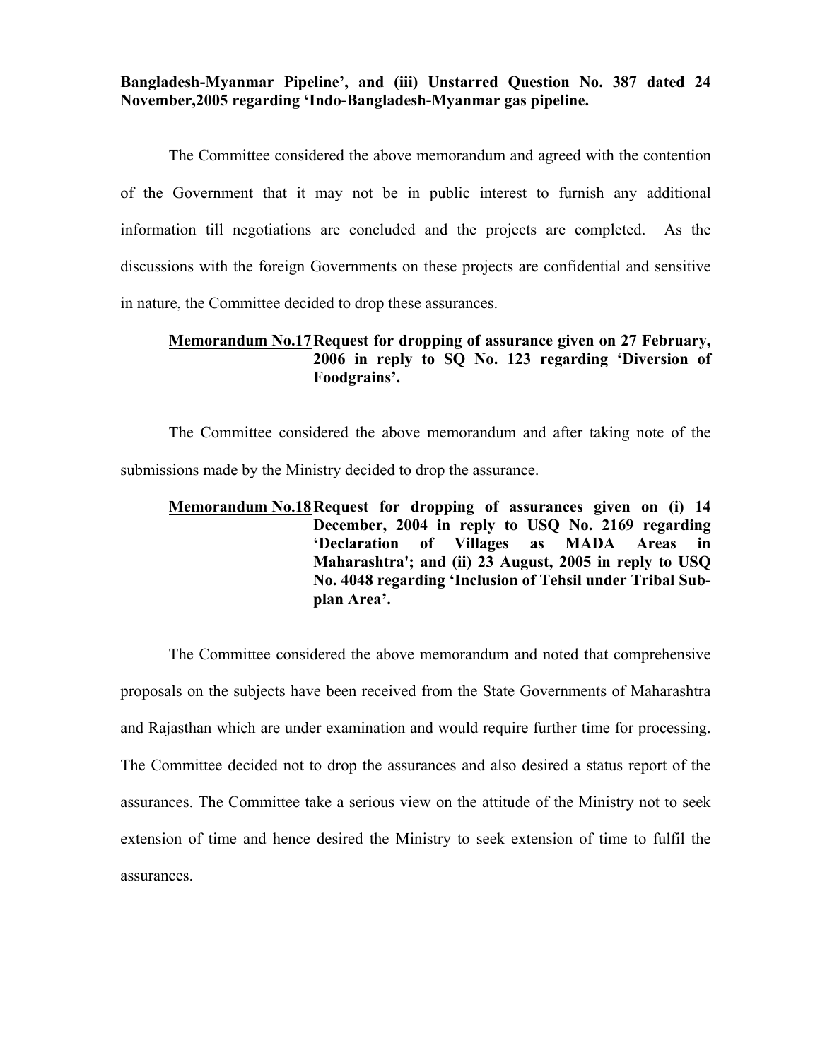**Bangladesh-Myanmar Pipeline', and (iii) Unstarred Question No. 387 dated 24 November,2005 regarding 'Indo-Bangladesh-Myanmar gas pipeline.**

The Committee considered the above memorandum and agreed with the contention of the Government that it may not be in public interest to furnish any additional information till negotiations are concluded and the projects are completed. As the discussions with the foreign Governments on these projects are confidential and sensitive in nature, the Committee decided to drop these assurances.

**<u>Memorandum No.17</u> Request for dropping of assurance given on 27 February, 2006 in reply to SQ No. 123 regarding 'Diversion of Foodgrains'.**

The Committee considered the above memorandum and after taking note of the submissions made by the Ministry decided to drop the assurance.

**<u>Memorandum No.18</u> Request for dropping of assurances given on (i) 14 December, 2004 in reply to USQ No. 2169 regarding 'Declaration of Villages as MADA Areas in Maharashtra'; and (ii) 23 August, 2005 in reply to USQ No. 4048 regarding 'Inclusion of Tehsil under Tribal Sub-plan Area'.**

The Committee considered the above memorandum and noted that comprehensive proposals on the subjects have been received from the State Governments of Maharashtra and Rajasthan which are under examination and would require further time for processing. The Committee decided not to drop the assurances and also desired a status report of the assurances. The Committee take a serious view on the attitude of the Ministry not to seek extension of time and hence desired the Ministry to seek extension of time to fulfil the assurances.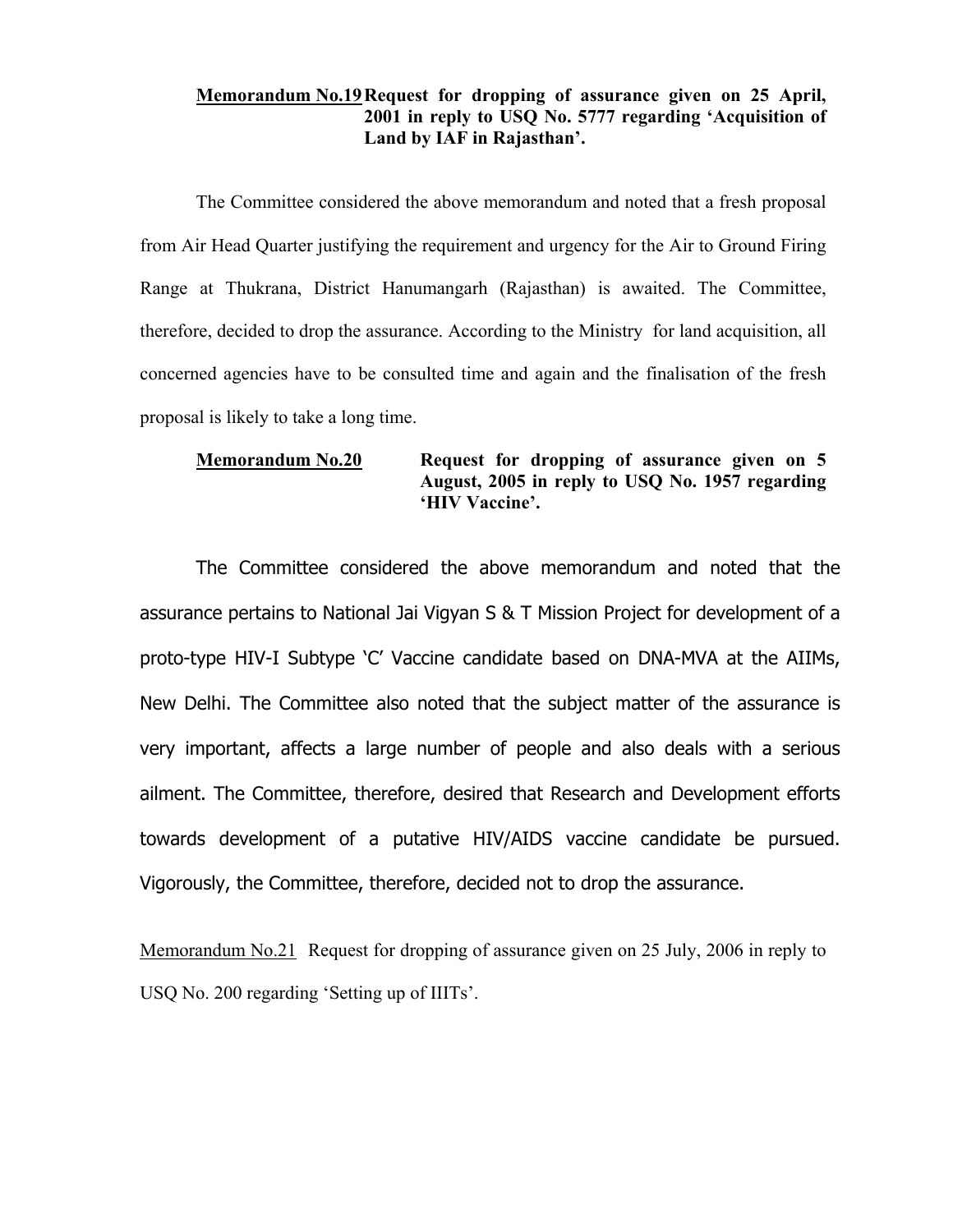**Memorandum No.19** **Request for dropping of assurance given on 25 April, 2001 in reply to USQ No. 5777 regarding 'Acquisition of Land by IAF in Rajasthan'.**

The Committee considered the above memorandum and noted that a fresh proposal from Air Head Quarter justifying the requirement and urgency for the Air to Ground Firing Range at Thukrana, District Hanumangarh (Rajasthan) is awaited. The Committee, therefore, decided to drop the assurance. According to the Ministry for land acquisition, all concerned agencies have to be consulted time and again and the finalisation of the fresh proposal is likely to take a long time.

**Memorandum No.20** **Request for dropping of assurance given on 5 August, 2005 in reply to USQ No. 1957 regarding 'HIV Vaccine'.**

The Committee considered the above memorandum and noted that the assurance pertains to National Jai Vigyan S & T Mission Project for development of a proto-type HIV-I Subtype 'C' Vaccine candidate based on DNA-MVA at the AIIMs, New Delhi. The Committee also noted that the subject matter of the assurance is very important, affects a large number of people and also deals with a serious ailment. The Committee, therefore, desired that Research and Development efforts towards development of a putative HIV/AIDS vaccine candidate be pursued. Vigorously, the Committee, therefore, decided not to drop the assurance.

Memorandum No.21 Request for dropping of assurance given on 25 July, 2006 in reply to USQ No. 200 regarding 'Setting up of IIITs'.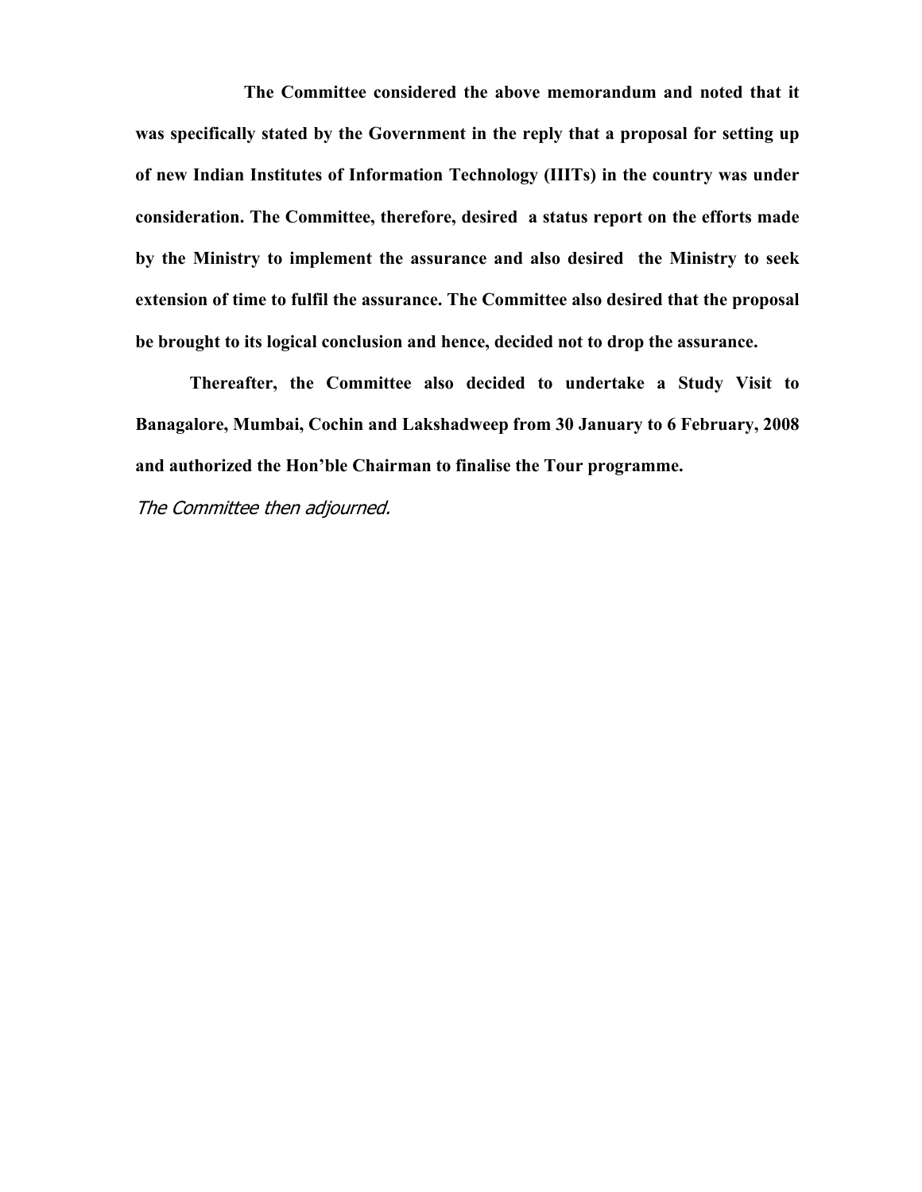**The Committee considered the above memorandum and noted that it was specifically stated by the Government in the reply that a proposal for setting up of new Indian Institutes of Information Technology (IIITs) in the country was under consideration. The Committee, therefore, desired a status report on the efforts made by the Ministry to implement the assurance and also desired the Ministry to seek extension of time to fulfil the assurance. The Committee also desired that the proposal be brought to its logical conclusion and hence, decided not to drop the assurance.**

**Thereafter, the Committee also decided to undertake a Study Visit to Banagalore, Mumbai, Cochin and Lakshadweep from 30 January to 6 February, 2008 and authorized the Hon'ble Chairman to finalise the Tour programme.**

*The Committee then adjourned.*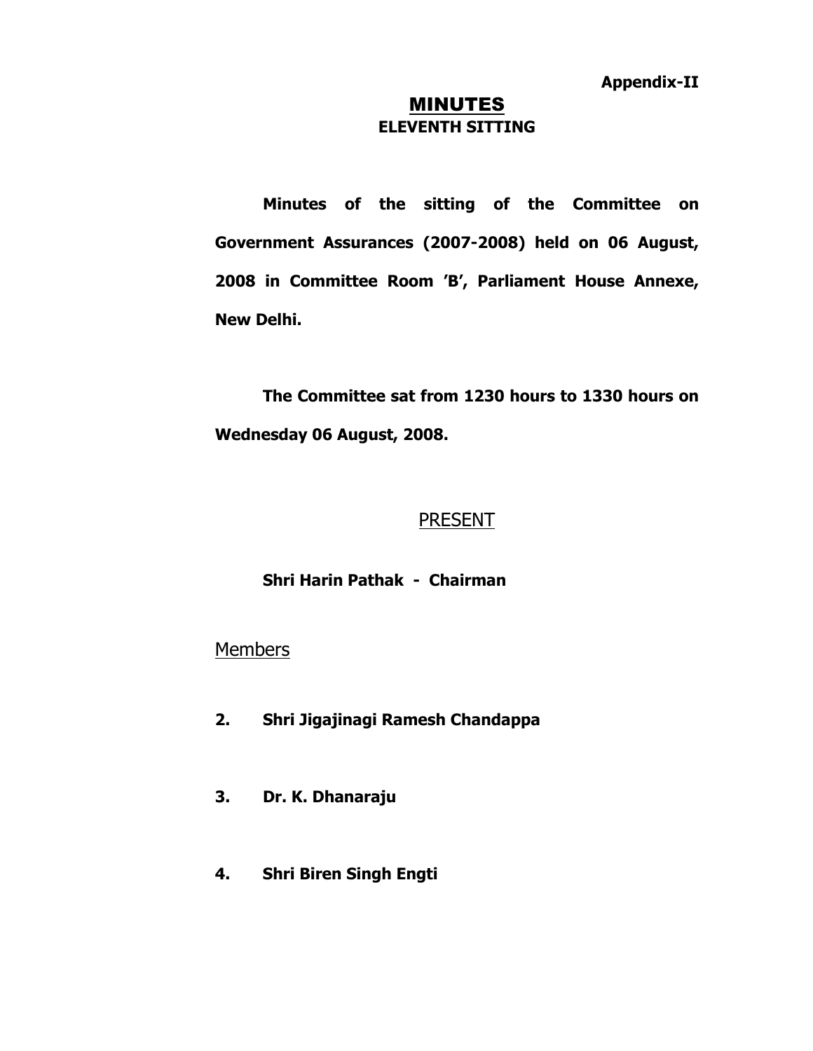**Appendix-II**

# MINUTES
## ELEVENTH SITTING

**Minutes of the sitting of the Committee on Government Assurances (2007-2008) held on 06 August, 2008 in Committee Room 'B', Parliament House Annexe, New Delhi.**

**The Committee sat from 1230 hours to 1330 hours on Wednesday 06 August, 2008.**

PRESENT

**Shri Harin Pathak - Chairman**

Members

2. **Shri Jigajinagi Ramesh Chandappa**
3. **Dr. K. Dhanaraju**
4. **Shri Biren Singh Engti**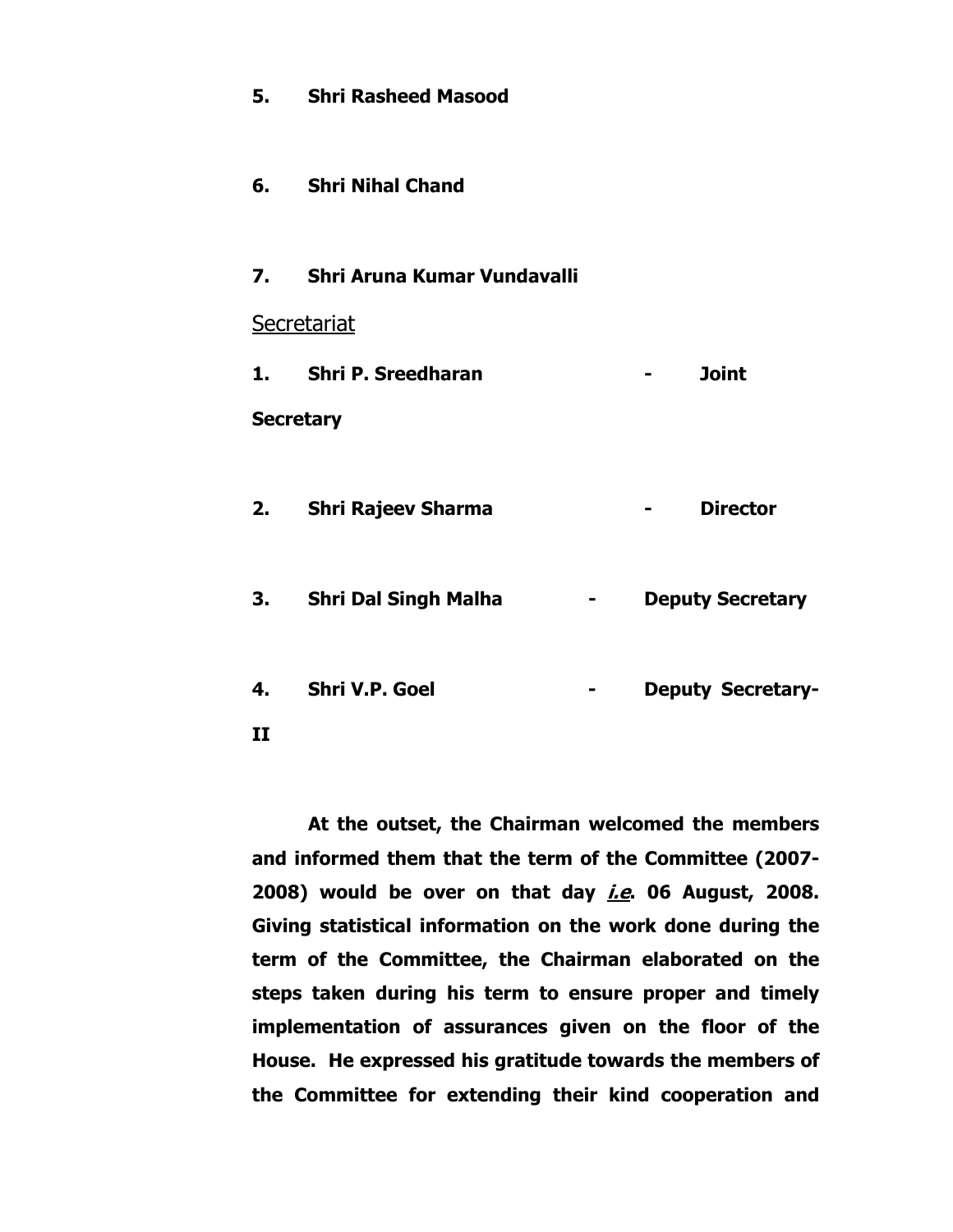**5. Shri Rasheed Masood**

**6. Shri Nihal Chand**

**7. Shri Aruna Kumar Vundavalli**

Secretariat

**1. Shri P. Sreedharan - Joint Secretary**

**2. Shri Rajeev Sharma - Director**

**3. Shri Dal Singh Malha - Deputy Secretary**

**4. Shri V.P. Goel - Deputy Secretary-II**

**At the outset, the Chairman welcomed the members and informed them that the term of the Committee (2007-2008) would be over on that day *i.e*. 06 August, 2008. Giving statistical information on the work done during the term of the Committee, the Chairman elaborated on the steps taken during his term to ensure proper and timely implementation of assurances given on the floor of the House. He expressed his gratitude towards the members of the Committee for extending their kind cooperation and**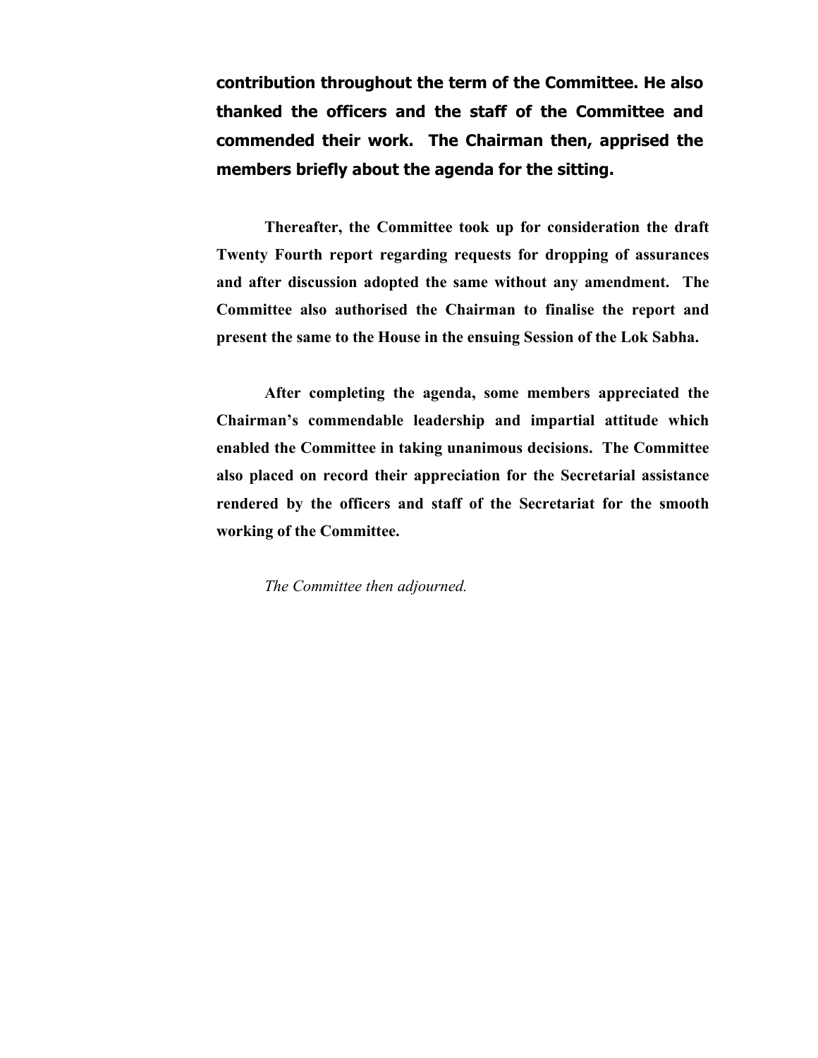**contribution throughout the term of the Committee. He also thanked the officers and the staff of the Committee and commended their work. The Chairman then, apprised the members briefly about the agenda for the sitting.**

**Thereafter, the Committee took up for consideration the draft Twenty Fourth report regarding requests for dropping of assurances and after discussion adopted the same without any amendment. The Committee also authorised the Chairman to finalise the report and present the same to the House in the ensuing Session of the Lok Sabha.**

**After completing the agenda, some members appreciated the Chairman's commendable leadership and impartial attitude which enabled the Committee in taking unanimous decisions. The Committee also placed on record their appreciation for the Secretarial assistance rendered by the officers and staff of the Secretariat for the smooth working of the Committee.**

*The Committee then adjourned.*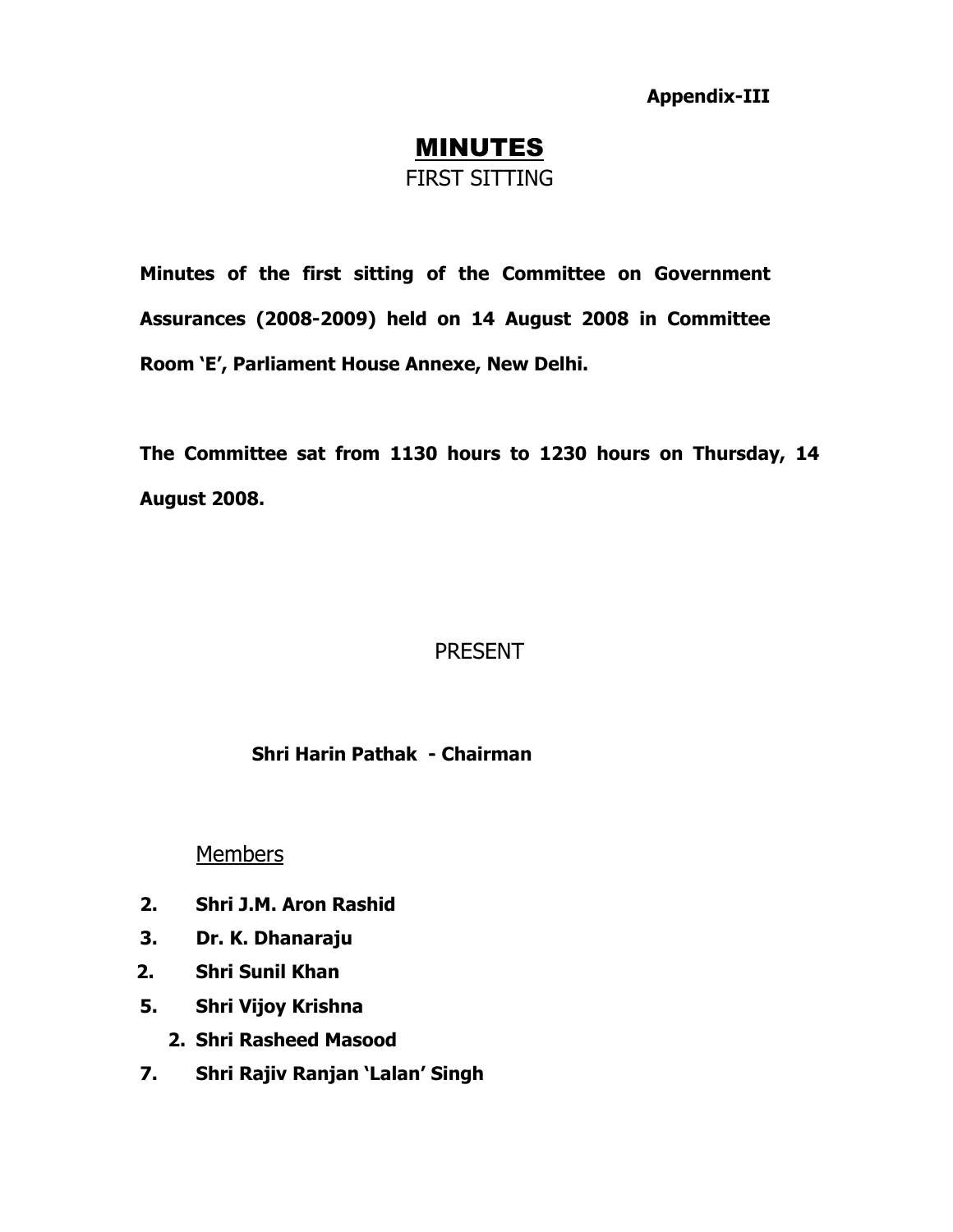**Appendix-III**

# MINUTES

FIRST SITTING

**Minutes of the first sitting of the Committee on Government Assurances (2008-2009) held on 14 August 2008 in Committee Room 'E', Parliament House Annexe, New Delhi.**

**The Committee sat from 1130 hours to 1230 hours on Thursday, 14 August 2008.**

PRESENT

**Shri Harin Pathak - Chairman**

Members

**2. Shri J.M. Aron Rashid**

**3. Dr. K. Dhanaraju**

**2. Shri Sunil Khan**

**5. Shri Vijoy Krishna**

**2. Shri Rasheed Masood**

**7. Shri Rajiv Ranjan 'Lalan' Singh**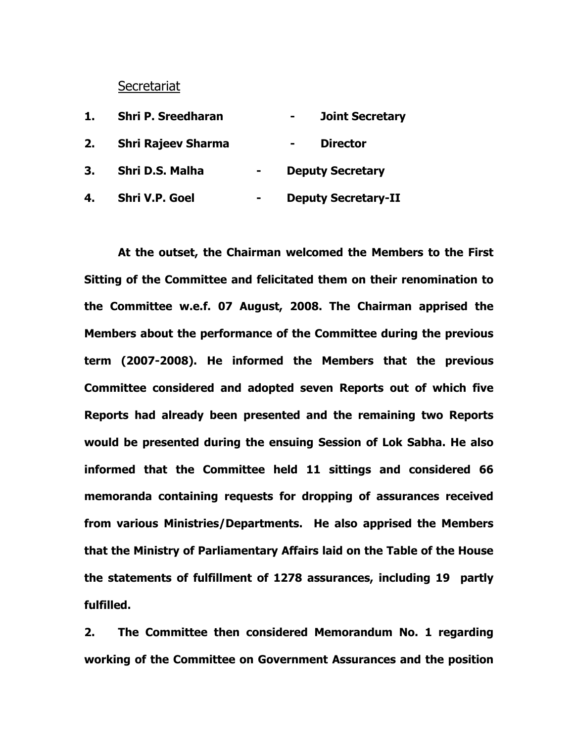Secretariat

| | | | |
|---|---|---|---|
| **1.** | **Shri P. Sreedharan** | **-** | **Joint Secretary** |
| **2.** | **Shri Rajeev Sharma** | **-** | **Director** |
| **3.** | **Shri D.S. Malha** | **-** | **Deputy Secretary** |
| **4.** | **Shri V.P. Goel** | **-** | **Deputy Secretary-II** |

**At the outset, the Chairman welcomed the Members to the First Sitting of the Committee and felicitated them on their renomination to the Committee w.e.f. 07 August, 2008. The Chairman apprised the Members about the performance of the Committee during the previous term (2007-2008). He informed the Members that the previous Committee considered and adopted seven Reports out of which five Reports had already been presented and the remaining two Reports would be presented during the ensuing Session of Lok Sabha. He also informed that the Committee held 11 sittings and considered 66 memoranda containing requests for dropping of assurances received from various Ministries/Departments. He also apprised the Members that the Ministry of Parliamentary Affairs laid on the Table of the House the statements of fulfillment of 1278 assurances, including 19 partly fulfilled.**

**2. The Committee then considered Memorandum No. 1 regarding working of the Committee on Government Assurances and the position**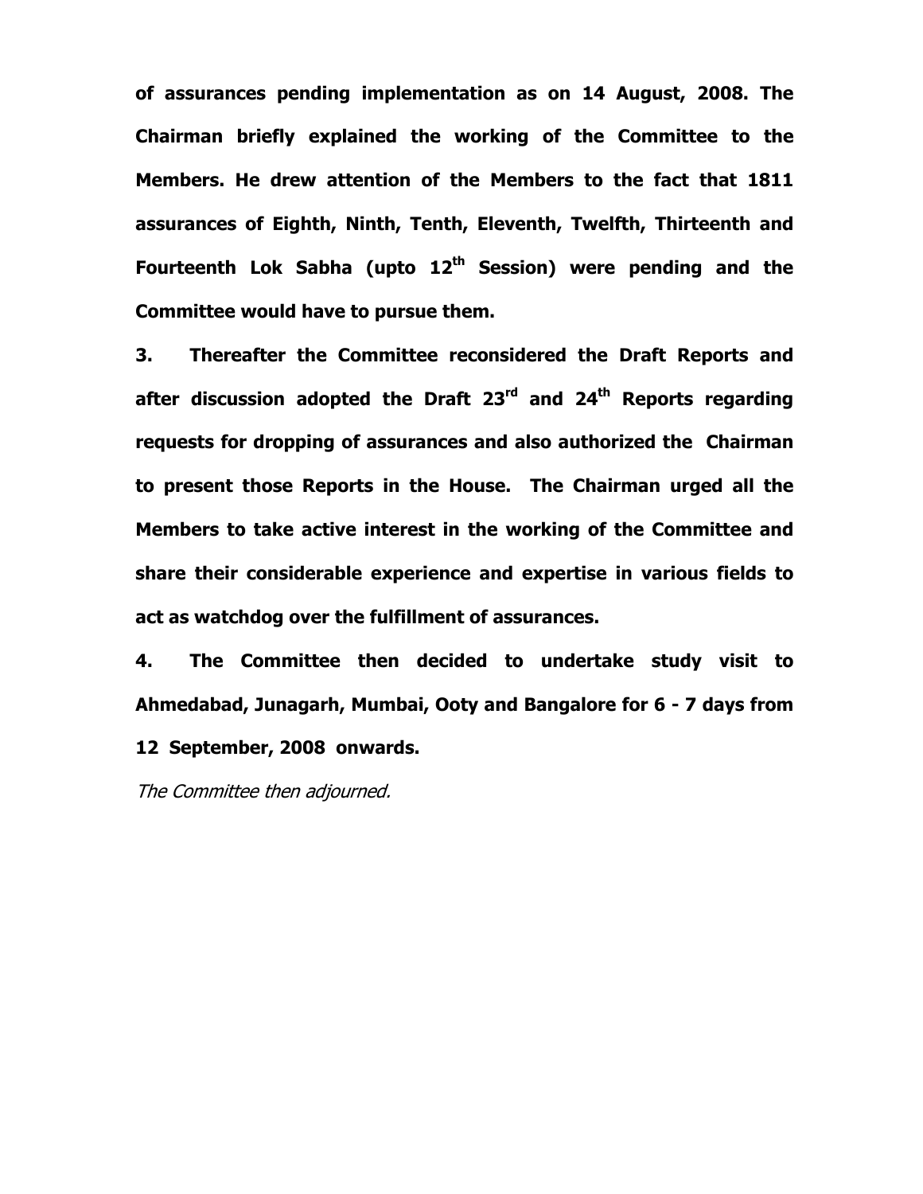**of assurances pending implementation as on 14 August, 2008. The Chairman briefly explained the working of the Committee to the Members. He drew attention of the Members to the fact that 1811 assurances of Eighth, Ninth, Tenth, Eleventh, Twelfth, Thirteenth and Fourteenth Lok Sabha (upto 12th Session) were pending and the Committee would have to pursue them.**

**3. Thereafter the Committee reconsidered the Draft Reports and after discussion adopted the Draft 23rd and 24th Reports regarding requests for dropping of assurances and also authorized the Chairman to present those Reports in the House. The Chairman urged all the Members to take active interest in the working of the Committee and share their considerable experience and expertise in various fields to act as watchdog over the fulfillment of assurances.**

**4. The Committee then decided to undertake study visit to Ahmedabad, Junagarh, Mumbai, Ooty and Bangalore for 6 - 7 days from 12 September, 2008 onwards.**

*The Committee then adjourned.*